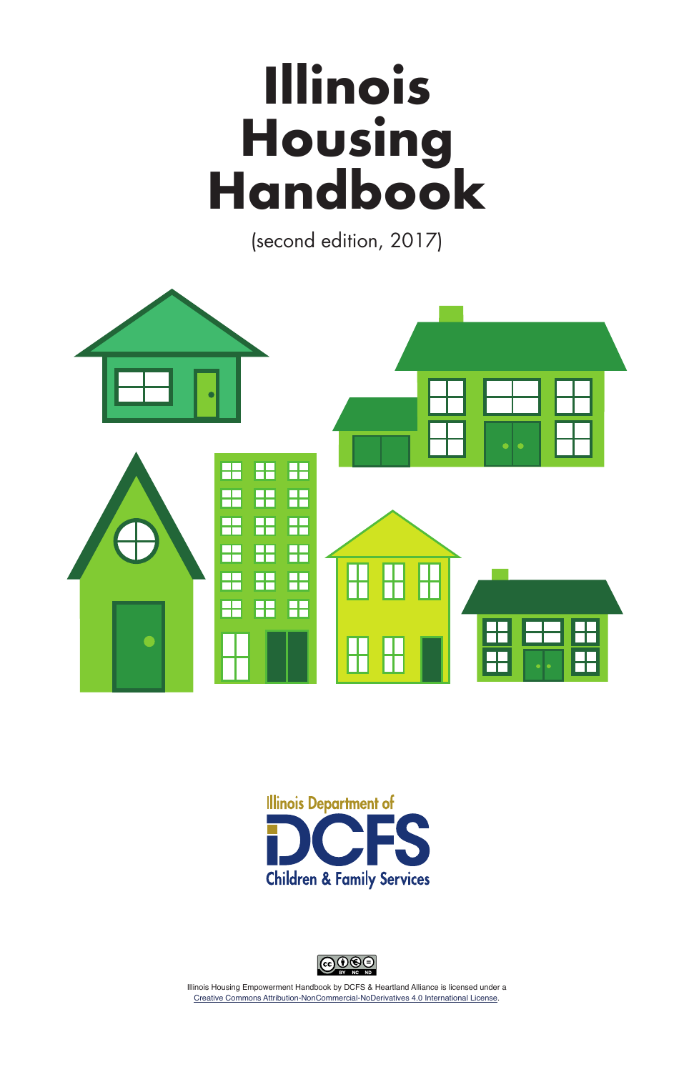# Illinois Housing Handbook

(second edition, 2017)

Illinois Department of DCFS Children & Family Services

Illinois Housing Empowerment Handbook by DCFS & Heartland Alliance is licensed under a Creative Commons Attribution-NonCommercial-NoDerivatives 4.0 International License.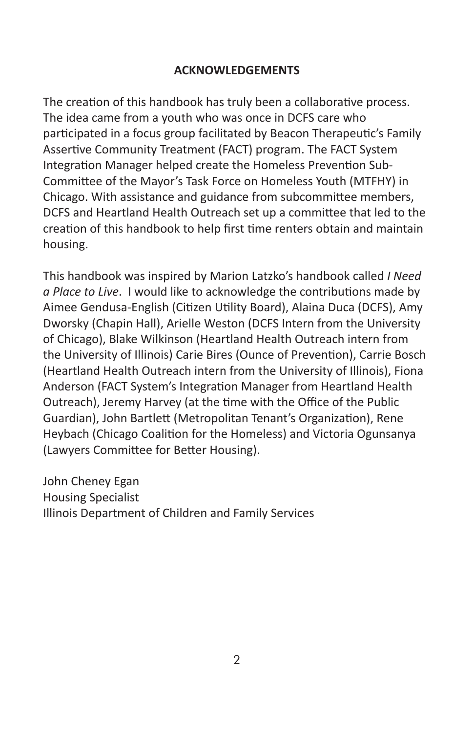## ACKNOWLEDGEMENTS

The creation of this handbook has truly been a collaborative process. The idea came from a youth who was once in DCFS care who participated in a focus group facilitated by Beacon Therapeutic's Family Assertive Community Treatment (FACT) program. The FACT System Integration Manager helped create the Homeless Prevention Sub-Committee of the Mayor's Task Force on Homeless Youth (MTFHY) in Chicago. With assistance and guidance from subcommittee members, DCFS and Heartland Health Outreach set up a committee that led to the creation of this handbook to help first time renters obtain and maintain housing.

This handbook was inspired by Marion Latzko's handbook called *I Need a Place to Live*. I would like to acknowledge the contributions made by Aimee Gendusa-English (Citizen Utility Board), Alaina Duca (DCFS), Amy Dworsky (Chapin Hall), Arielle Weston (DCFS Intern from the University of Chicago), Blake Wilkinson (Heartland Health Outreach intern from the University of Illinois) Carie Bires (Ounce of Prevention), Carrie Bosch (Heartland Health Outreach intern from the University of Illinois), Fiona Anderson (FACT System's Integration Manager from Heartland Health Outreach), Jeremy Harvey (at the time with the Office of the Public Guardian), John Bartlett (Metropolitan Tenant's Organization), Rene Heybach (Chicago Coalition for the Homeless) and Victoria Ogunsanya (Lawyers Committee for Better Housing).

John Cheney Egan
Housing Specialist
Illinois Department of Children and Family Services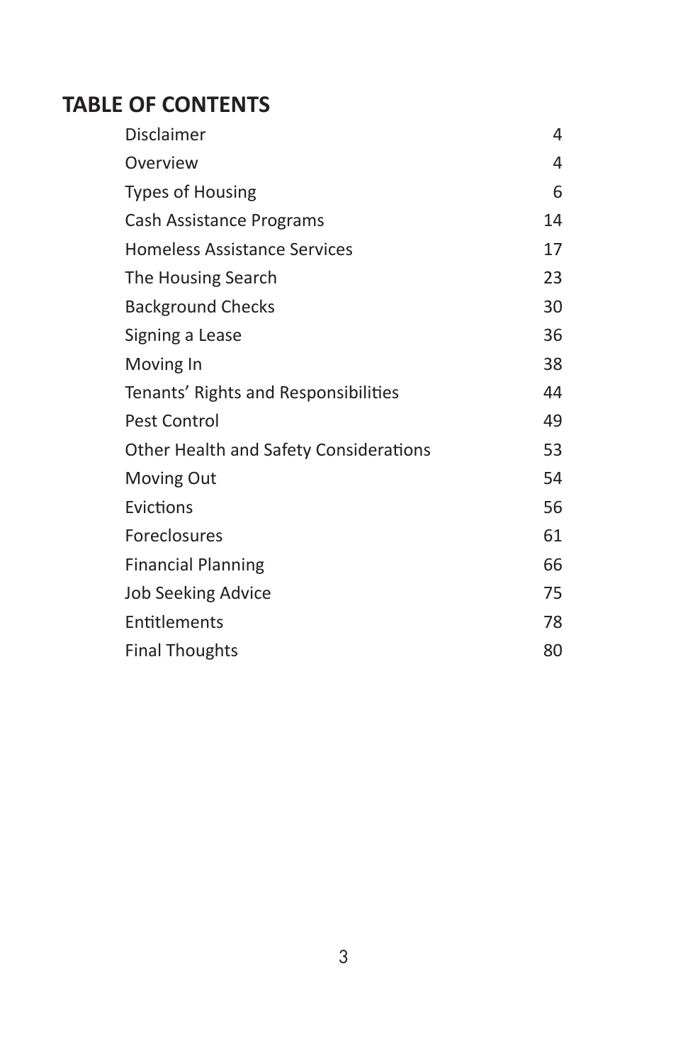## TABLE OF CONTENTS

| | |
|---|---|
| Disclaimer | 4 |
| Overview | 4 |
| Types of Housing | 6 |
| Cash Assistance Programs | 14 |
| Homeless Assistance Services | 17 |
| The Housing Search | 23 |
| Background Checks | 30 |
| Signing a Lease | 36 |
| Moving In | 38 |
| Tenants' Rights and Responsibilities | 44 |
| Pest Control | 49 |
| Other Health and Safety Considerations | 53 |
| Moving Out | 54 |
| Evictions | 56 |
| Foreclosures | 61 |
| Financial Planning | 66 |
| Job Seeking Advice | 75 |
| Entitlements | 78 |
| Final Thoughts | 80 |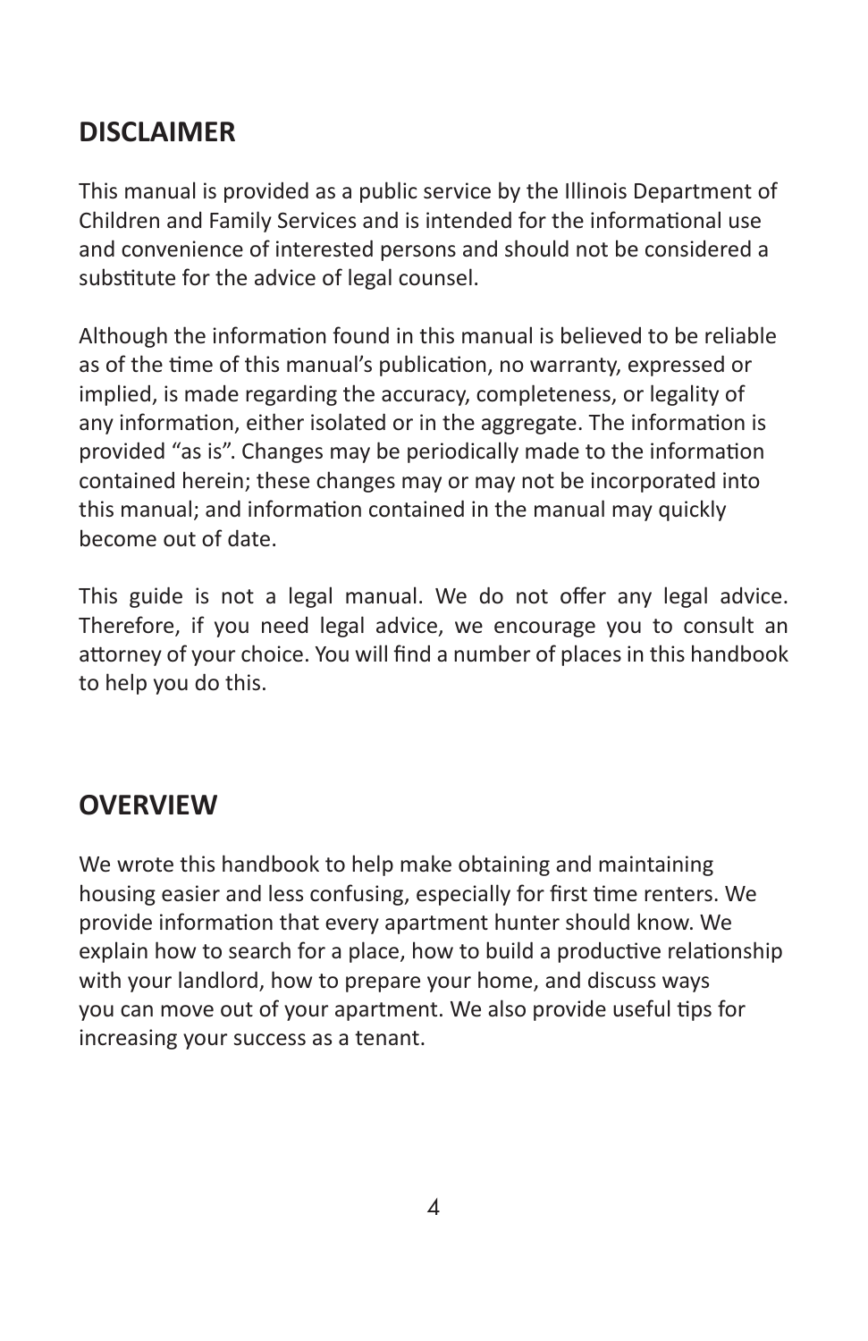## DISCLAIMER

This manual is provided as a public service by the Illinois Department of Children and Family Services and is intended for the informational use and convenience of interested persons and should not be considered a substitute for the advice of legal counsel.

Although the information found in this manual is believed to be reliable as of the time of this manual's publication, no warranty, expressed or implied, is made regarding the accuracy, completeness, or legality of any information, either isolated or in the aggregate. The information is provided "as is". Changes may be periodically made to the information contained herein; these changes may or may not be incorporated into this manual; and information contained in the manual may quickly become out of date.

This guide is not a legal manual. We do not offer any legal advice. Therefore, if you need legal advice, we encourage you to consult an attorney of your choice. You will find a number of places in this handbook to help you do this.

## OVERVIEW

We wrote this handbook to help make obtaining and maintaining housing easier and less confusing, especially for first time renters. We provide information that every apartment hunter should know. We explain how to search for a place, how to build a productive relationship with your landlord, how to prepare your home, and discuss ways you can move out of your apartment. We also provide useful tips for increasing your success as a tenant.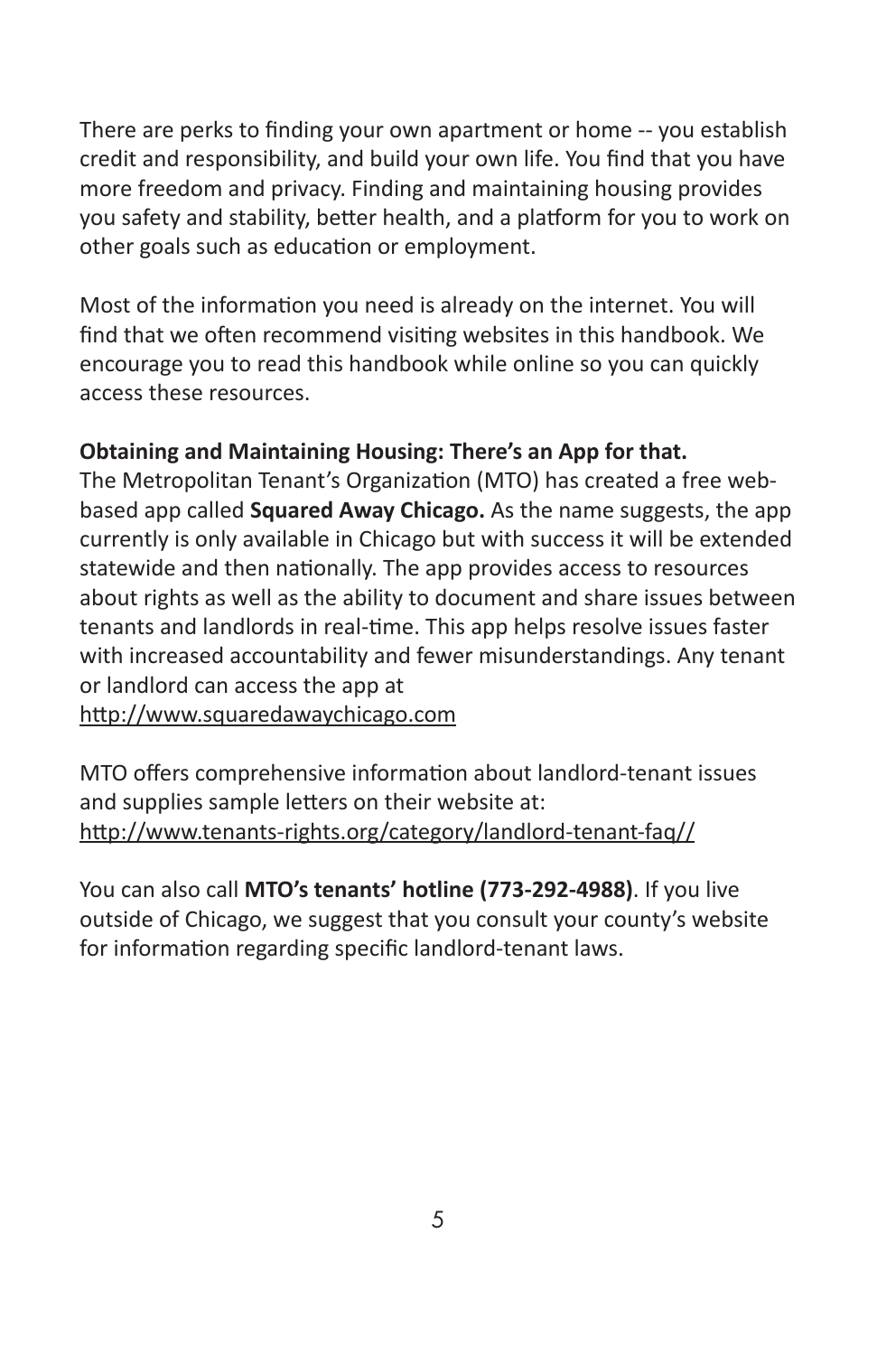There are perks to finding your own apartment or home -- you establish credit and responsibility, and build your own life. You find that you have more freedom and privacy. Finding and maintaining housing provides you safety and stability, better health, and a platform for you to work on other goals such as education or employment.

Most of the information you need is already on the internet. You will find that we often recommend visiting websites in this handbook. We encourage you to read this handbook while online so you can quickly access these resources.

**Obtaining and Maintaining Housing: There's an App for that.**

The Metropolitan Tenant's Organization (MTO) has created a free web-based app called **Squared Away Chicago.** As the name suggests, the app currently is only available in Chicago but with success it will be extended statewide and then nationally. The app provides access to resources about rights as well as the ability to document and share issues between tenants and landlords in real-time. This app helps resolve issues faster with increased accountability and fewer misunderstandings. Any tenant or landlord can access the app at http://www.squaredawaychicago.com

MTO offers comprehensive information about landlord-tenant issues and supplies sample letters on their website at: http://www.tenants-rights.org/category/landlord-tenant-faq//

You can also call **MTO's tenants' hotline (773-292-4988)**. If you live outside of Chicago, we suggest that you consult your county's website for information regarding specific landlord-tenant laws.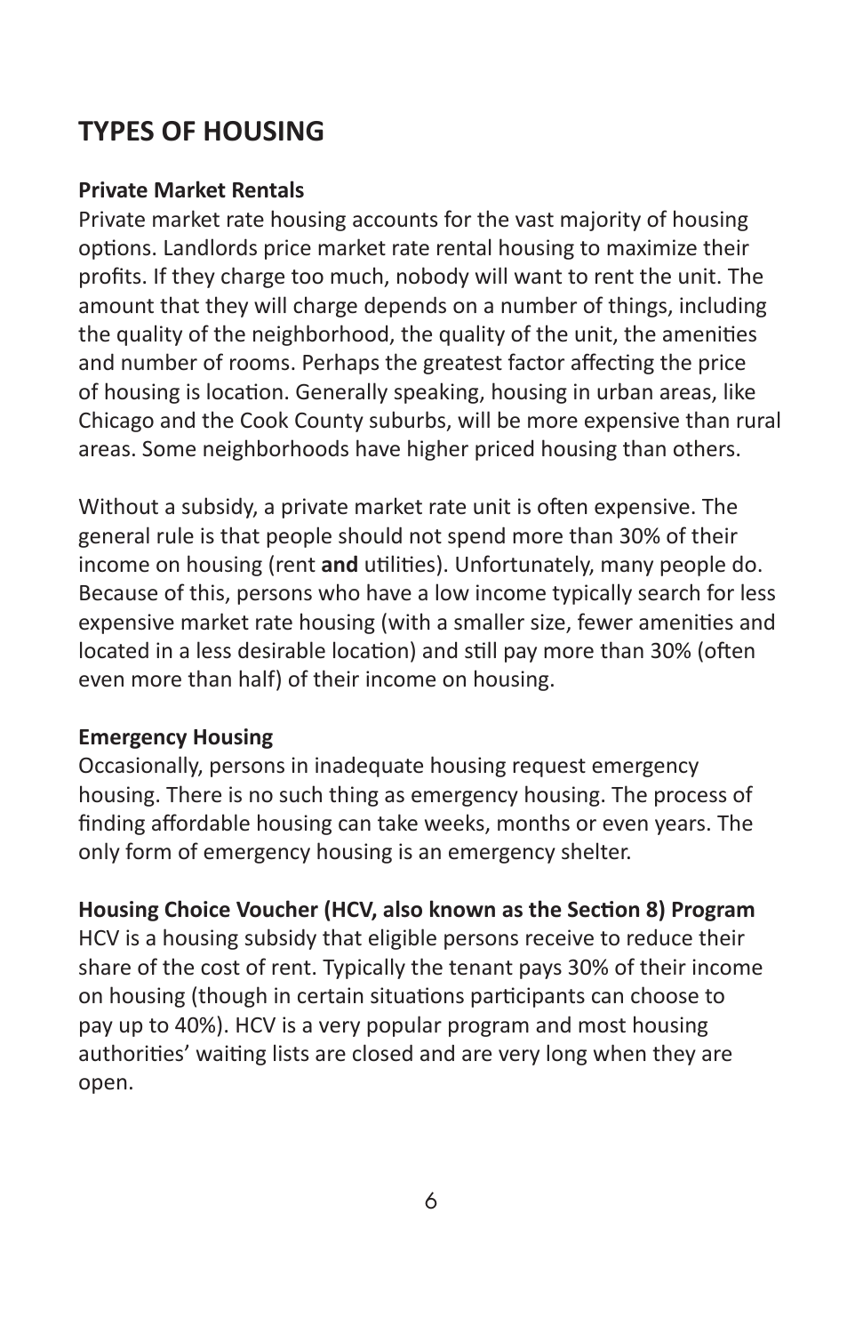## TYPES OF HOUSING

### Private Market Rentals

Private market rate housing accounts for the vast majority of housing options. Landlords price market rate rental housing to maximize their profits. If they charge too much, nobody will want to rent the unit. The amount that they will charge depends on a number of things, including the quality of the neighborhood, the quality of the unit, the amenities and number of rooms. Perhaps the greatest factor affecting the price of housing is location. Generally speaking, housing in urban areas, like Chicago and the Cook County suburbs, will be more expensive than rural areas. Some neighborhoods have higher priced housing than others.

Without a subsidy, a private market rate unit is often expensive. The general rule is that people should not spend more than 30% of their income on housing (rent **and** utilities). Unfortunately, many people do. Because of this, persons who have a low income typically search for less expensive market rate housing (with a smaller size, fewer amenities and located in a less desirable location) and still pay more than 30% (often even more than half) of their income on housing.

### Emergency Housing

Occasionally, persons in inadequate housing request emergency housing. There is no such thing as emergency housing. The process of finding affordable housing can take weeks, months or even years. The only form of emergency housing is an emergency shelter.

### Housing Choice Voucher (HCV, also known as the Section 8) Program

HCV is a housing subsidy that eligible persons receive to reduce their share of the cost of rent. Typically the tenant pays 30% of their income on housing (though in certain situations participants can choose to pay up to 40%). HCV is a very popular program and most housing authorities' waiting lists are closed and are very long when they are open.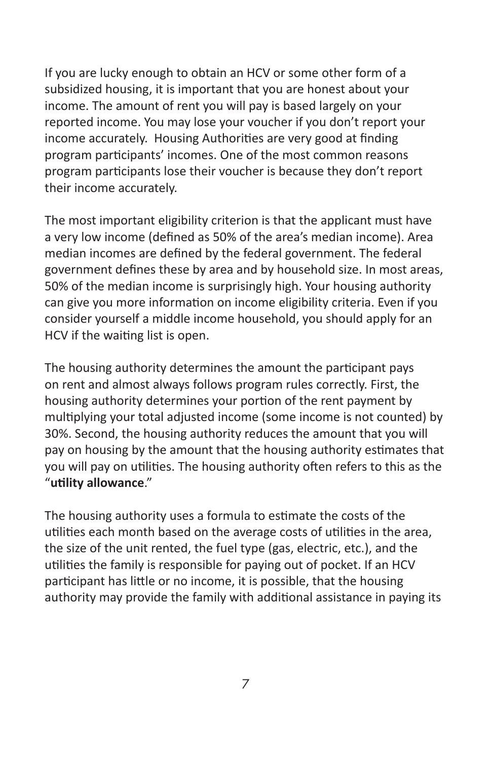If you are lucky enough to obtain an HCV or some other form of a subsidized housing, it is important that you are honest about your income. The amount of rent you will pay is based largely on your reported income. You may lose your voucher if you don't report your income accurately. Housing Authorities are very good at finding program participants' incomes. One of the most common reasons program participants lose their voucher is because they don't report their income accurately.

The most important eligibility criterion is that the applicant must have a very low income (defined as 50% of the area's median income). Area median incomes are defined by the federal government. The federal government defines these by area and by household size. In most areas, 50% of the median income is surprisingly high. Your housing authority can give you more information on income eligibility criteria. Even if you consider yourself a middle income household, you should apply for an HCV if the waiting list is open.

The housing authority determines the amount the participant pays on rent and almost always follows program rules correctly. First, the housing authority determines your portion of the rent payment by multiplying your total adjusted income (some income is not counted) by 30%. Second, the housing authority reduces the amount that you will pay on housing by the amount that the housing authority estimates that you will pay on utilities. The housing authority often refers to this as the "**utility allowance**."

The housing authority uses a formula to estimate the costs of the utilities each month based on the average costs of utilities in the area, the size of the unit rented, the fuel type (gas, electric, etc.), and the utilities the family is responsible for paying out of pocket. If an HCV participant has little or no income, it is possible, that the housing authority may provide the family with additional assistance in paying its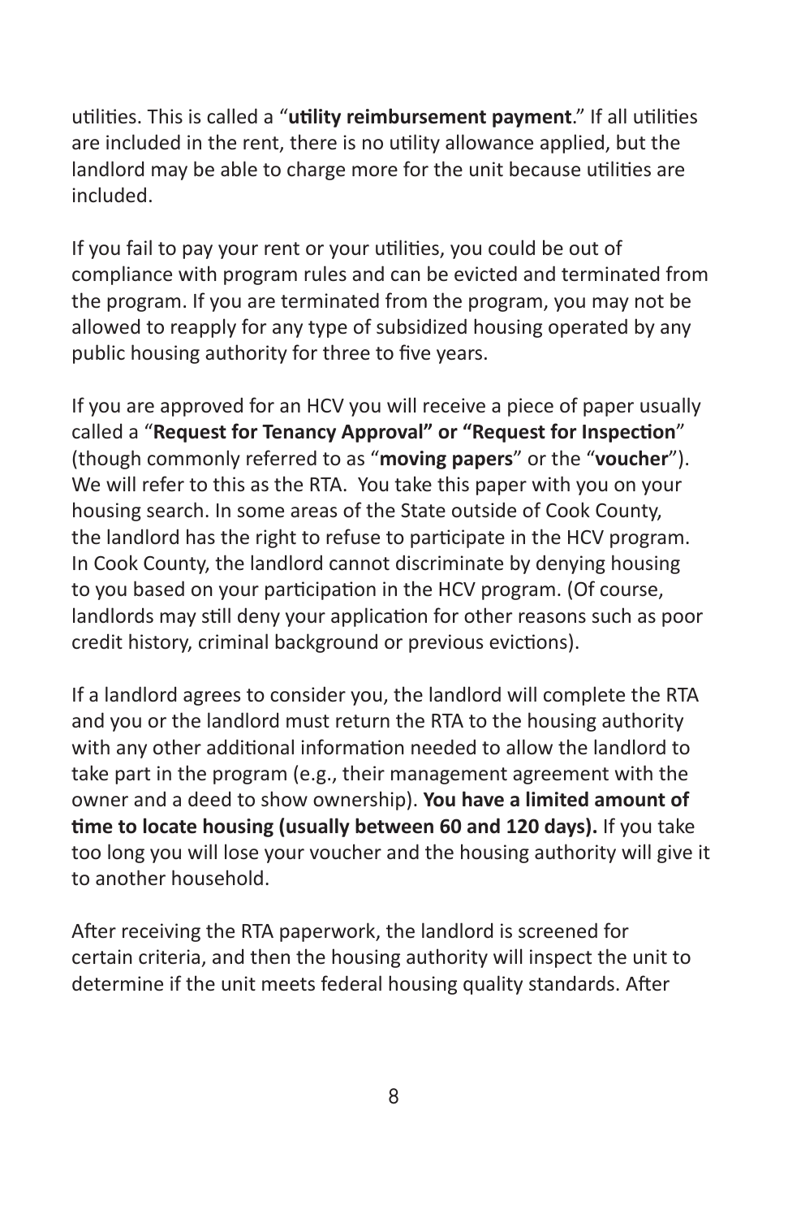utilities. This is called a "**utility reimbursement payment**." If all utilities are included in the rent, there is no utility allowance applied, but the landlord may be able to charge more for the unit because utilities are included.

If you fail to pay your rent or your utilities, you could be out of compliance with program rules and can be evicted and terminated from the program. If you are terminated from the program, you may not be allowed to reapply for any type of subsidized housing operated by any public housing authority for three to five years.

If you are approved for an HCV you will receive a piece of paper usually called a "**Request for Tenancy Approval" or "Request for Inspection**" (though commonly referred to as "**moving papers**" or the "**voucher**"). We will refer to this as the RTA. You take this paper with you on your housing search. In some areas of the State outside of Cook County, the landlord has the right to refuse to participate in the HCV program. In Cook County, the landlord cannot discriminate by denying housing to you based on your participation in the HCV program. (Of course, landlords may still deny your application for other reasons such as poor credit history, criminal background or previous evictions).

If a landlord agrees to consider you, the landlord will complete the RTA and you or the landlord must return the RTA to the housing authority with any other additional information needed to allow the landlord to take part in the program (e.g., their management agreement with the owner and a deed to show ownership). **You have a limited amount of time to locate housing (usually between 60 and 120 days).** If you take too long you will lose your voucher and the housing authority will give it to another household.

After receiving the RTA paperwork, the landlord is screened for certain criteria, and then the housing authority will inspect the unit to determine if the unit meets federal housing quality standards. After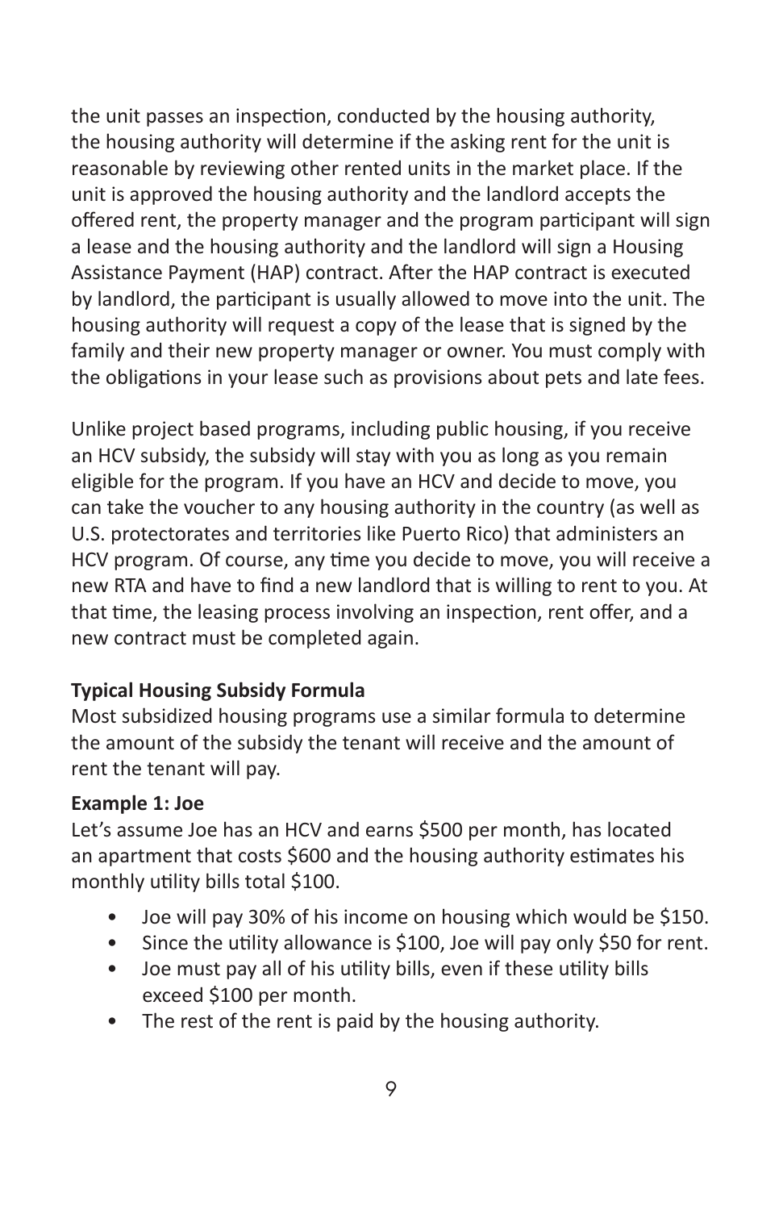the unit passes an inspection, conducted by the housing authority, the housing authority will determine if the asking rent for the unit is reasonable by reviewing other rented units in the market place. If the unit is approved the housing authority and the landlord accepts the offered rent, the property manager and the program participant will sign a lease and the housing authority and the landlord will sign a Housing Assistance Payment (HAP) contract. After the HAP contract is executed by landlord, the participant is usually allowed to move into the unit. The housing authority will request a copy of the lease that is signed by the family and their new property manager or owner. You must comply with the obligations in your lease such as provisions about pets and late fees.

Unlike project based programs, including public housing, if you receive an HCV subsidy, the subsidy will stay with you as long as you remain eligible for the program. If you have an HCV and decide to move, you can take the voucher to any housing authority in the country (as well as U.S. protectorates and territories like Puerto Rico) that administers an HCV program. Of course, any time you decide to move, you will receive a new RTA and have to find a new landlord that is willing to rent to you. At that time, the leasing process involving an inspection, rent offer, and a new contract must be completed again.

**Typical Housing Subsidy Formula**

Most subsidized housing programs use a similar formula to determine the amount of the subsidy the tenant will receive and the amount of rent the tenant will pay.

**Example 1: Joe**

Let's assume Joe has an HCV and earns $500 per month, has located an apartment that costs $600 and the housing authority estimates his monthly utility bills total $100.

- Joe will pay 30% of his income on housing which would be $150.
- Since the utility allowance is $100, Joe will pay only $50 for rent.
- Joe must pay all of his utility bills, even if these utility bills exceed $100 per month.
- The rest of the rent is paid by the housing authority.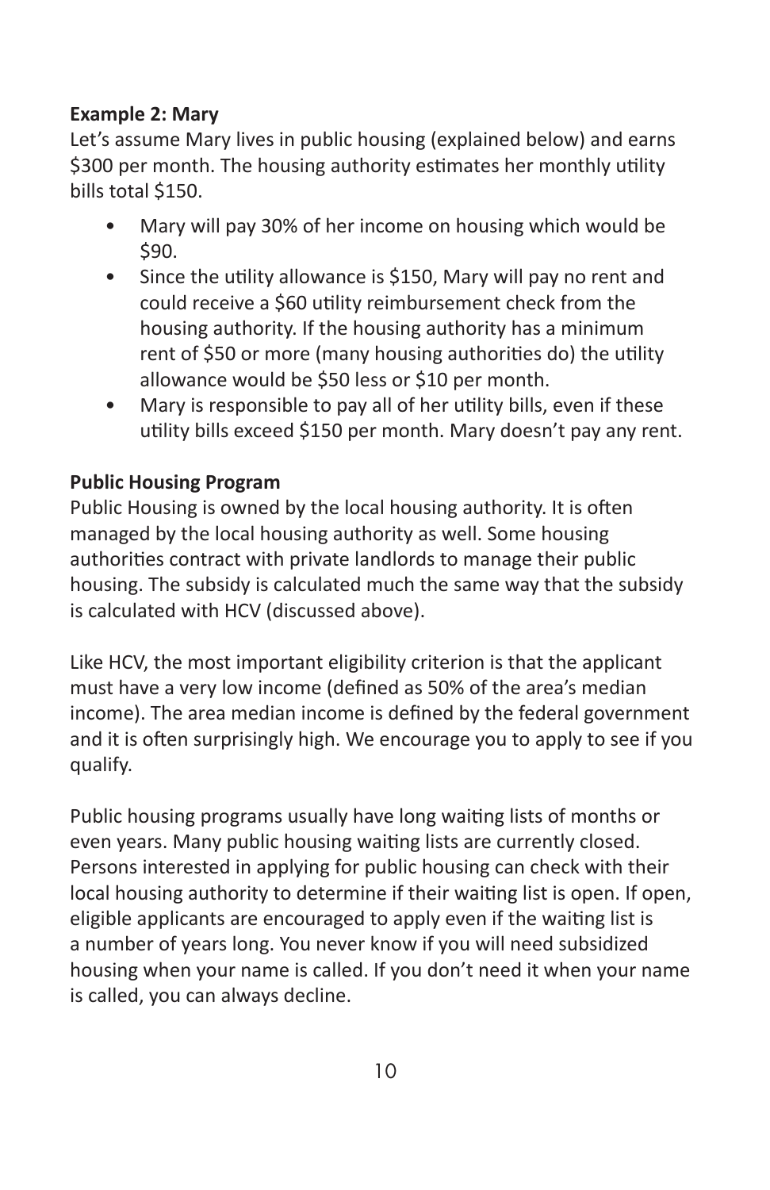**Example 2: Mary**

Let's assume Mary lives in public housing (explained below) and earns $300 per month. The housing authority estimates her monthly utility bills total $150.

- Mary will pay 30% of her income on housing which would be $90.
- Since the utility allowance is $150, Mary will pay no rent and could receive a $60 utility reimbursement check from the housing authority. If the housing authority has a minimum rent of $50 or more (many housing authorities do) the utility allowance would be $50 less or $10 per month.
- Mary is responsible to pay all of her utility bills, even if these utility bills exceed $150 per month. Mary doesn't pay any rent.

**Public Housing Program**

Public Housing is owned by the local housing authority. It is often managed by the local housing authority as well. Some housing authorities contract with private landlords to manage their public housing. The subsidy is calculated much the same way that the subsidy is calculated with HCV (discussed above).

Like HCV, the most important eligibility criterion is that the applicant must have a very low income (defined as 50% of the area's median income). The area median income is defined by the federal government and it is often surprisingly high. We encourage you to apply to see if you qualify.

Public housing programs usually have long waiting lists of months or even years. Many public housing waiting lists are currently closed. Persons interested in applying for public housing can check with their local housing authority to determine if their waiting list is open. If open, eligible applicants are encouraged to apply even if the waiting list is a number of years long. You never know if you will need subsidized housing when your name is called. If you don't need it when your name is called, you can always decline.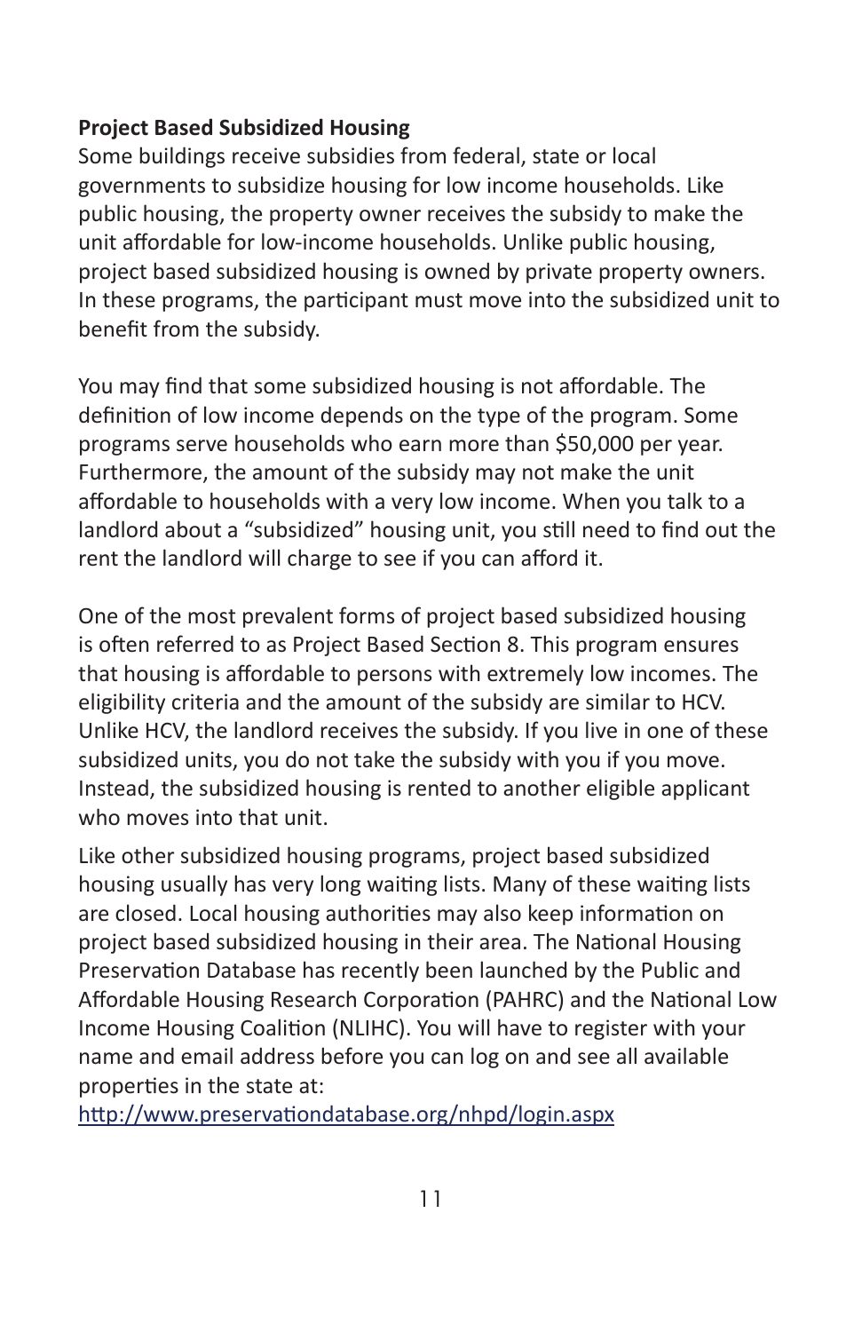**Project Based Subsidized Housing**

Some buildings receive subsidies from federal, state or local governments to subsidize housing for low income households. Like public housing, the property owner receives the subsidy to make the unit affordable for low-income households. Unlike public housing, project based subsidized housing is owned by private property owners. In these programs, the participant must move into the subsidized unit to benefit from the subsidy.

You may find that some subsidized housing is not affordable. The definition of low income depends on the type of the program. Some programs serve households who earn more than $50,000 per year. Furthermore, the amount of the subsidy may not make the unit affordable to households with a very low income. When you talk to a landlord about a "subsidized" housing unit, you still need to find out the rent the landlord will charge to see if you can afford it.

One of the most prevalent forms of project based subsidized housing is often referred to as Project Based Section 8. This program ensures that housing is affordable to persons with extremely low incomes. The eligibility criteria and the amount of the subsidy are similar to HCV. Unlike HCV, the landlord receives the subsidy. If you live in one of these subsidized units, you do not take the subsidy with you if you move. Instead, the subsidized housing is rented to another eligible applicant who moves into that unit.

Like other subsidized housing programs, project based subsidized housing usually has very long waiting lists. Many of these waiting lists are closed. Local housing authorities may also keep information on project based subsidized housing in their area. The National Housing Preservation Database has recently been launched by the Public and Affordable Housing Research Corporation (PAHRC) and the National Low Income Housing Coalition (NLIHC). You will have to register with your name and email address before you can log on and see all available properties in the state at:
http://www.preservationdatabase.org/nhpd/login.aspx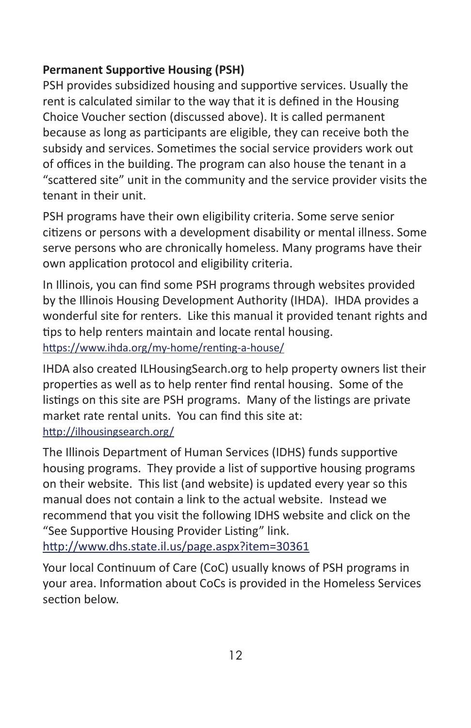**Permanent Supportive Housing (PSH)**

PSH provides subsidized housing and supportive services. Usually the rent is calculated similar to the way that it is defined in the Housing Choice Voucher section (discussed above). It is called permanent because as long as participants are eligible, they can receive both the subsidy and services. Sometimes the social service providers work out of offices in the building. The program can also house the tenant in a "scattered site" unit in the community and the service provider visits the tenant in their unit.

PSH programs have their own eligibility criteria. Some serve senior citizens or persons with a development disability or mental illness. Some serve persons who are chronically homeless. Many programs have their own application protocol and eligibility criteria.

In Illinois, you can find some PSH programs through websites provided by the Illinois Housing Development Authority (IHDA). IHDA provides a wonderful site for renters. Like this manual it provided tenant rights and tips to help renters maintain and locate rental housing. https://www.ihda.org/my-home/renting-a-house/

IHDA also created ILHousingSearch.org to help property owners list their properties as well as to help renter find rental housing. Some of the listings on this site are PSH programs. Many of the listings are private market rate rental units. You can find this site at: http://ilhousingsearch.org/

The Illinois Department of Human Services (IDHS) funds supportive housing programs. They provide a list of supportive housing programs on their website. This list (and website) is updated every year so this manual does not contain a link to the actual website. Instead we recommend that you visit the following IDHS website and click on the "See Supportive Housing Provider Listing" link. http://www.dhs.state.il.us/page.aspx?item=30361

Your local Continuum of Care (CoC) usually knows of PSH programs in your area. Information about CoCs is provided in the Homeless Services section below.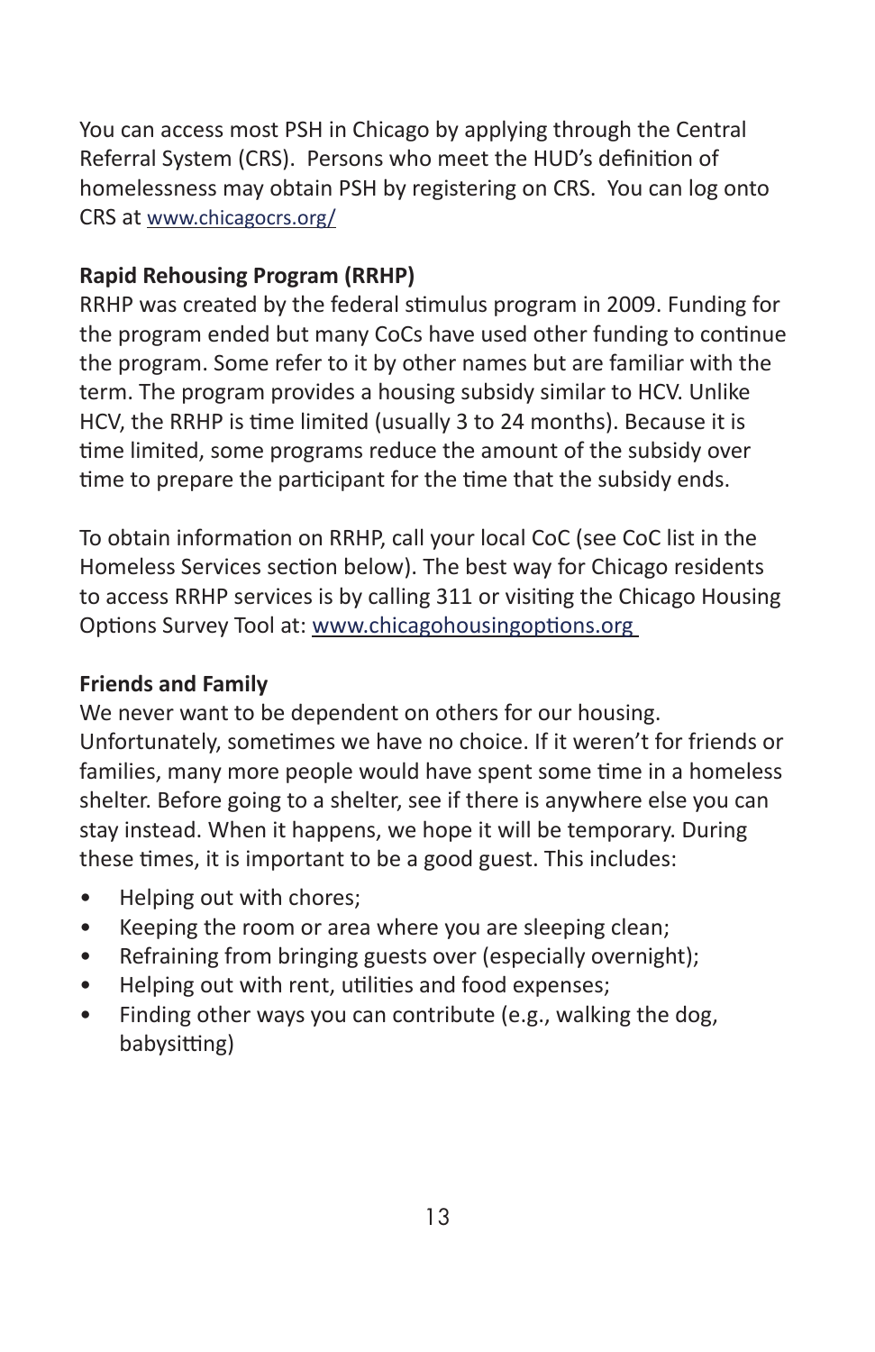You can access most PSH in Chicago by applying through the Central Referral System (CRS). Persons who meet the HUD's definition of homelessness may obtain PSH by registering on CRS. You can log onto CRS at www.chicagocrs.org/

**Rapid Rehousing Program (RRHP)**

RRHP was created by the federal stimulus program in 2009. Funding for the program ended but many CoCs have used other funding to continue the program. Some refer to it by other names but are familiar with the term. The program provides a housing subsidy similar to HCV. Unlike HCV, the RRHP is time limited (usually 3 to 24 months). Because it is time limited, some programs reduce the amount of the subsidy over time to prepare the participant for the time that the subsidy ends.

To obtain information on RRHP, call your local CoC (see CoC list in the Homeless Services section below). The best way for Chicago residents to access RRHP services is by calling 311 or visiting the Chicago Housing Options Survey Tool at: www.chicagohousingoptions.org

**Friends and Family**

We never want to be dependent on others for our housing. Unfortunately, sometimes we have no choice. If it weren't for friends or families, many more people would have spent some time in a homeless shelter. Before going to a shelter, see if there is anywhere else you can stay instead. When it happens, we hope it will be temporary. During these times, it is important to be a good guest. This includes:

- Helping out with chores;
- Keeping the room or area where you are sleeping clean;
- Refraining from bringing guests over (especially overnight);
- Helping out with rent, utilities and food expenses;
- Finding other ways you can contribute (e.g., walking the dog, babysitting)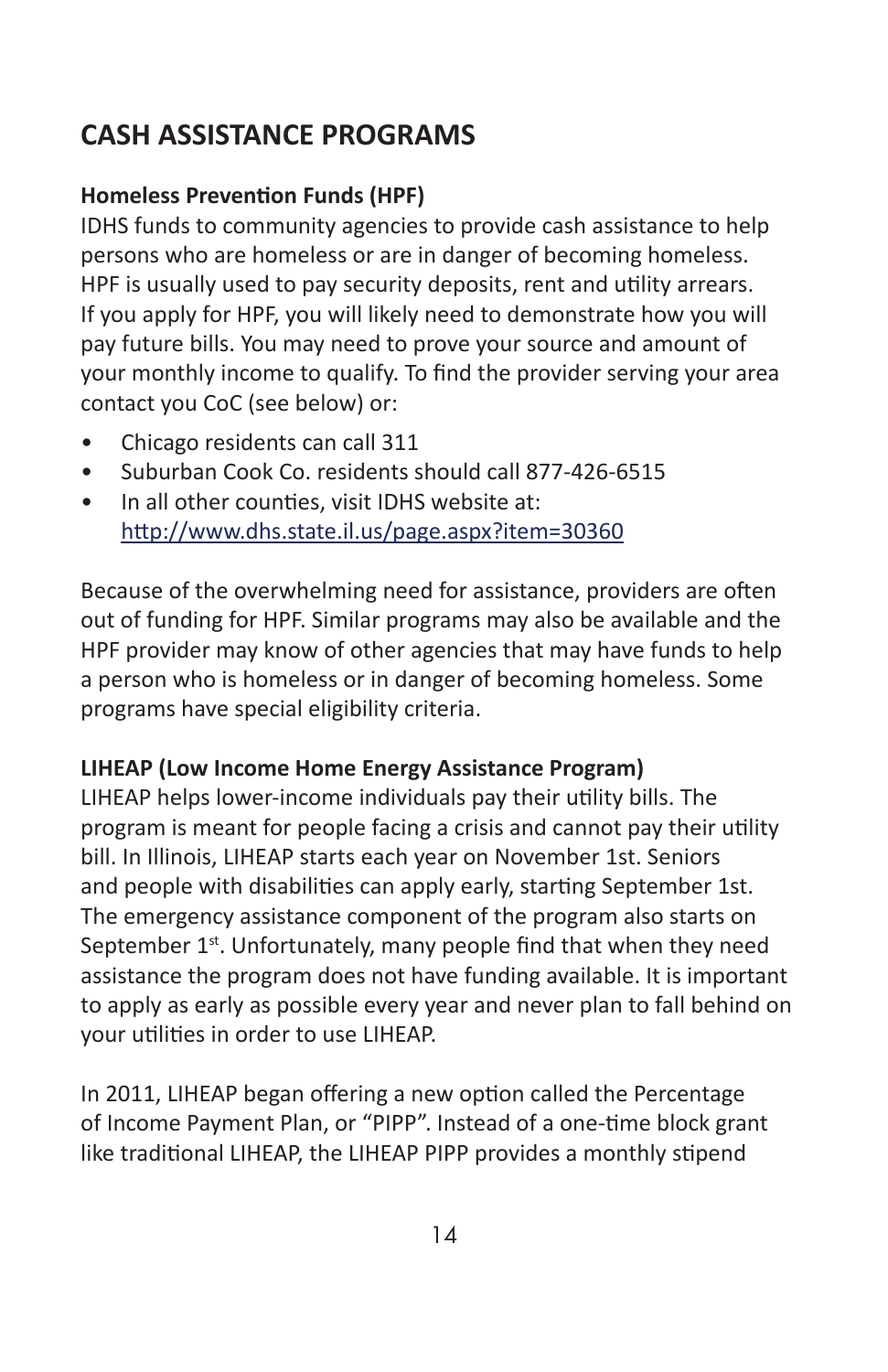## CASH ASSISTANCE PROGRAMS

**Homeless Prevention Funds (HPF)**
IDHS funds to community agencies to provide cash assistance to help persons who are homeless or are in danger of becoming homeless. HPF is usually used to pay security deposits, rent and utility arrears. If you apply for HPF, you will likely need to demonstrate how you will pay future bills. You may need to prove your source and amount of your monthly income to qualify. To find the provider serving your area contact you CoC (see below) or:

- Chicago residents can call 311
- Suburban Cook Co. residents should call 877-426-6515
- In all other counties, visit IDHS website at: http://www.dhs.state.il.us/page.aspx?item=30360

Because of the overwhelming need for assistance, providers are often out of funding for HPF. Similar programs may also be available and the HPF provider may know of other agencies that may have funds to help a person who is homeless or in danger of becoming homeless. Some programs have special eligibility criteria.

**LIHEAP (Low Income Home Energy Assistance Program)**
LIHEAP helps lower-income individuals pay their utility bills. The program is meant for people facing a crisis and cannot pay their utility bill. In Illinois, LIHEAP starts each year on November 1st. Seniors and people with disabilities can apply early, starting September 1st. The emergency assistance component of the program also starts on September 1st. Unfortunately, many people find that when they need assistance the program does not have funding available. It is important to apply as early as possible every year and never plan to fall behind on your utilities in order to use LIHEAP.

In 2011, LIHEAP began offering a new option called the Percentage of Income Payment Plan, or "PIPP". Instead of a one-time block grant like traditional LIHEAP, the LIHEAP PIPP provides a monthly stipend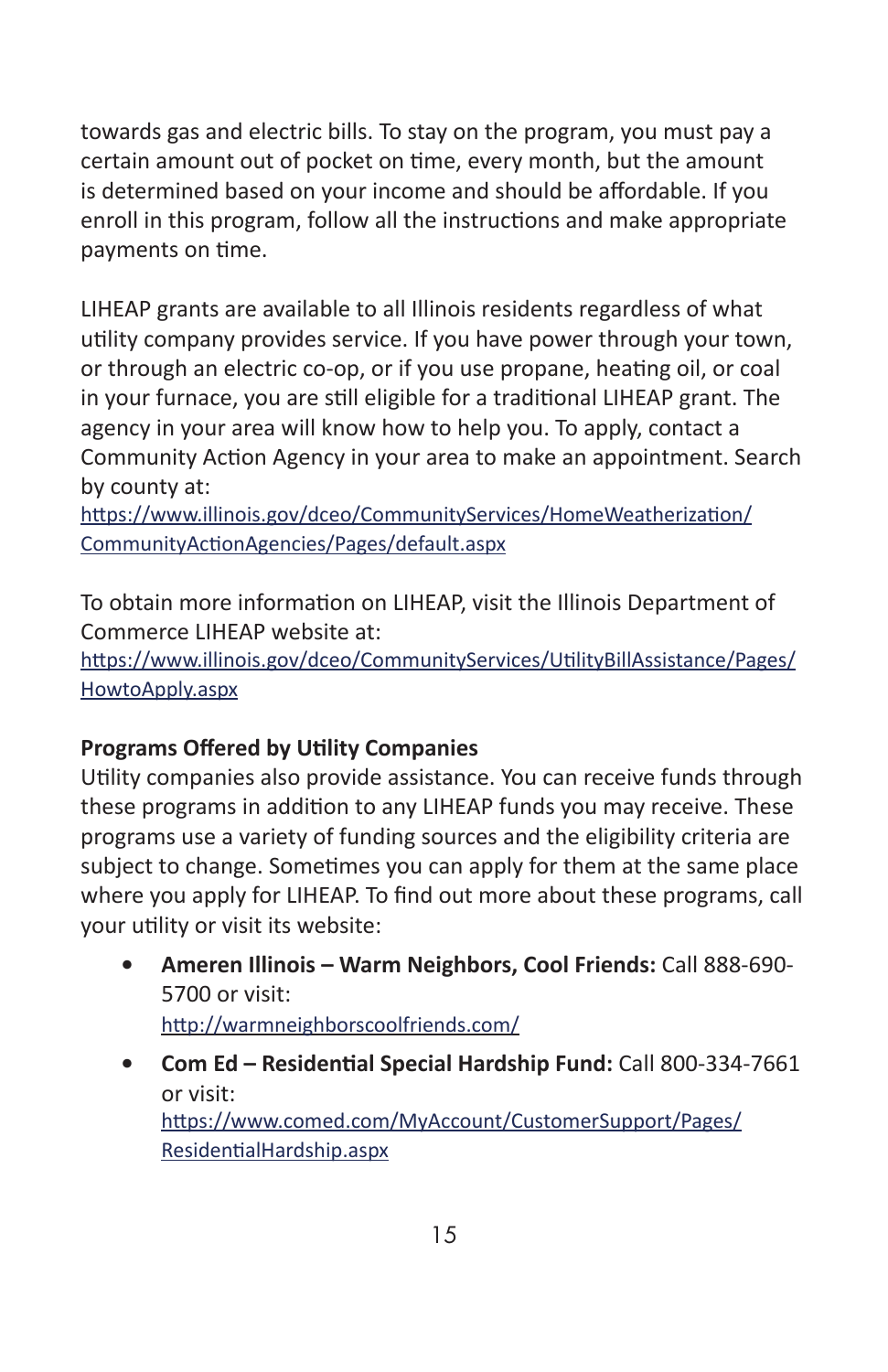towards gas and electric bills. To stay on the program, you must pay a certain amount out of pocket on time, every month, but the amount is determined based on your income and should be affordable. If you enroll in this program, follow all the instructions and make appropriate payments on time.

LIHEAP grants are available to all Illinois residents regardless of what utility company provides service. If you have power through your town, or through an electric co-op, or if you use propane, heating oil, or coal in your furnace, you are still eligible for a traditional LIHEAP grant. The agency in your area will know how to help you. To apply, contact a Community Action Agency in your area to make an appointment. Search by county at:
https://www.illinois.gov/dceo/CommunityServices/HomeWeatherization/CommunityActionAgencies/Pages/default.aspx

To obtain more information on LIHEAP, visit the Illinois Department of Commerce LIHEAP website at:
https://www.illinois.gov/dceo/CommunityServices/UtilityBillAssistance/Pages/HowtoApply.aspx

**Programs Offered by Utility Companies**

Utility companies also provide assistance. You can receive funds through these programs in addition to any LIHEAP funds you may receive. These programs use a variety of funding sources and the eligibility criteria are subject to change. Sometimes you can apply for them at the same place where you apply for LIHEAP. To find out more about these programs, call your utility or visit its website:

- **Ameren Illinois – Warm Neighbors, Cool Friends:** Call 888-690-5700 or visit: http://warmneighborscoolfriends.com/
- **Com Ed – Residential Special Hardship Fund:** Call 800-334-7661 or visit: https://www.comed.com/MyAccount/CustomerSupport/Pages/ResidentialHardship.aspx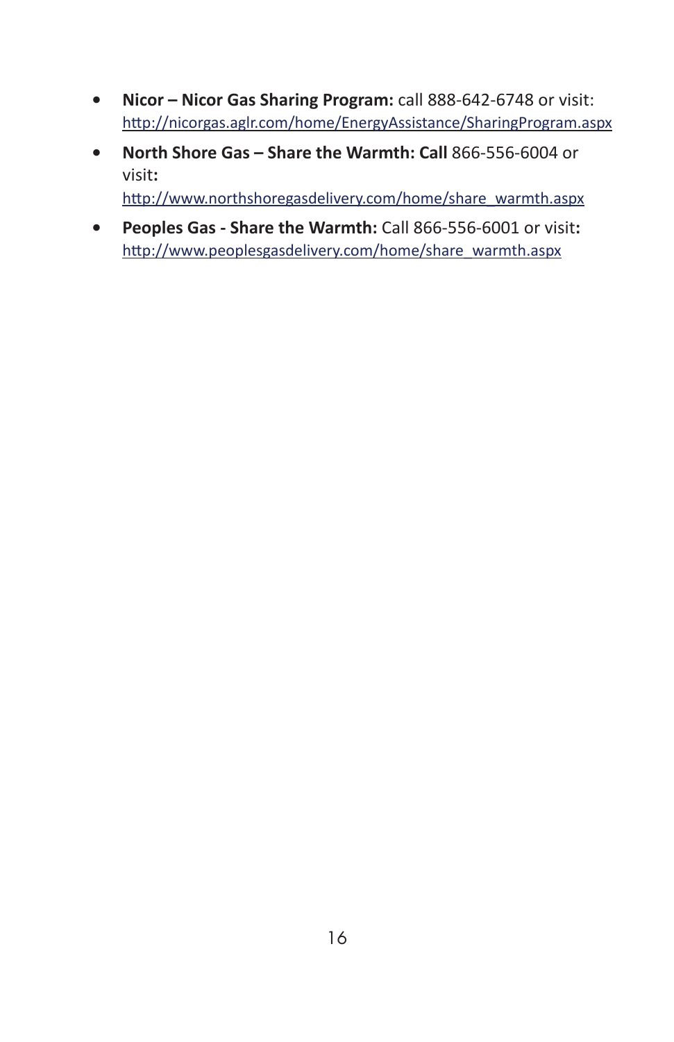- **Nicor – Nicor Gas Sharing Program:** call 888-642-6748 or visit: http://nicorgas.aglr.com/home/EnergyAssistance/SharingProgram.aspx
- **North Shore Gas – Share the Warmth: Call** 866-556-6004 or visit**:** http://www.northshoregasdelivery.com/home/share_warmth.aspx
- **Peoples Gas - Share the Warmth:** Call 866-556-6001 or visit**:** http://www.peoplesgasdelivery.com/home/share_warmth.aspx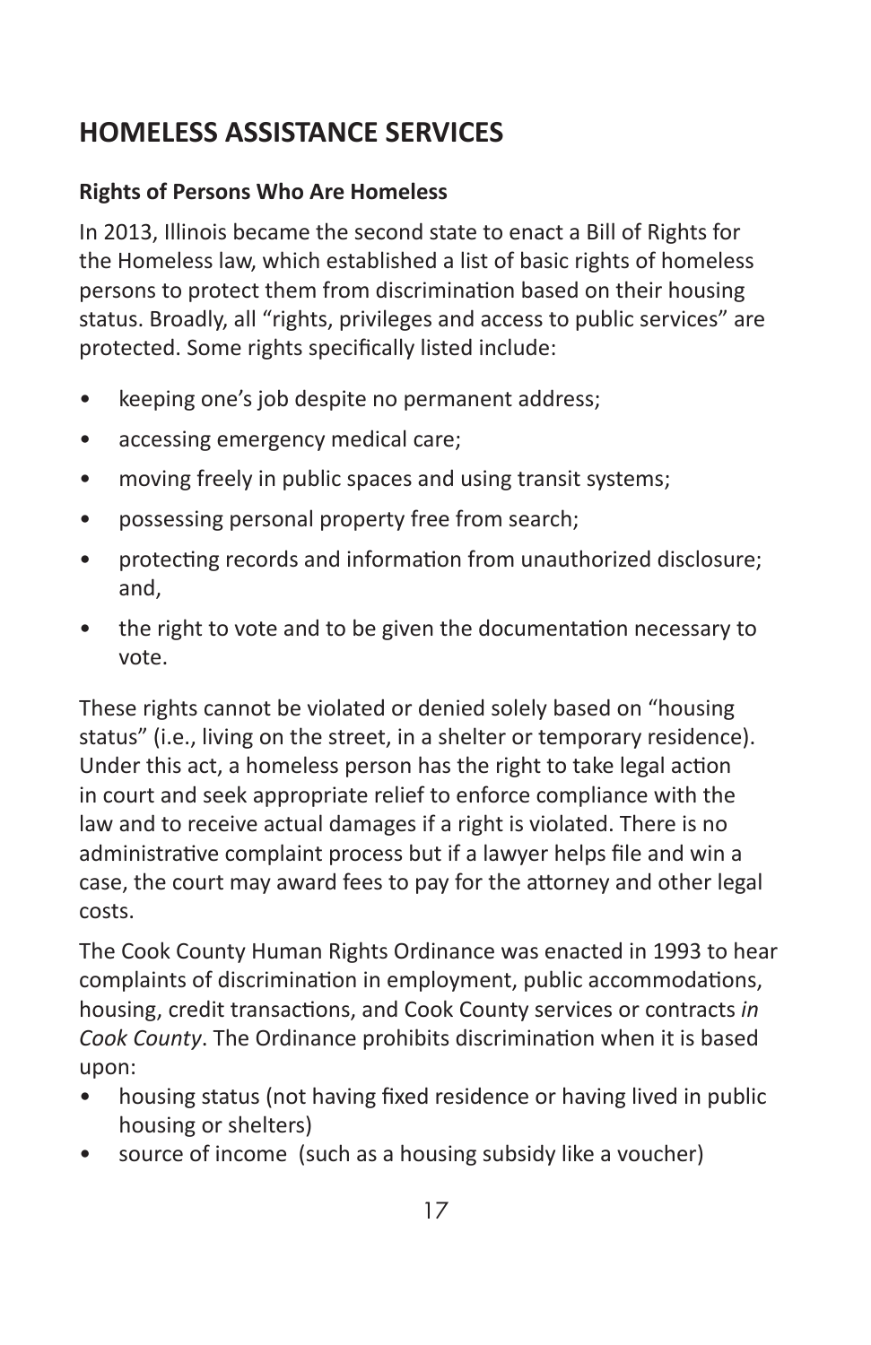## HOMELESS ASSISTANCE SERVICES

### Rights of Persons Who Are Homeless

In 2013, Illinois became the second state to enact a Bill of Rights for the Homeless law, which established a list of basic rights of homeless persons to protect them from discrimination based on their housing status. Broadly, all "rights, privileges and access to public services" are protected. Some rights specifically listed include:

- keeping one's job despite no permanent address;
- accessing emergency medical care;
- moving freely in public spaces and using transit systems;
- possessing personal property free from search;
- protecting records and information from unauthorized disclosure; and,
- the right to vote and to be given the documentation necessary to vote.

These rights cannot be violated or denied solely based on "housing status" (i.e., living on the street, in a shelter or temporary residence). Under this act, a homeless person has the right to take legal action in court and seek appropriate relief to enforce compliance with the law and to receive actual damages if a right is violated. There is no administrative complaint process but if a lawyer helps file and win a case, the court may award fees to pay for the attorney and other legal costs.

The Cook County Human Rights Ordinance was enacted in 1993 to hear complaints of discrimination in employment, public accommodations, housing, credit transactions, and Cook County services or contracts *in Cook County*. The Ordinance prohibits discrimination when it is based upon:

- housing status (not having fixed residence or having lived in public housing or shelters)
- source of income (such as a housing subsidy like a voucher)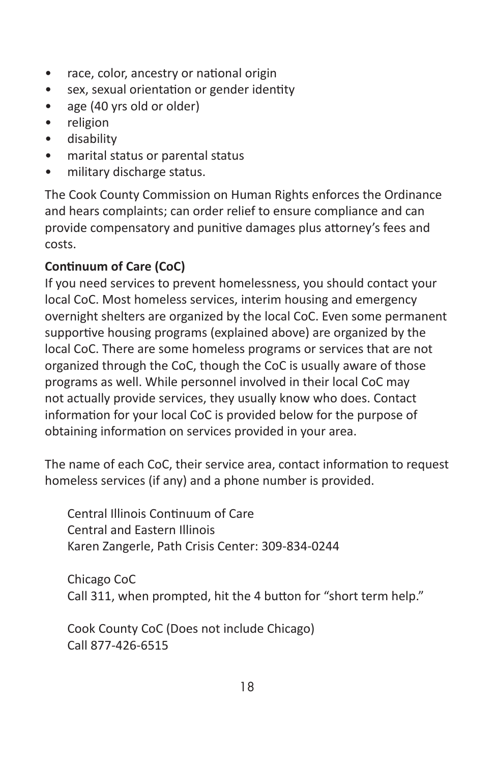- race, color, ancestry or national origin
- sex, sexual orientation or gender identity
- age (40 yrs old or older)
- religion
- disability
- marital status or parental status
- military discharge status.

The Cook County Commission on Human Rights enforces the Ordinance and hears complaints; can order relief to ensure compliance and can provide compensatory and punitive damages plus attorney's fees and costs.

**Continuum of Care (CoC)**

If you need services to prevent homelessness, you should contact your local CoC. Most homeless services, interim housing and emergency overnight shelters are organized by the local CoC. Even some permanent supportive housing programs (explained above) are organized by the local CoC. There are some homeless programs or services that are not organized through the CoC, though the CoC is usually aware of those programs as well. While personnel involved in their local CoC may not actually provide services, they usually know who does. Contact information for your local CoC is provided below for the purpose of obtaining information on services provided in your area.

The name of each CoC, their service area, contact information to request homeless services (if any) and a phone number is provided.

Central Illinois Continuum of Care
Central and Eastern Illinois
Karen Zangerle, Path Crisis Center: 309-834-0244

Chicago CoC
Call 311, when prompted, hit the 4 button for "short term help."

Cook County CoC (Does not include Chicago)
Call 877-426-6515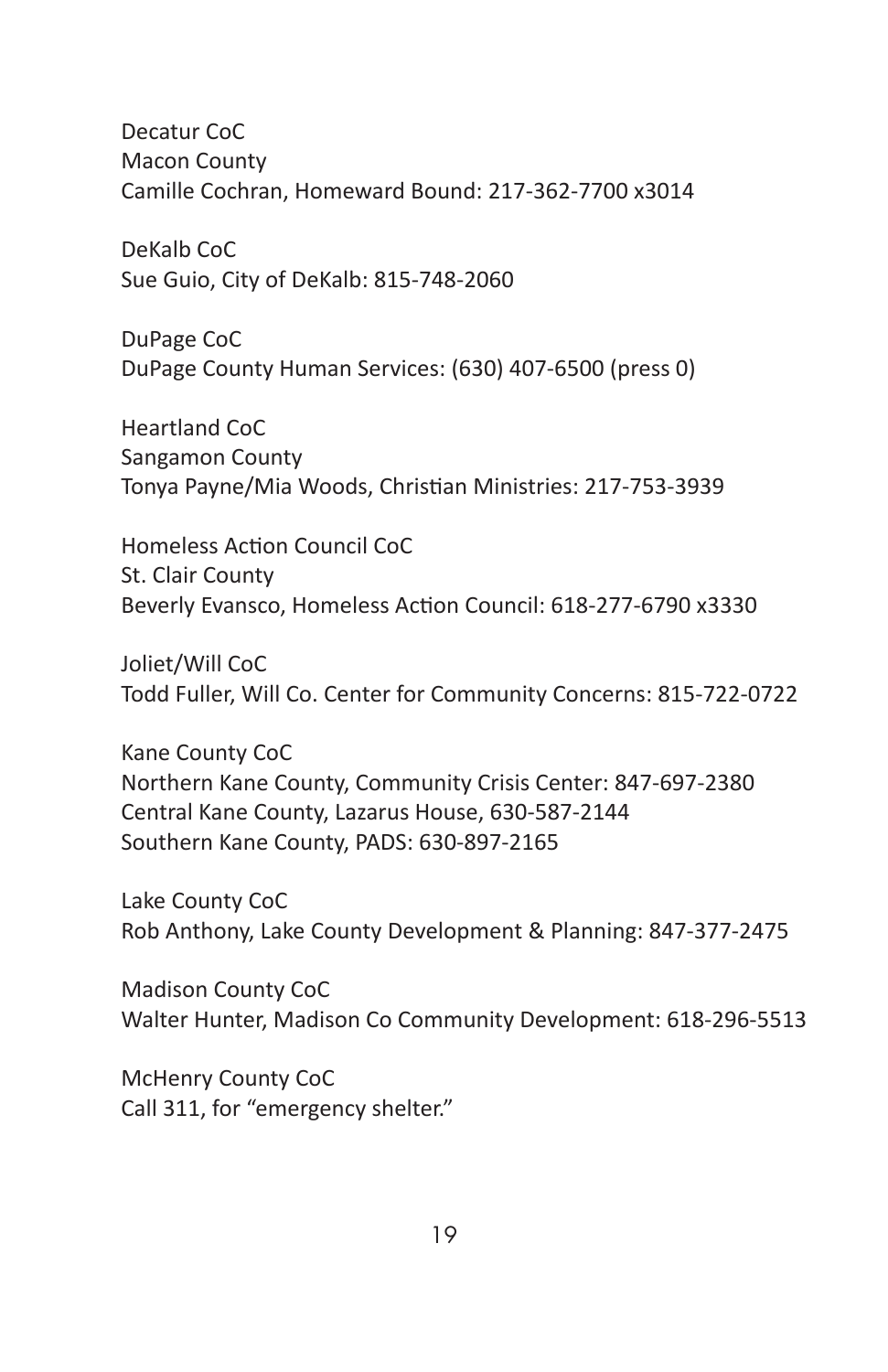Decatur CoC
Macon County
Camille Cochran, Homeward Bound: 217-362-7700 x3014

DeKalb CoC
Sue Guio, City of DeKalb: 815-748-2060

DuPage CoC
DuPage County Human Services: (630) 407-6500 (press 0)

Heartland CoC
Sangamon County
Tonya Payne/Mia Woods, Christian Ministries: 217-753-3939

Homeless Action Council CoC
St. Clair County
Beverly Evansco, Homeless Action Council: 618-277-6790 x3330

Joliet/Will CoC
Todd Fuller, Will Co. Center for Community Concerns: 815-722-0722

Kane County CoC
Northern Kane County, Community Crisis Center: 847-697-2380
Central Kane County, Lazarus House, 630-587-2144
Southern Kane County, PADS: 630-897-2165

Lake County CoC
Rob Anthony, Lake County Development & Planning: 847-377-2475

Madison County CoC
Walter Hunter, Madison Co Community Development: 618-296-5513

McHenry County CoC
Call 311, for "emergency shelter."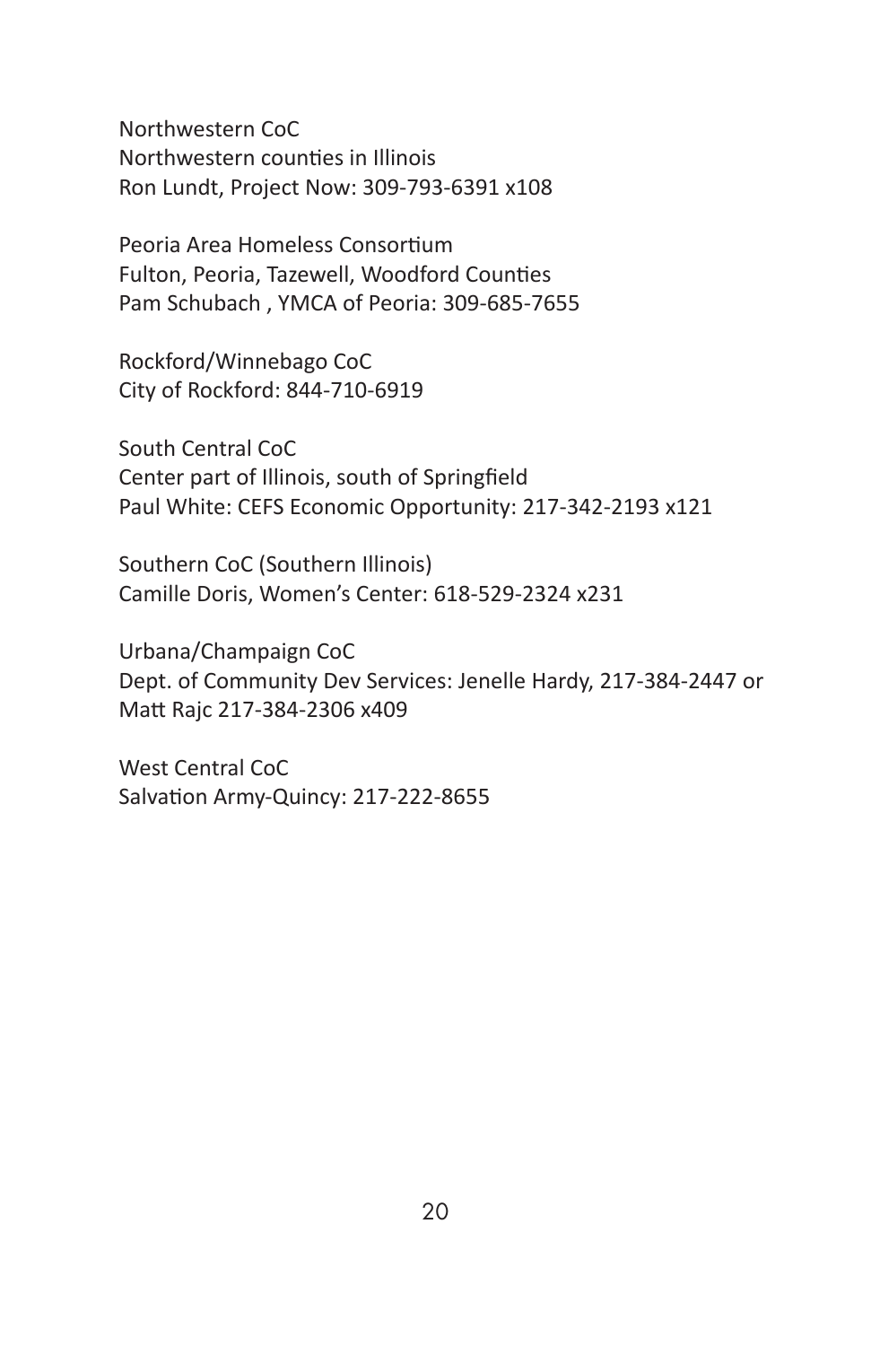Northwestern CoC
Northwestern counties in Illinois
Ron Lundt, Project Now: 309-793-6391 x108

Peoria Area Homeless Consortium
Fulton, Peoria, Tazewell, Woodford Counties
Pam Schubach , YMCA of Peoria: 309-685-7655

Rockford/Winnebago CoC
City of Rockford: 844-710-6919

South Central CoC
Center part of Illinois, south of Springfield
Paul White: CEFS Economic Opportunity: 217-342-2193 x121

Southern CoC (Southern Illinois)
Camille Doris, Women's Center: 618-529-2324 x231

Urbana/Champaign CoC
Dept. of Community Dev Services: Jenelle Hardy, 217-384-2447 or Matt Rajc 217-384-2306 x409

West Central CoC
Salvation Army-Quincy: 217-222-8655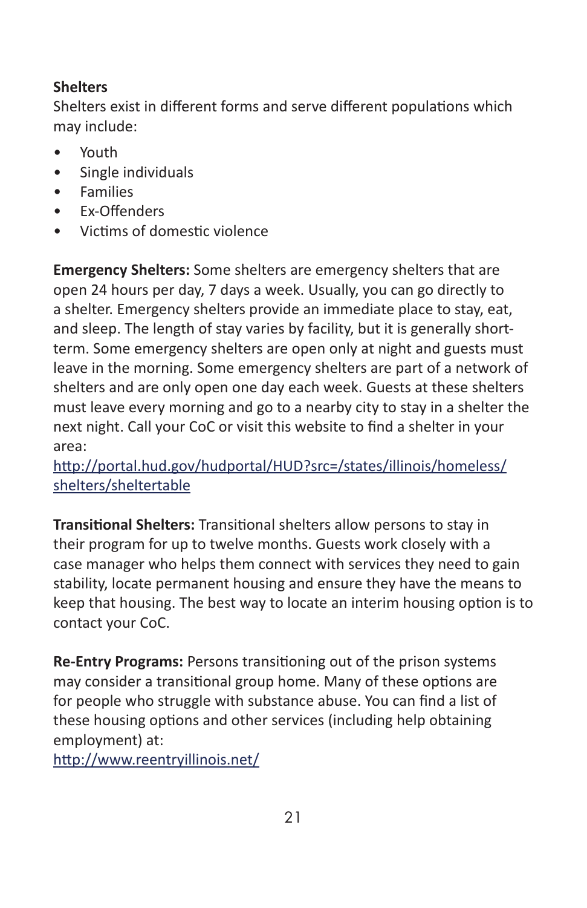**Shelters**

Shelters exist in different forms and serve different populations which may include:

- Youth
- Single individuals
- Families
- Ex-Offenders
- Victims of domestic violence

**Emergency Shelters:** Some shelters are emergency shelters that are open 24 hours per day, 7 days a week. Usually, you can go directly to a shelter. Emergency shelters provide an immediate place to stay, eat, and sleep. The length of stay varies by facility, but it is generally short-term. Some emergency shelters are open only at night and guests must leave in the morning. Some emergency shelters are part of a network of shelters and are only open one day each week. Guests at these shelters must leave every morning and go to a nearby city to stay in a shelter the next night. Call your CoC or visit this website to find a shelter in your area:
http://portal.hud.gov/hudportal/HUD?src=/states/illinois/homeless/shelters/sheltertable

**Transitional Shelters:** Transitional shelters allow persons to stay in their program for up to twelve months. Guests work closely with a case manager who helps them connect with services they need to gain stability, locate permanent housing and ensure they have the means to keep that housing. The best way to locate an interim housing option is to contact your CoC.

**Re-Entry Programs:** Persons transitioning out of the prison systems may consider a transitional group home. Many of these options are for people who struggle with substance abuse. You can find a list of these housing options and other services (including help obtaining employment) at:
http://www.reentryillinois.net/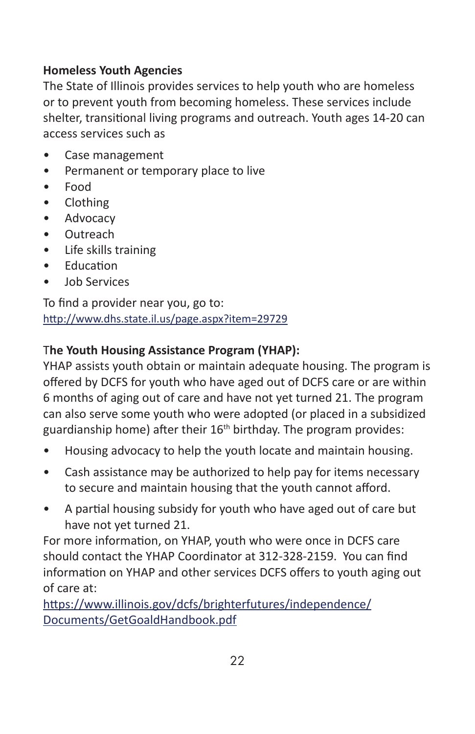**Homeless Youth Agencies**

The State of Illinois provides services to help youth who are homeless or to prevent youth from becoming homeless. These services include shelter, transitional living programs and outreach. Youth ages 14-20 can access services such as

- Case management
- Permanent or temporary place to live
- Food
- Clothing
- Advocacy
- Outreach
- Life skills training
- Education
- Job Services

To find a provider near you, go to:
http://www.dhs.state.il.us/page.aspx?item=29729

**The Youth Housing Assistance Program (YHAP):**

YHAP assists youth obtain or maintain adequate housing. The program is offered by DCFS for youth who have aged out of DCFS care or are within 6 months of aging out of care and have not yet turned 21. The program can also serve some youth who were adopted (or placed in a subsidized guardianship home) after their 16th birthday. The program provides:

- Housing advocacy to help the youth locate and maintain housing.
- Cash assistance may be authorized to help pay for items necessary to secure and maintain housing that the youth cannot afford.
- A partial housing subsidy for youth who have aged out of care but have not yet turned 21.

For more information, on YHAP, youth who were once in DCFS care should contact the YHAP Coordinator at 312-328-2159. You can find information on YHAP and other services DCFS offers to youth aging out of care at:
https://www.illinois.gov/dcfs/brighterfutures/independence/Documents/GetGoaldHandbook.pdf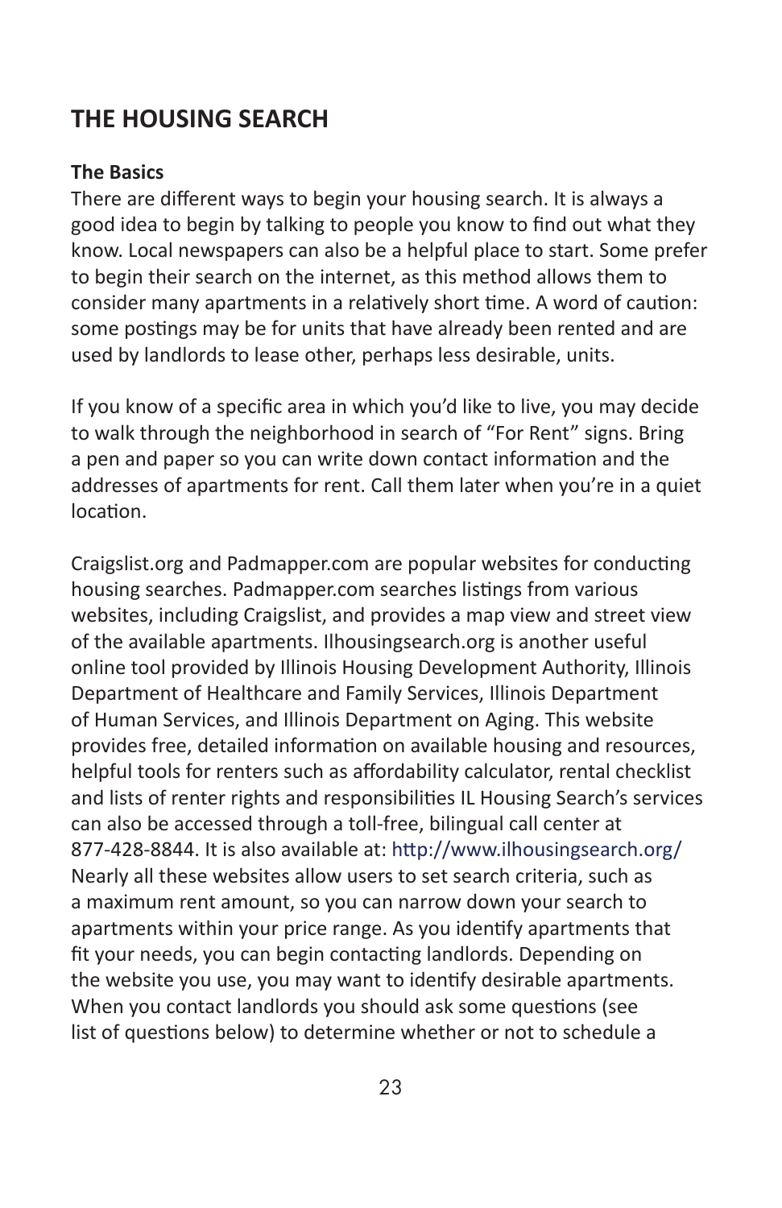## THE HOUSING SEARCH

### The Basics

There are different ways to begin your housing search. It is always a good idea to begin by talking to people you know to find out what they know. Local newspapers can also be a helpful place to start. Some prefer to begin their search on the internet, as this method allows them to consider many apartments in a relatively short time. A word of caution: some postings may be for units that have already been rented and are used by landlords to lease other, perhaps less desirable, units.

If you know of a specific area in which you'd like to live, you may decide to walk through the neighborhood in search of "For Rent" signs. Bring a pen and paper so you can write down contact information and the addresses of apartments for rent. Call them later when you're in a quiet location.

Craigslist.org and Padmapper.com are popular websites for conducting housing searches. Padmapper.com searches listings from various websites, including Craigslist, and provides a map view and street view of the available apartments. Ilhousingsearch.org is another useful online tool provided by Illinois Housing Development Authority, Illinois Department of Healthcare and Family Services, Illinois Department of Human Services, and Illinois Department on Aging. This website provides free, detailed information on available housing and resources, helpful tools for renters such as affordability calculator, rental checklist and lists of renter rights and responsibilities IL Housing Search's services can also be accessed through a toll-free, bilingual call center at 877-428-8844. It is also available at: http://www.ilhousingsearch.org/ Nearly all these websites allow users to set search criteria, such as a maximum rent amount, so you can narrow down your search to apartments within your price range. As you identify apartments that fit your needs, you can begin contacting landlords. Depending on the website you use, you may want to identify desirable apartments. When you contact landlords you should ask some questions (see list of questions below) to determine whether or not to schedule a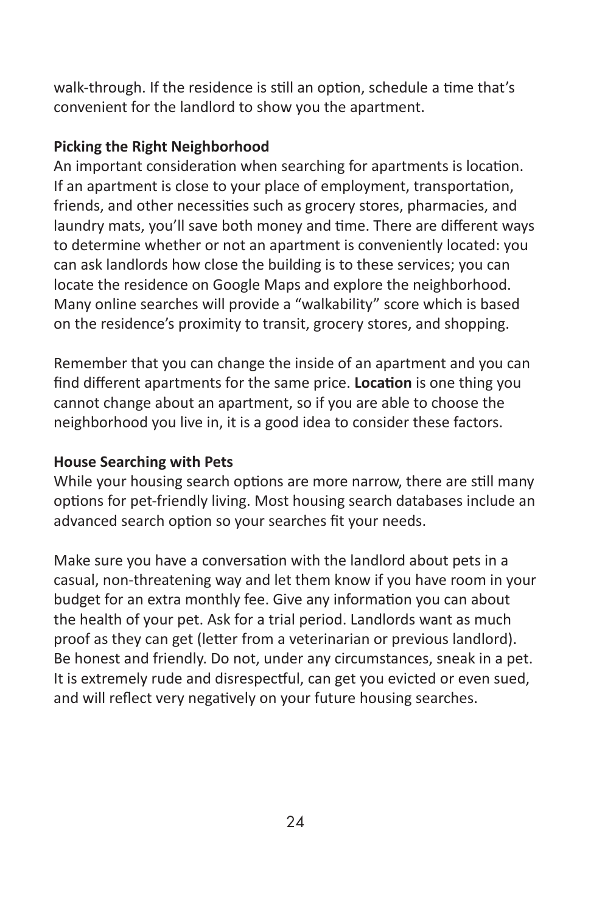walk-through. If the residence is still an option, schedule a time that's convenient for the landlord to show you the apartment.

### Picking the Right Neighborhood

An important consideration when searching for apartments is location. If an apartment is close to your place of employment, transportation, friends, and other necessities such as grocery stores, pharmacies, and laundry mats, you'll save both money and time. There are different ways to determine whether or not an apartment is conveniently located: you can ask landlords how close the building is to these services; you can locate the residence on Google Maps and explore the neighborhood. Many online searches will provide a "walkability" score which is based on the residence's proximity to transit, grocery stores, and shopping.

Remember that you can change the inside of an apartment and you can find different apartments for the same price. **Location** is one thing you cannot change about an apartment, so if you are able to choose the neighborhood you live in, it is a good idea to consider these factors.

### House Searching with Pets

While your housing search options are more narrow, there are still many options for pet-friendly living. Most housing search databases include an advanced search option so your searches fit your needs.

Make sure you have a conversation with the landlord about pets in a casual, non-threatening way and let them know if you have room in your budget for an extra monthly fee. Give any information you can about the health of your pet. Ask for a trial period. Landlords want as much proof as they can get (letter from a veterinarian or previous landlord). Be honest and friendly. Do not, under any circumstances, sneak in a pet. It is extremely rude and disrespectful, can get you evicted or even sued, and will reflect very negatively on your future housing searches.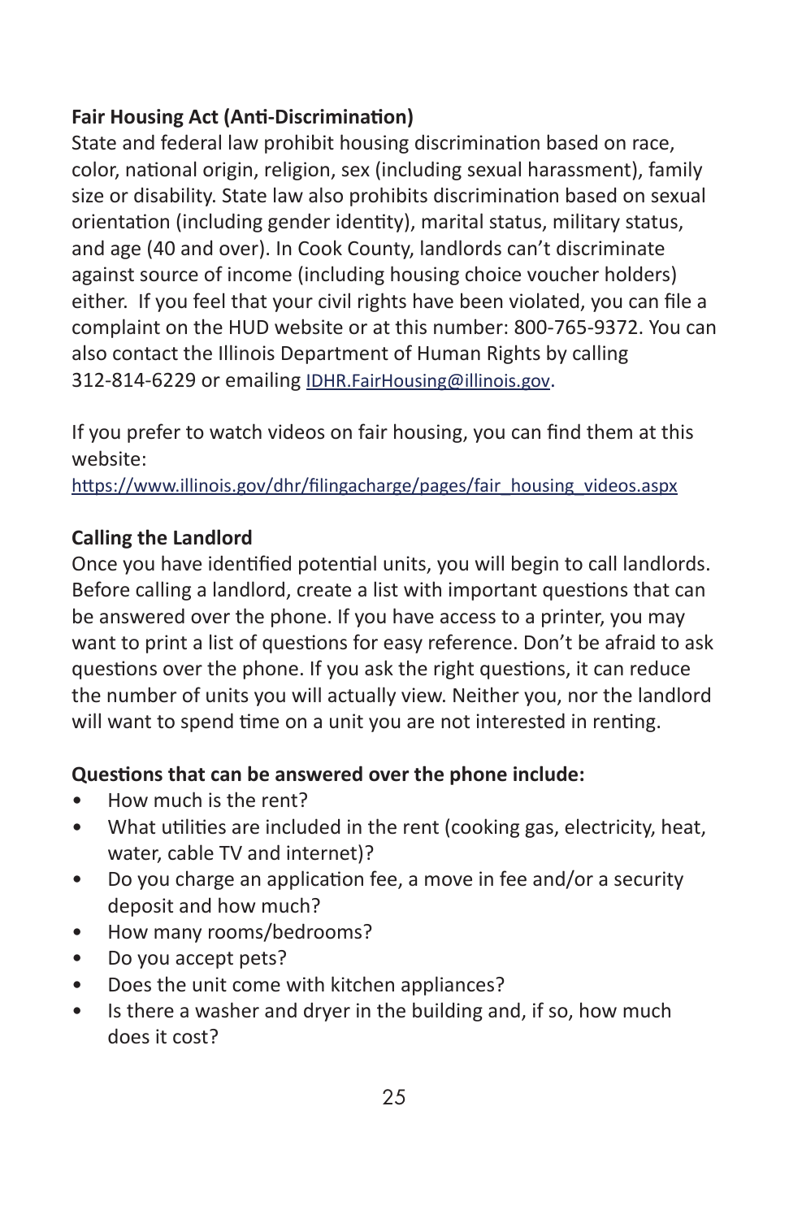### Fair Housing Act (Anti-Discrimination)

State and federal law prohibit housing discrimination based on race, color, national origin, religion, sex (including sexual harassment), family size or disability. State law also prohibits discrimination based on sexual orientation (including gender identity), marital status, military status, and age (40 and over). In Cook County, landlords can't discriminate against source of income (including housing choice voucher holders) either. If you feel that your civil rights have been violated, you can file a complaint on the HUD website or at this number: 800-765-9372. You can also contact the Illinois Department of Human Rights by calling 312-814-6229 or emailing IDHR.FairHousing@illinois.gov.

If you prefer to watch videos on fair housing, you can find them at this website:
https://www.illinois.gov/dhr/filingacharge/pages/fair_housing_videos.aspx

### Calling the Landlord

Once you have identified potential units, you will begin to call landlords. Before calling a landlord, create a list with important questions that can be answered over the phone. If you have access to a printer, you may want to print a list of questions for easy reference. Don't be afraid to ask questions over the phone. If you ask the right questions, it can reduce the number of units you will actually view. Neither you, nor the landlord will want to spend time on a unit you are not interested in renting.

**Questions that can be answered over the phone include:**

- How much is the rent?
- What utilities are included in the rent (cooking gas, electricity, heat, water, cable TV and internet)?
- Do you charge an application fee, a move in fee and/or a security deposit and how much?
- How many rooms/bedrooms?
- Do you accept pets?
- Does the unit come with kitchen appliances?
- Is there a washer and dryer in the building and, if so, how much does it cost?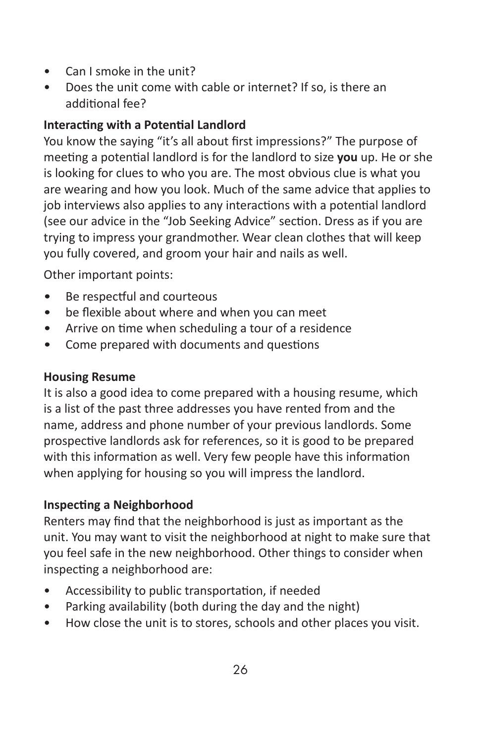- Can I smoke in the unit?
- Does the unit come with cable or internet? If so, is there an additional fee?

**Interacting with a Potential Landlord**

You know the saying "it's all about first impressions?" The purpose of meeting a potential landlord is for the landlord to size **you** up. He or she is looking for clues to who you are. The most obvious clue is what you are wearing and how you look. Much of the same advice that applies to job interviews also applies to any interactions with a potential landlord (see our advice in the "Job Seeking Advice" section. Dress as if you are trying to impress your grandmother. Wear clean clothes that will keep you fully covered, and groom your hair and nails as well.

Other important points:

- Be respectful and courteous
- be flexible about where and when you can meet
- Arrive on time when scheduling a tour of a residence
- Come prepared with documents and questions

**Housing Resume**

It is also a good idea to come prepared with a housing resume, which is a list of the past three addresses you have rented from and the name, address and phone number of your previous landlords. Some prospective landlords ask for references, so it is good to be prepared with this information as well. Very few people have this information when applying for housing so you will impress the landlord.

**Inspecting a Neighborhood**

Renters may find that the neighborhood is just as important as the unit. You may want to visit the neighborhood at night to make sure that you feel safe in the new neighborhood. Other things to consider when inspecting a neighborhood are:

- Accessibility to public transportation, if needed
- Parking availability (both during the day and the night)
- How close the unit is to stores, schools and other places you visit.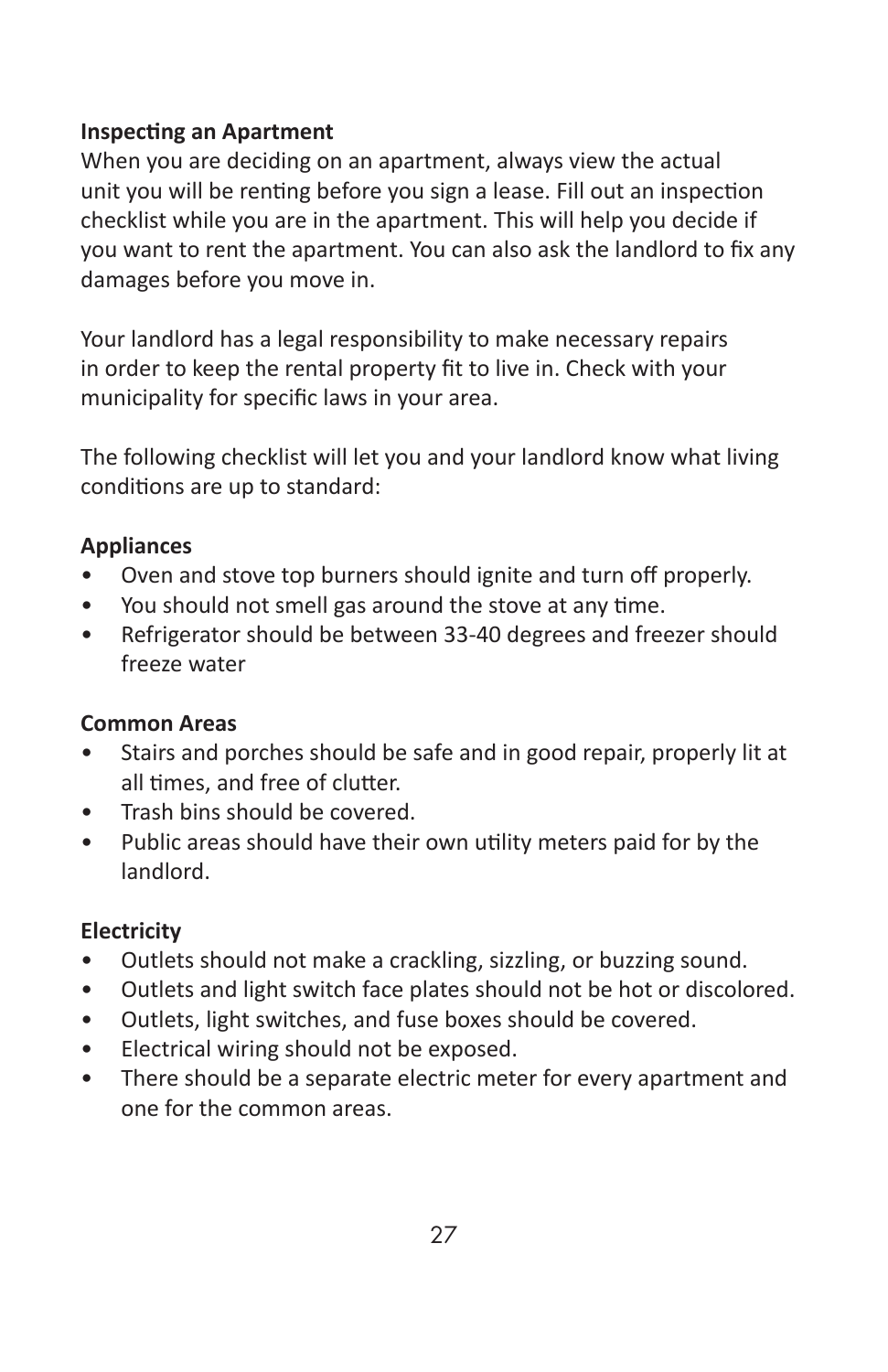**Inspecting an Apartment**

When you are deciding on an apartment, always view the actual unit you will be renting before you sign a lease. Fill out an inspection checklist while you are in the apartment. This will help you decide if you want to rent the apartment. You can also ask the landlord to fix any damages before you move in.

Your landlord has a legal responsibility to make necessary repairs in order to keep the rental property fit to live in. Check with your municipality for specific laws in your area.

The following checklist will let you and your landlord know what living conditions are up to standard:

**Appliances**

- Oven and stove top burners should ignite and turn off properly.
- You should not smell gas around the stove at any time.
- Refrigerator should be between 33-40 degrees and freezer should freeze water

**Common Areas**

- Stairs and porches should be safe and in good repair, properly lit at all times, and free of clutter.
- Trash bins should be covered.
- Public areas should have their own utility meters paid for by the landlord.

**Electricity**

- Outlets should not make a crackling, sizzling, or buzzing sound.
- Outlets and light switch face plates should not be hot or discolored.
- Outlets, light switches, and fuse boxes should be covered.
- Electrical wiring should not be exposed.
- There should be a separate electric meter for every apartment and one for the common areas.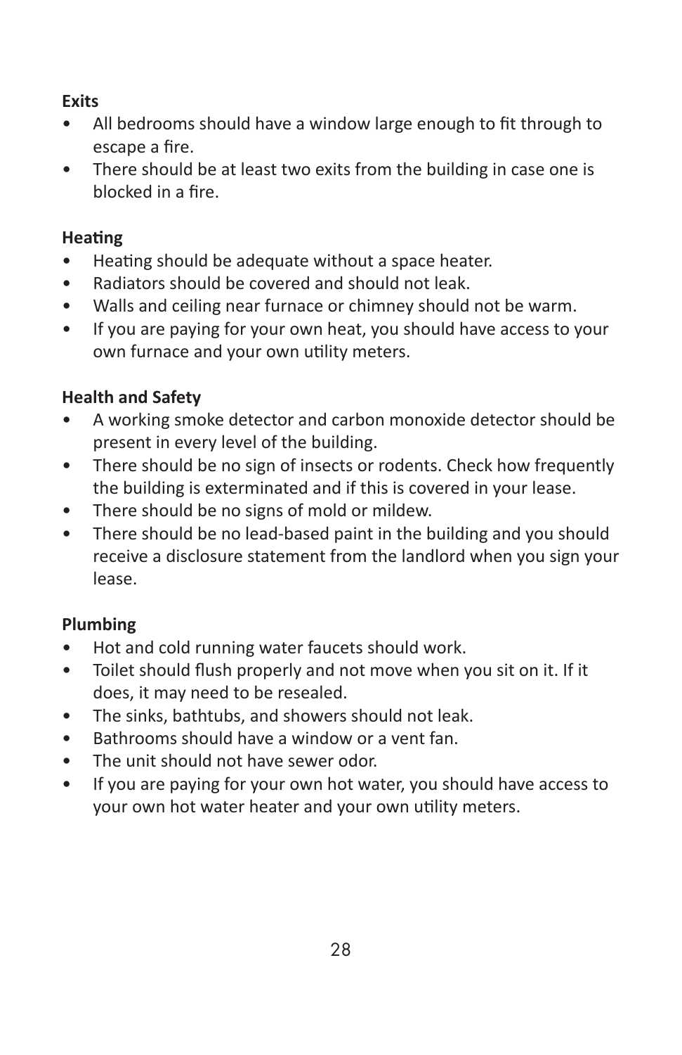**Exits**

- All bedrooms should have a window large enough to fit through to escape a fire.
- There should be at least two exits from the building in case one is blocked in a fire.

**Heating**

- Heating should be adequate without a space heater.
- Radiators should be covered and should not leak.
- Walls and ceiling near furnace or chimney should not be warm.
- If you are paying for your own heat, you should have access to your own furnace and your own utility meters.

**Health and Safety**

- A working smoke detector and carbon monoxide detector should be present in every level of the building.
- There should be no sign of insects or rodents. Check how frequently the building is exterminated and if this is covered in your lease.
- There should be no signs of mold or mildew.
- There should be no lead-based paint in the building and you should receive a disclosure statement from the landlord when you sign your lease.

**Plumbing**

- Hot and cold running water faucets should work.
- Toilet should flush properly and not move when you sit on it. If it does, it may need to be resealed.
- The sinks, bathtubs, and showers should not leak.
- Bathrooms should have a window or a vent fan.
- The unit should not have sewer odor.
- If you are paying for your own hot water, you should have access to your own hot water heater and your own utility meters.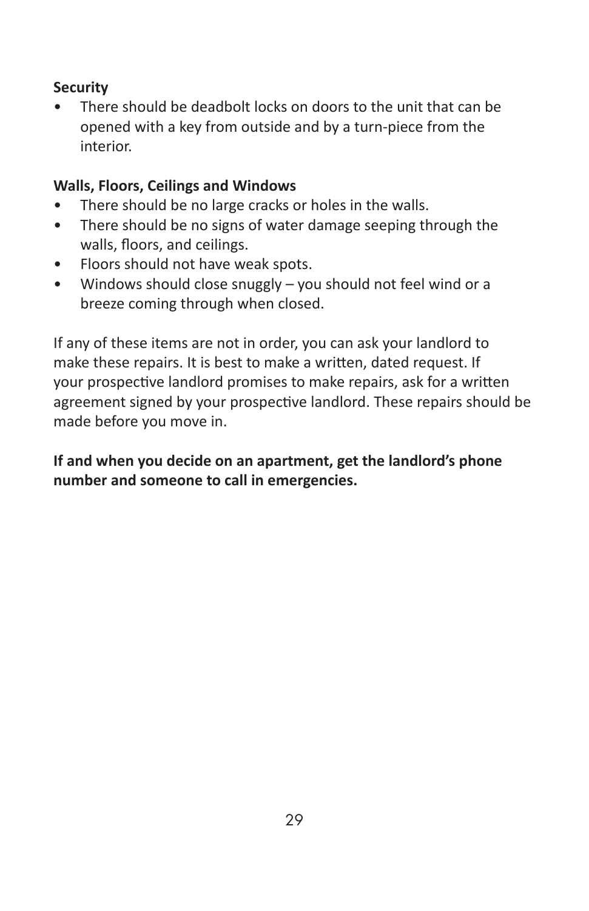**Security**

- There should be deadbolt locks on doors to the unit that can be opened with a key from outside and by a turn-piece from the interior.

**Walls, Floors, Ceilings and Windows**

- There should be no large cracks or holes in the walls.
- There should be no signs of water damage seeping through the walls, floors, and ceilings.
- Floors should not have weak spots.
- Windows should close snuggly – you should not feel wind or a breeze coming through when closed.

If any of these items are not in order, you can ask your landlord to make these repairs. It is best to make a written, dated request. If your prospective landlord promises to make repairs, ask for a written agreement signed by your prospective landlord. These repairs should be made before you move in.

**If and when you decide on an apartment, get the landlord's phone number and someone to call in emergencies.**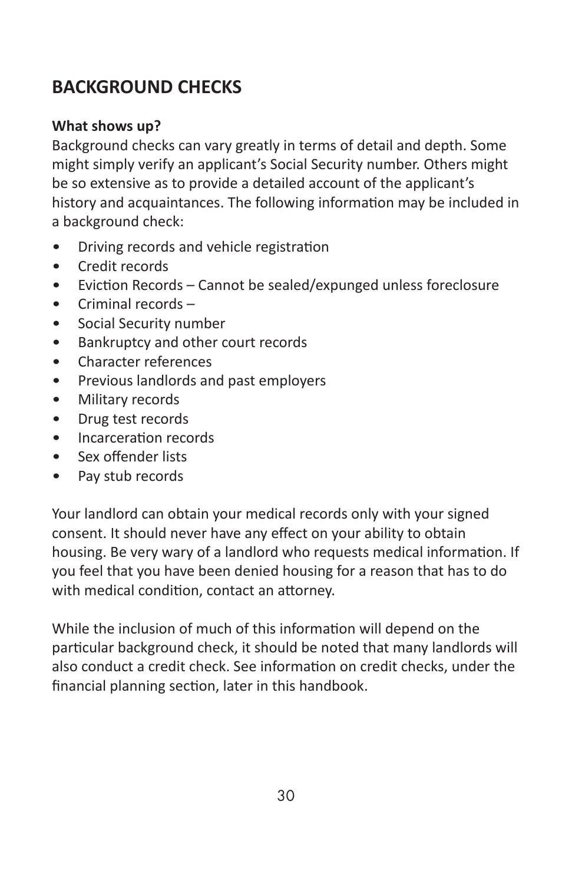## BACKGROUND CHECKS

**What shows up?**

Background checks can vary greatly in terms of detail and depth. Some might simply verify an applicant's Social Security number. Others might be so extensive as to provide a detailed account of the applicant's history and acquaintances. The following information may be included in a background check:

- Driving records and vehicle registration
- Credit records
- Eviction Records – Cannot be sealed/expunged unless foreclosure
- Criminal records –
- Social Security number
- Bankruptcy and other court records
- Character references
- Previous landlords and past employers
- Military records
- Drug test records
- Incarceration records
- Sex offender lists
- Pay stub records

Your landlord can obtain your medical records only with your signed consent. It should never have any effect on your ability to obtain housing. Be very wary of a landlord who requests medical information. If you feel that you have been denied housing for a reason that has to do with medical condition, contact an attorney.

While the inclusion of much of this information will depend on the particular background check, it should be noted that many landlords will also conduct a credit check. See information on credit checks, under the financial planning section, later in this handbook.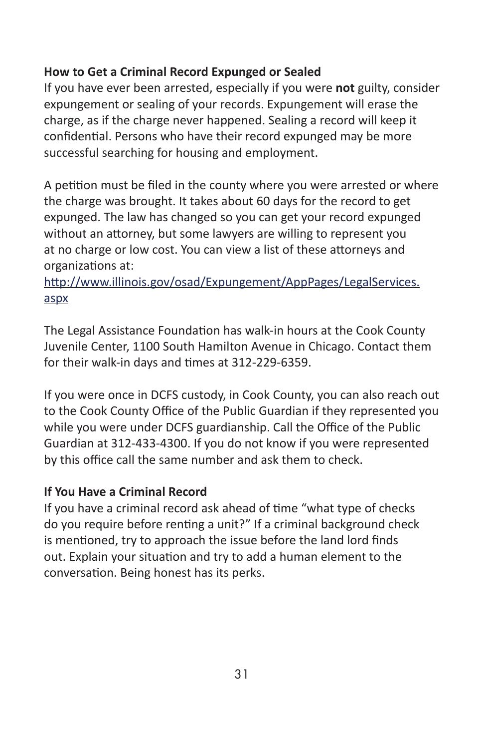**How to Get a Criminal Record Expunged or Sealed**

If you have ever been arrested, especially if you were **not** guilty, consider expungement or sealing of your records. Expungement will erase the charge, as if the charge never happened. Sealing a record will keep it confidential. Persons who have their record expunged may be more successful searching for housing and employment.

A petition must be filed in the county where you were arrested or where the charge was brought. It takes about 60 days for the record to get expunged. The law has changed so you can get your record expunged without an attorney, but some lawyers are willing to represent you at no charge or low cost. You can view a list of these attorneys and organizations at:
[http://www.illinois.gov/osad/Expungement/AppPages/LegalServices.aspx](http://www.illinois.gov/osad/Expungement/AppPages/LegalServices.aspx)

The Legal Assistance Foundation has walk-in hours at the Cook County Juvenile Center, 1100 South Hamilton Avenue in Chicago. Contact them for their walk-in days and times at 312-229-6359.

If you were once in DCFS custody, in Cook County, you can also reach out to the Cook County Office of the Public Guardian if they represented you while you were under DCFS guardianship. Call the Office of the Public Guardian at 312-433-4300. If you do not know if you were represented by this office call the same number and ask them to check.

**If You Have a Criminal Record**

If you have a criminal record ask ahead of time "what type of checks do you require before renting a unit?" If a criminal background check is mentioned, try to approach the issue before the land lord finds out. Explain your situation and try to add a human element to the conversation. Being honest has its perks.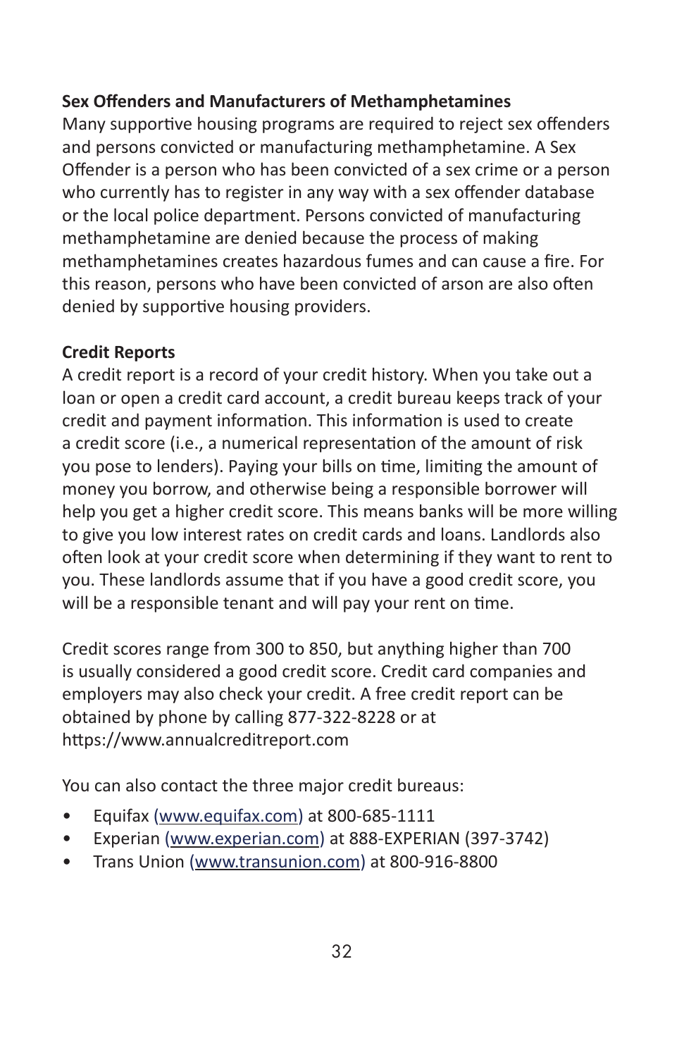**Sex Offenders and Manufacturers of Methamphetamines**

Many supportive housing programs are required to reject sex offenders and persons convicted or manufacturing methamphetamine. A Sex Offender is a person who has been convicted of a sex crime or a person who currently has to register in any way with a sex offender database or the local police department. Persons convicted of manufacturing methamphetamine are denied because the process of making methamphetamines creates hazardous fumes and can cause a fire. For this reason, persons who have been convicted of arson are also often denied by supportive housing providers.

**Credit Reports**

A credit report is a record of your credit history. When you take out a loan or open a credit card account, a credit bureau keeps track of your credit and payment information. This information is used to create a credit score (i.e., a numerical representation of the amount of risk you pose to lenders). Paying your bills on time, limiting the amount of money you borrow, and otherwise being a responsible borrower will help you get a higher credit score. This means banks will be more willing to give you low interest rates on credit cards and loans. Landlords also often look at your credit score when determining if they want to rent to you. These landlords assume that if you have a good credit score, you will be a responsible tenant and will pay your rent on time.

Credit scores range from 300 to 850, but anything higher than 700 is usually considered a good credit score. Credit card companies and employers may also check your credit. A free credit report can be obtained by phone by calling 877-322-8228 or at https://www.annualcreditreport.com

You can also contact the three major credit bureaus:

- Equifax (www.equifax.com) at 800-685-1111
- Experian (www.experian.com) at 888-EXPERIAN (397-3742)
- Trans Union (www.transunion.com) at 800-916-8800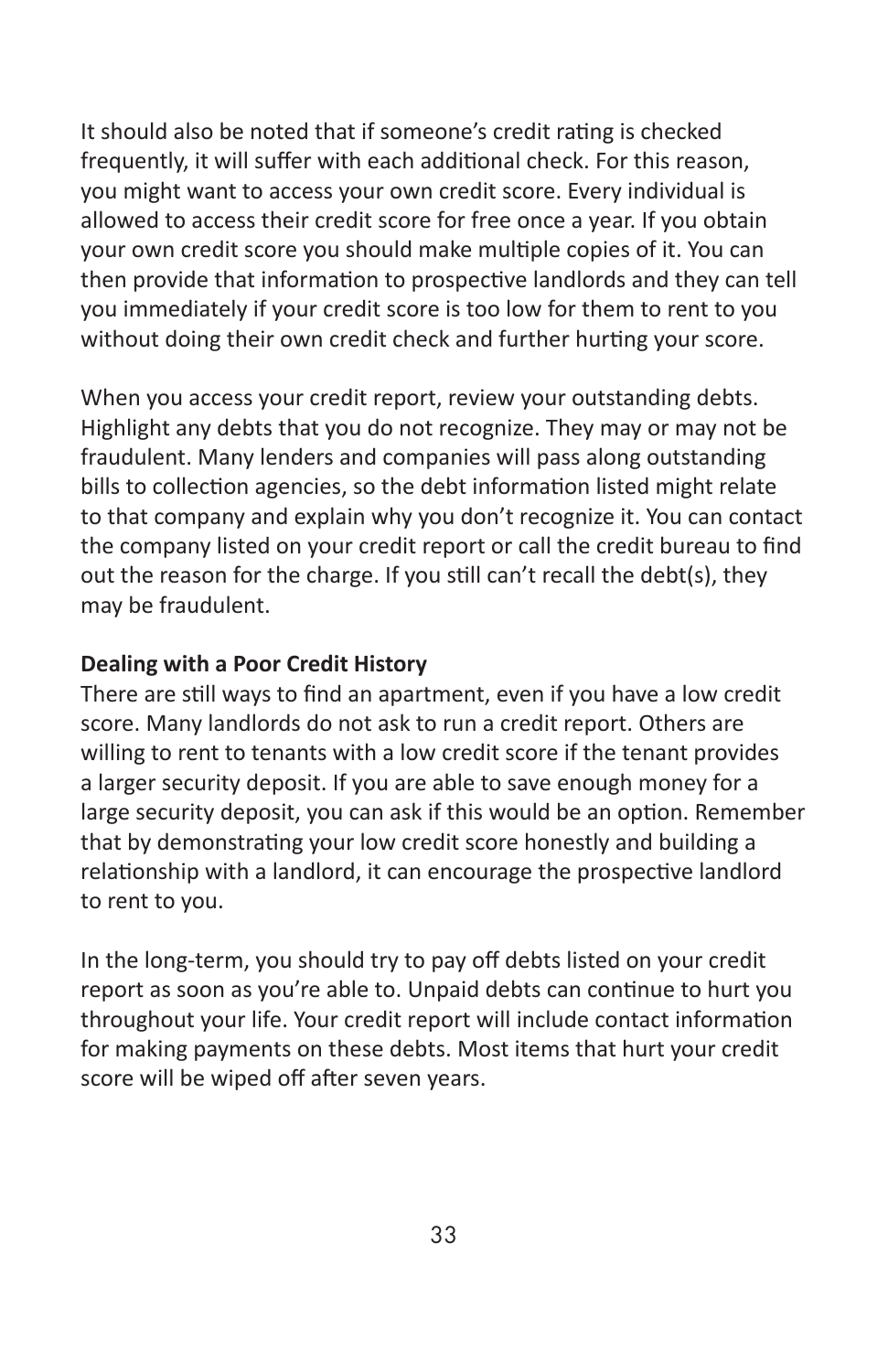It should also be noted that if someone's credit rating is checked frequently, it will suffer with each additional check. For this reason, you might want to access your own credit score. Every individual is allowed to access their credit score for free once a year. If you obtain your own credit score you should make multiple copies of it. You can then provide that information to prospective landlords and they can tell you immediately if your credit score is too low for them to rent to you without doing their own credit check and further hurting your score.

When you access your credit report, review your outstanding debts. Highlight any debts that you do not recognize. They may or may not be fraudulent. Many lenders and companies will pass along outstanding bills to collection agencies, so the debt information listed might relate to that company and explain why you don't recognize it. You can contact the company listed on your credit report or call the credit bureau to find out the reason for the charge. If you still can't recall the debt(s), they may be fraudulent.

**Dealing with a Poor Credit History**

There are still ways to find an apartment, even if you have a low credit score. Many landlords do not ask to run a credit report. Others are willing to rent to tenants with a low credit score if the tenant provides a larger security deposit. If you are able to save enough money for a large security deposit, you can ask if this would be an option. Remember that by demonstrating your low credit score honestly and building a relationship with a landlord, it can encourage the prospective landlord to rent to you.

In the long-term, you should try to pay off debts listed on your credit report as soon as you're able to. Unpaid debts can continue to hurt you throughout your life. Your credit report will include contact information for making payments on these debts. Most items that hurt your credit score will be wiped off after seven years.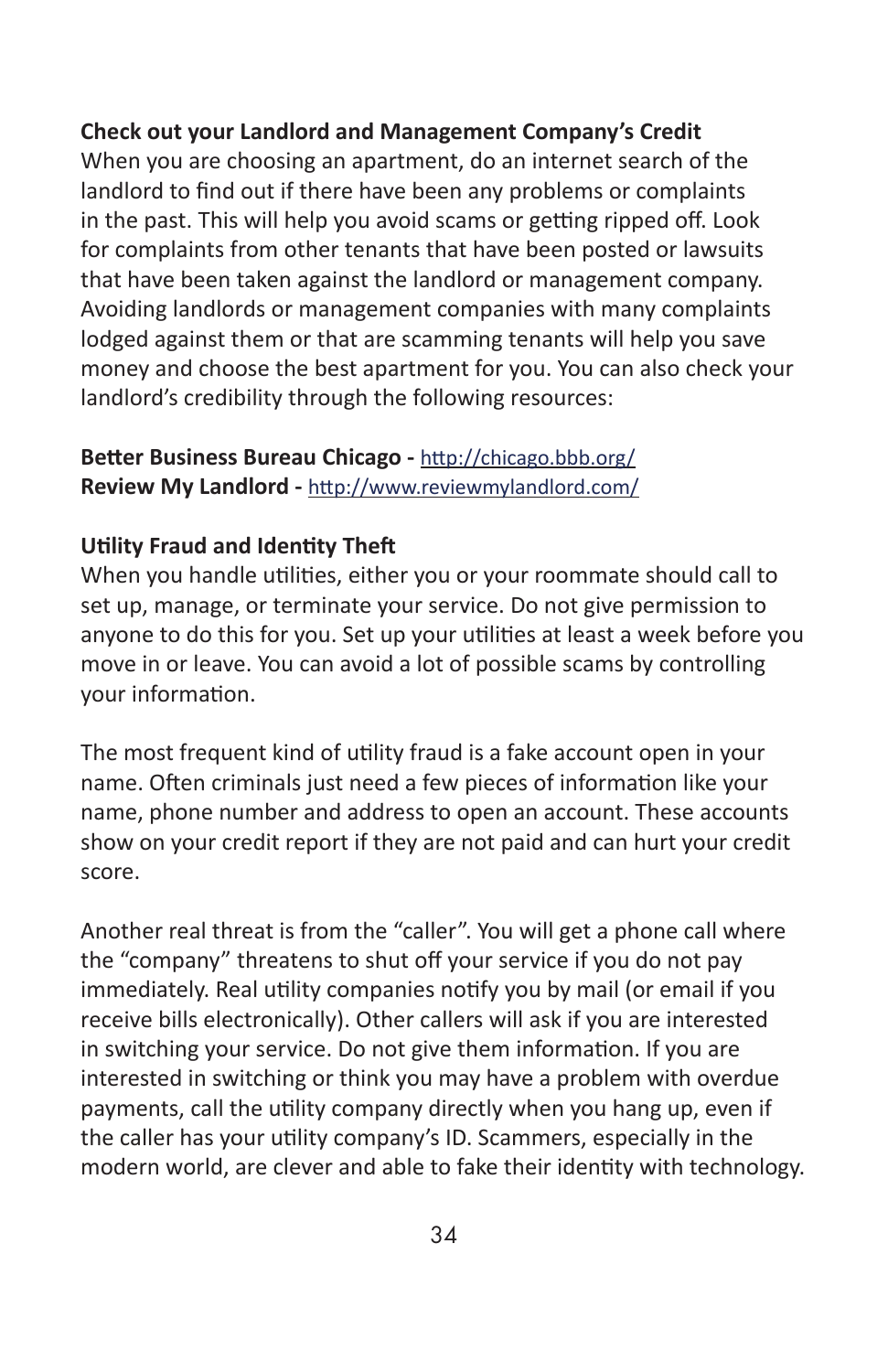**Check out your Landlord and Management Company's Credit**

When you are choosing an apartment, do an internet search of the landlord to find out if there have been any problems or complaints in the past. This will help you avoid scams or getting ripped off. Look for complaints from other tenants that have been posted or lawsuits that have been taken against the landlord or management company. Avoiding landlords or management companies with many complaints lodged against them or that are scamming tenants will help you save money and choose the best apartment for you. You can also check your landlord's credibility through the following resources:

**Better Business Bureau Chicago -** http://chicago.bbb.org/
**Review My Landlord -** http://www.reviewmylandlord.com/

**Utility Fraud and Identity Theft**

When you handle utilities, either you or your roommate should call to set up, manage, or terminate your service. Do not give permission to anyone to do this for you. Set up your utilities at least a week before you move in or leave. You can avoid a lot of possible scams by controlling your information.

The most frequent kind of utility fraud is a fake account open in your name. Often criminals just need a few pieces of information like your name, phone number and address to open an account. These accounts show on your credit report if they are not paid and can hurt your credit score.

Another real threat is from the "caller". You will get a phone call where the "company" threatens to shut off your service if you do not pay immediately. Real utility companies notify you by mail (or email if you receive bills electronically). Other callers will ask if you are interested in switching your service. Do not give them information. If you are interested in switching or think you may have a problem with overdue payments, call the utility company directly when you hang up, even if the caller has your utility company's ID. Scammers, especially in the modern world, are clever and able to fake their identity with technology.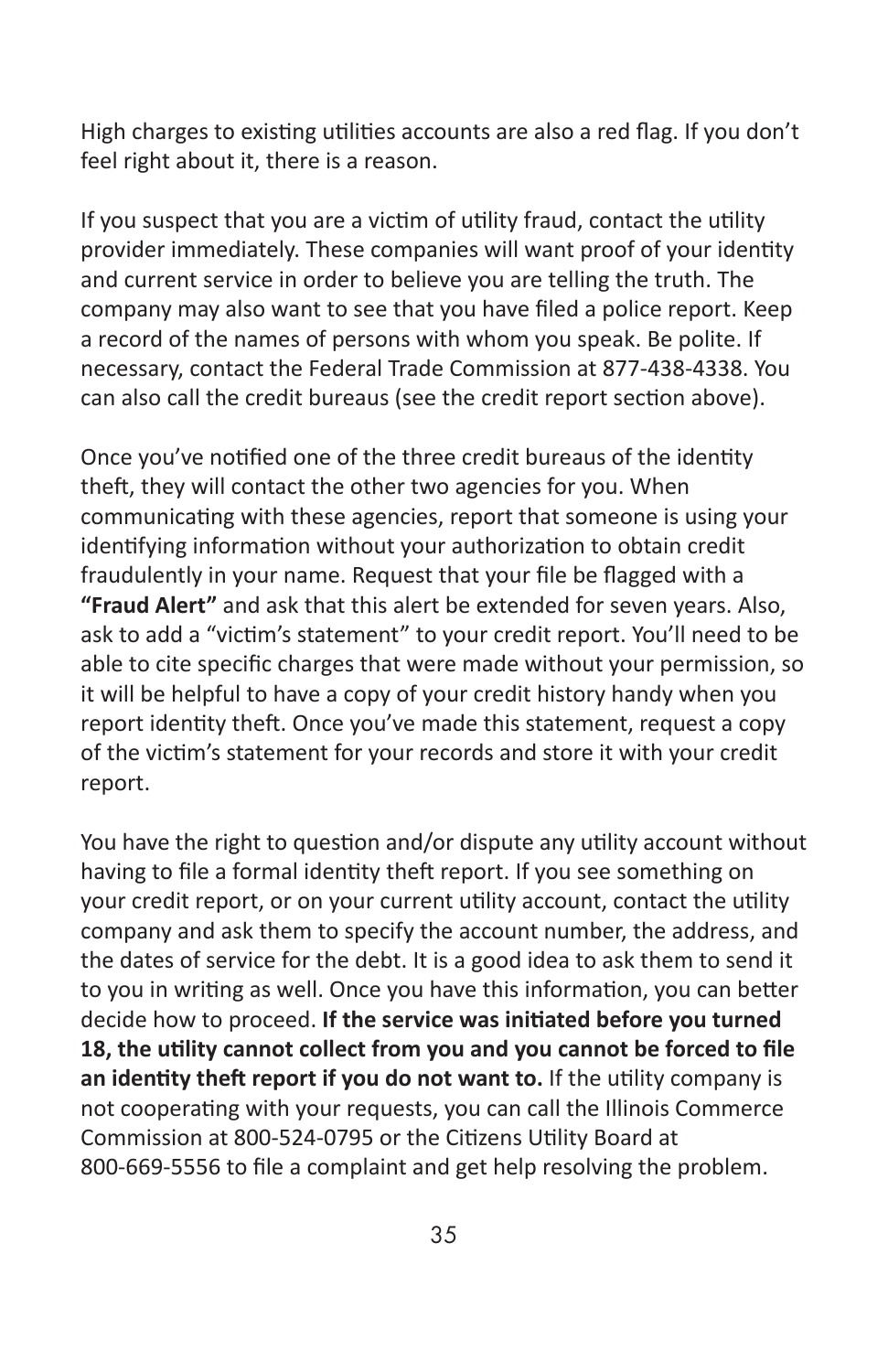High charges to existing utilities accounts are also a red flag. If you don't feel right about it, there is a reason.

If you suspect that you are a victim of utility fraud, contact the utility provider immediately. These companies will want proof of your identity and current service in order to believe you are telling the truth. The company may also want to see that you have filed a police report. Keep a record of the names of persons with whom you speak. Be polite. If necessary, contact the Federal Trade Commission at 877-438-4338. You can also call the credit bureaus (see the credit report section above).

Once you've notified one of the three credit bureaus of the identity theft, they will contact the other two agencies for you. When communicating with these agencies, report that someone is using your identifying information without your authorization to obtain credit fraudulently in your name. Request that your file be flagged with a **"Fraud Alert"** and ask that this alert be extended for seven years. Also, ask to add a "victim's statement" to your credit report. You'll need to be able to cite specific charges that were made without your permission, so it will be helpful to have a copy of your credit history handy when you report identity theft. Once you've made this statement, request a copy of the victim's statement for your records and store it with your credit report.

You have the right to question and/or dispute any utility account without having to file a formal identity theft report. If you see something on your credit report, or on your current utility account, contact the utility company and ask them to specify the account number, the address, and the dates of service for the debt. It is a good idea to ask them to send it to you in writing as well. Once you have this information, you can better decide how to proceed. **If the service was initiated before you turned 18, the utility cannot collect from you and you cannot be forced to file an identity theft report if you do not want to.** If the utility company is not cooperating with your requests, you can call the Illinois Commerce Commission at 800-524-0795 or the Citizens Utility Board at 800-669-5556 to file a complaint and get help resolving the problem.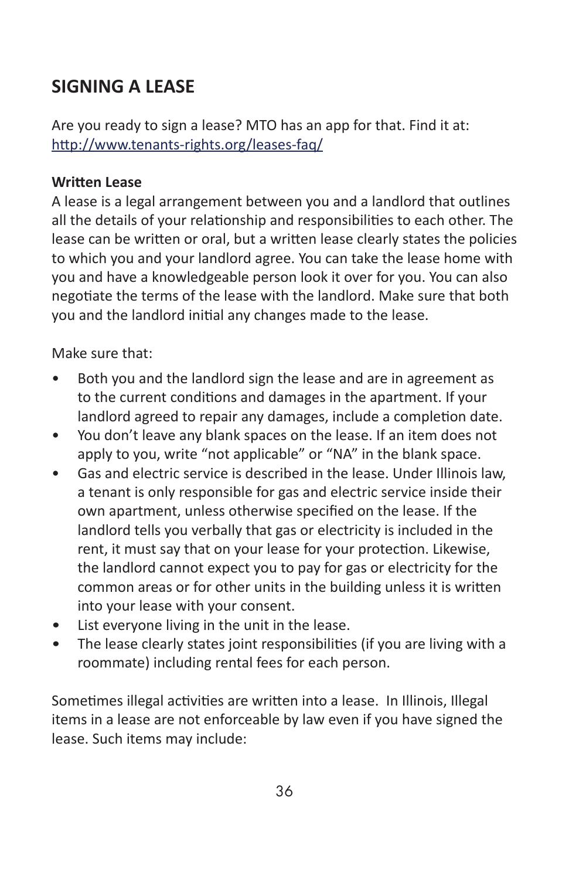## SIGNING A LEASE

Are you ready to sign a lease? MTO has an app for that. Find it at: http://www.tenants-rights.org/leases-faq/

**Written Lease**

A lease is a legal arrangement between you and a landlord that outlines all the details of your relationship and responsibilities to each other. The lease can be written or oral, but a written lease clearly states the policies to which you and your landlord agree. You can take the lease home with you and have a knowledgeable person look it over for you. You can also negotiate the terms of the lease with the landlord. Make sure that both you and the landlord initial any changes made to the lease.

Make sure that:

- Both you and the landlord sign the lease and are in agreement as to the current conditions and damages in the apartment. If your landlord agreed to repair any damages, include a completion date.
- You don't leave any blank spaces on the lease. If an item does not apply to you, write "not applicable" or "NA" in the blank space.
- Gas and electric service is described in the lease. Under Illinois law, a tenant is only responsible for gas and electric service inside their own apartment, unless otherwise specified on the lease. If the landlord tells you verbally that gas or electricity is included in the rent, it must say that on your lease for your protection. Likewise, the landlord cannot expect you to pay for gas or electricity for the common areas or for other units in the building unless it is written into your lease with your consent.
- List everyone living in the unit in the lease.
- The lease clearly states joint responsibilities (if you are living with a roommate) including rental fees for each person.

Sometimes illegal activities are written into a lease. In Illinois, Illegal items in a lease are not enforceable by law even if you have signed the lease. Such items may include: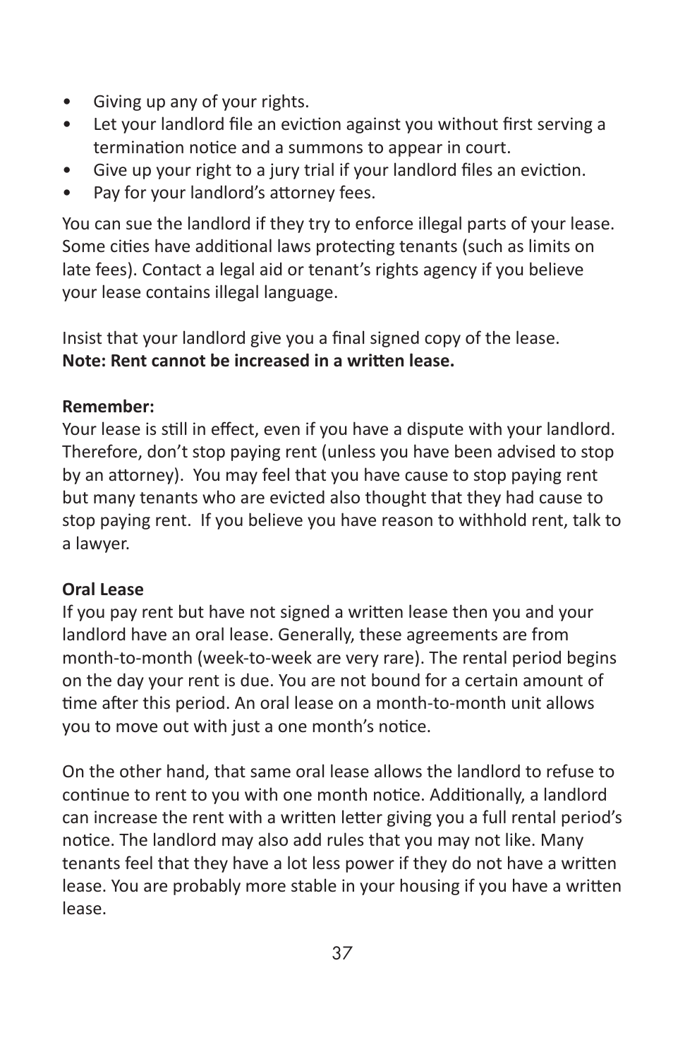- Giving up any of your rights.
- Let your landlord file an eviction against you without first serving a termination notice and a summons to appear in court.
- Give up your right to a jury trial if your landlord files an eviction.
- Pay for your landlord's attorney fees.

You can sue the landlord if they try to enforce illegal parts of your lease. Some cities have additional laws protecting tenants (such as limits on late fees). Contact a legal aid or tenant's rights agency if you believe your lease contains illegal language.

Insist that your landlord give you a final signed copy of the lease.
**Note: Rent cannot be increased in a written lease.**

**Remember:**
Your lease is still in effect, even if you have a dispute with your landlord. Therefore, don't stop paying rent (unless you have been advised to stop by an attorney). You may feel that you have cause to stop paying rent but many tenants who are evicted also thought that they had cause to stop paying rent. If you believe you have reason to withhold rent, talk to a lawyer.

**Oral Lease**
If you pay rent but have not signed a written lease then you and your landlord have an oral lease. Generally, these agreements are from month-to-month (week-to-week are very rare). The rental period begins on the day your rent is due. You are not bound for a certain amount of time after this period. An oral lease on a month-to-month unit allows you to move out with just a one month's notice.

On the other hand, that same oral lease allows the landlord to refuse to continue to rent to you with one month notice. Additionally, a landlord can increase the rent with a written letter giving you a full rental period's notice. The landlord may also add rules that you may not like. Many tenants feel that they have a lot less power if they do not have a written lease. You are probably more stable in your housing if you have a written lease.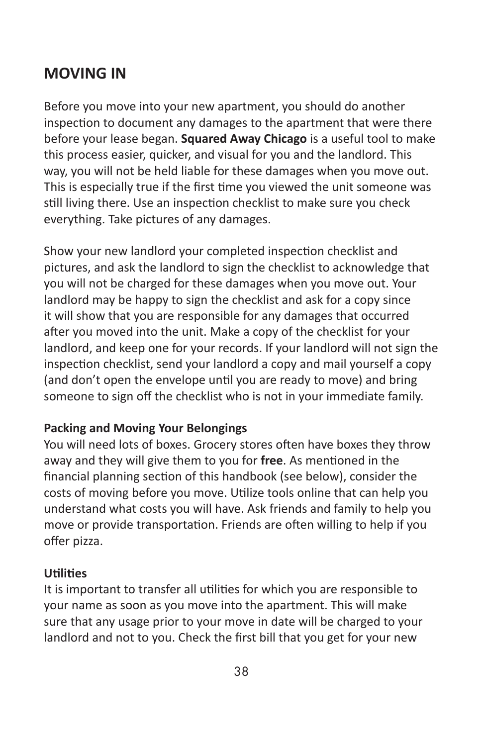## MOVING IN

Before you move into your new apartment, you should do another inspection to document any damages to the apartment that were there before your lease began. **Squared Away Chicago** is a useful tool to make this process easier, quicker, and visual for you and the landlord. This way, you will not be held liable for these damages when you move out. This is especially true if the first time you viewed the unit someone was still living there. Use an inspection checklist to make sure you check everything. Take pictures of any damages.

Show your new landlord your completed inspection checklist and pictures, and ask the landlord to sign the checklist to acknowledge that you will not be charged for these damages when you move out. Your landlord may be happy to sign the checklist and ask for a copy since it will show that you are responsible for any damages that occurred after you moved into the unit. Make a copy of the checklist for your landlord, and keep one for your records. If your landlord will not sign the inspection checklist, send your landlord a copy and mail yourself a copy (and don't open the envelope until you are ready to move) and bring someone to sign off the checklist who is not in your immediate family.

### Packing and Moving Your Belongings

You will need lots of boxes. Grocery stores often have boxes they throw away and they will give them to you for **free**. As mentioned in the financial planning section of this handbook (see below), consider the costs of moving before you move. Utilize tools online that can help you understand what costs you will have. Ask friends and family to help you move or provide transportation. Friends are often willing to help if you offer pizza.

### Utilities

It is important to transfer all utilities for which you are responsible to your name as soon as you move into the apartment. This will make sure that any usage prior to your move in date will be charged to your landlord and not to you. Check the first bill that you get for your new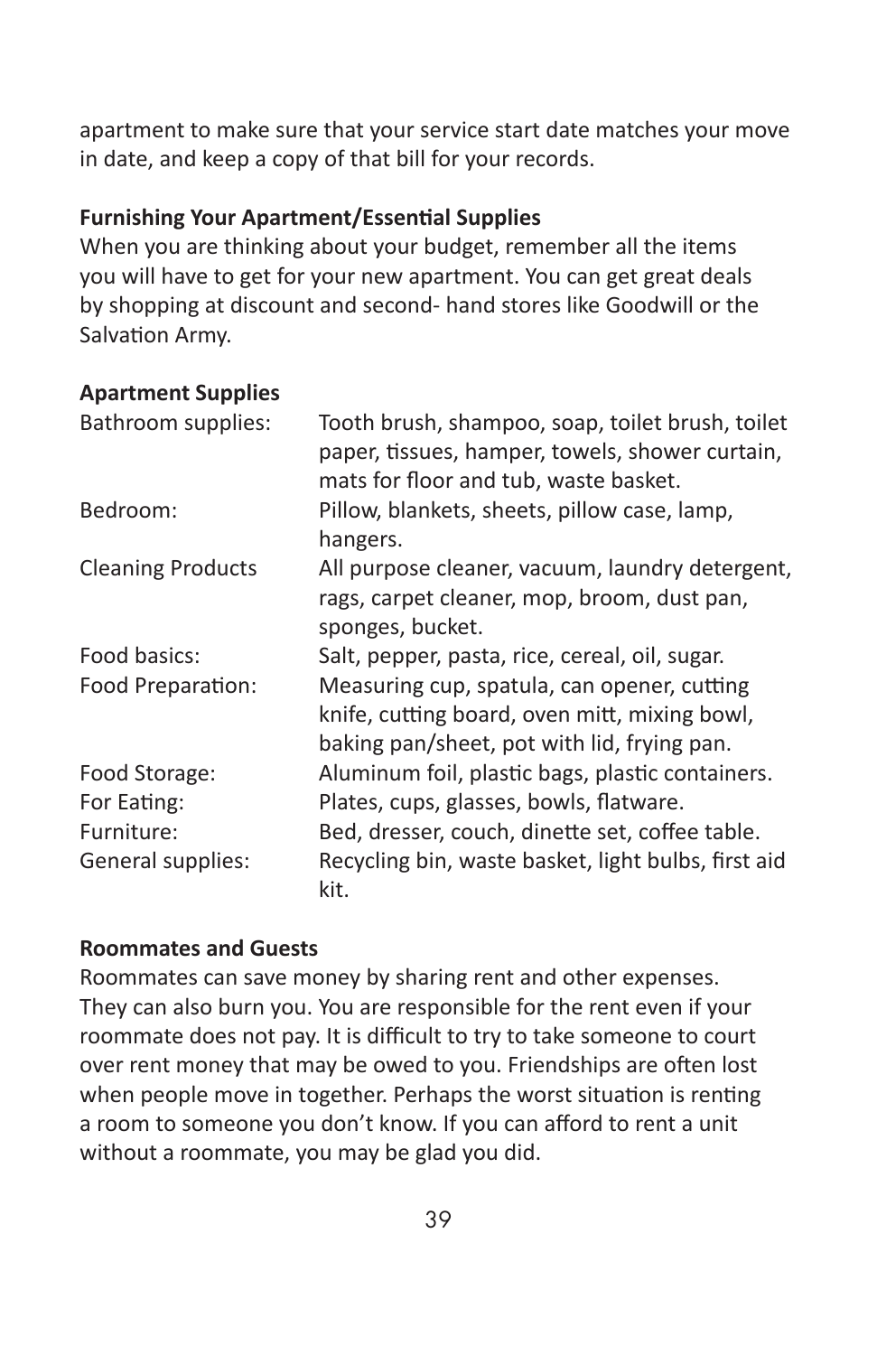apartment to make sure that your service start date matches your move in date, and keep a copy of that bill for your records.

**Furnishing Your Apartment/Essential Supplies**

When you are thinking about your budget, remember all the items you will have to get for your new apartment. You can get great deals by shopping at discount and second- hand stores like Goodwill or the Salvation Army.

**Apartment Supplies**

| | |
|---|---|
| Bathroom supplies: | Tooth brush, shampoo, soap, toilet brush, toilet paper, tissues, hamper, towels, shower curtain, mats for floor and tub, waste basket. |
| Bedroom: | Pillow, blankets, sheets, pillow case, lamp, hangers. |
| Cleaning Products | All purpose cleaner, vacuum, laundry detergent, rags, carpet cleaner, mop, broom, dust pan, sponges, bucket. |
| Food basics: | Salt, pepper, pasta, rice, cereal, oil, sugar. |
| Food Preparation: | Measuring cup, spatula, can opener, cutting knife, cutting board, oven mitt, mixing bowl, baking pan/sheet, pot with lid, frying pan. |
| Food Storage: | Aluminum foil, plastic bags, plastic containers. |
| For Eating: | Plates, cups, glasses, bowls, flatware. |
| Furniture: | Bed, dresser, couch, dinette set, coffee table. |
| General supplies: | Recycling bin, waste basket, light bulbs, first aid kit. |

**Roommates and Guests**

Roommates can save money by sharing rent and other expenses. They can also burn you. You are responsible for the rent even if your roommate does not pay. It is difficult to try to take someone to court over rent money that may be owed to you. Friendships are often lost when people move in together. Perhaps the worst situation is renting a room to someone you don't know. If you can afford to rent a unit without a roommate, you may be glad you did.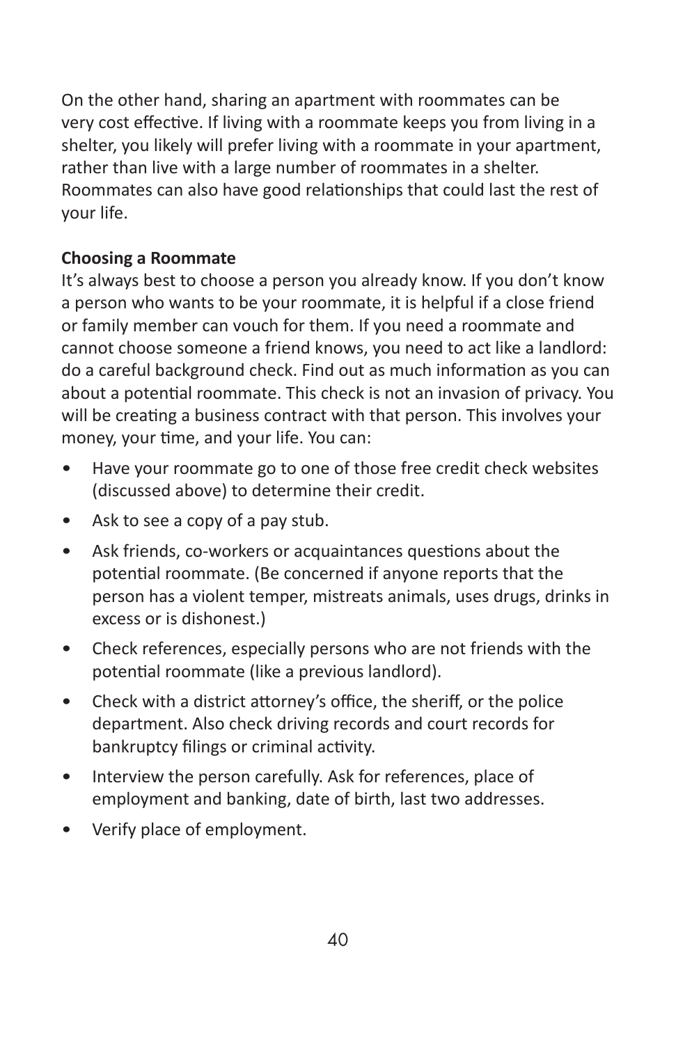On the other hand, sharing an apartment with roommates can be very cost effective. If living with a roommate keeps you from living in a shelter, you likely will prefer living with a roommate in your apartment, rather than live with a large number of roommates in a shelter. Roommates can also have good relationships that could last the rest of your life.

**Choosing a Roommate**

It's always best to choose a person you already know. If you don't know a person who wants to be your roommate, it is helpful if a close friend or family member can vouch for them. If you need a roommate and cannot choose someone a friend knows, you need to act like a landlord: do a careful background check. Find out as much information as you can about a potential roommate. This check is not an invasion of privacy. You will be creating a business contract with that person. This involves your money, your time, and your life. You can:

- Have your roommate go to one of those free credit check websites (discussed above) to determine their credit.
- Ask to see a copy of a pay stub.
- Ask friends, co-workers or acquaintances questions about the potential roommate. (Be concerned if anyone reports that the person has a violent temper, mistreats animals, uses drugs, drinks in excess or is dishonest.)
- Check references, especially persons who are not friends with the potential roommate (like a previous landlord).
- Check with a district attorney's office, the sheriff, or the police department. Also check driving records and court records for bankruptcy filings or criminal activity.
- Interview the person carefully. Ask for references, place of employment and banking, date of birth, last two addresses.
- Verify place of employment.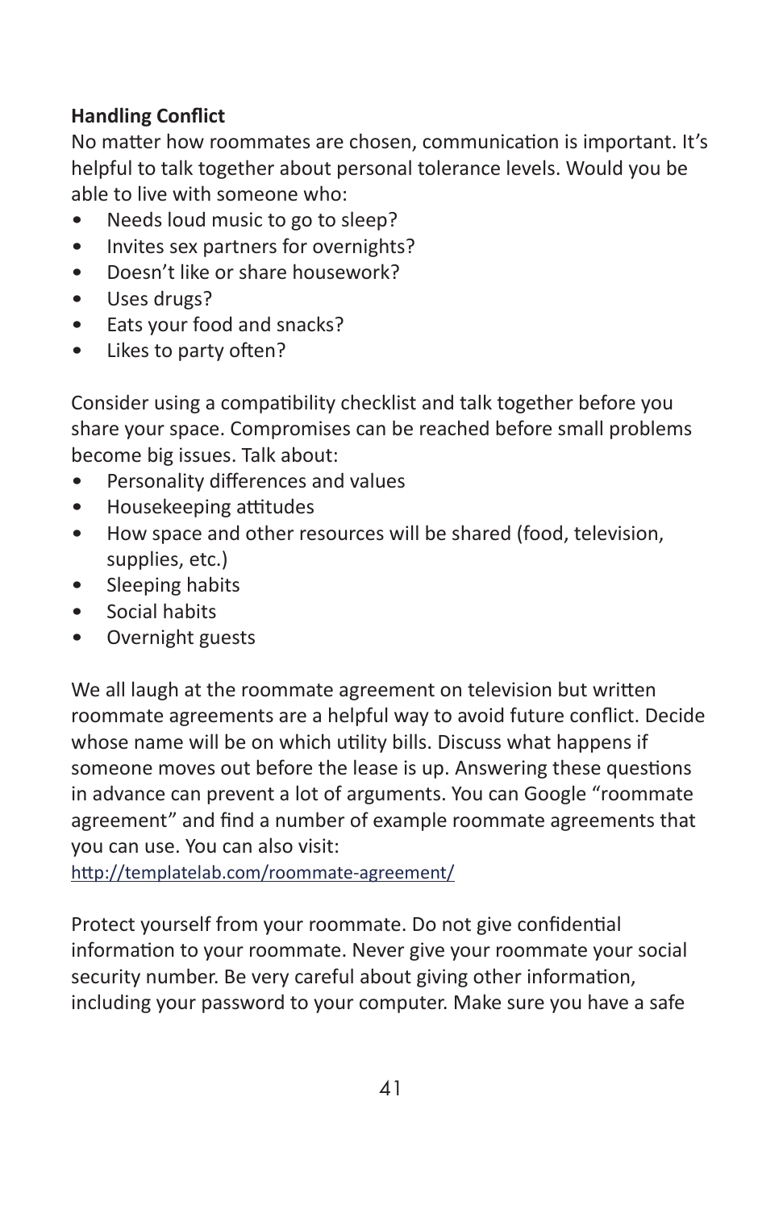**Handling Conflict**

No matter how roommates are chosen, communication is important. It's helpful to talk together about personal tolerance levels. Would you be able to live with someone who:

- Needs loud music to go to sleep?
- Invites sex partners for overnights?
- Doesn't like or share housework?
- Uses drugs?
- Eats your food and snacks?
- Likes to party often?

Consider using a compatibility checklist and talk together before you share your space. Compromises can be reached before small problems become big issues. Talk about:

- Personality differences and values
- Housekeeping attitudes
- How space and other resources will be shared (food, television, supplies, etc.)
- Sleeping habits
- Social habits
- Overnight guests

We all laugh at the roommate agreement on television but written roommate agreements are a helpful way to avoid future conflict. Decide whose name will be on which utility bills. Discuss what happens if someone moves out before the lease is up. Answering these questions in advance can prevent a lot of arguments. You can Google "roommate agreement" and find a number of example roommate agreements that you can use. You can also visit:
http://templatelab.com/roommate-agreement/

Protect yourself from your roommate. Do not give confidential information to your roommate. Never give your roommate your social security number. Be very careful about giving other information, including your password to your computer. Make sure you have a safe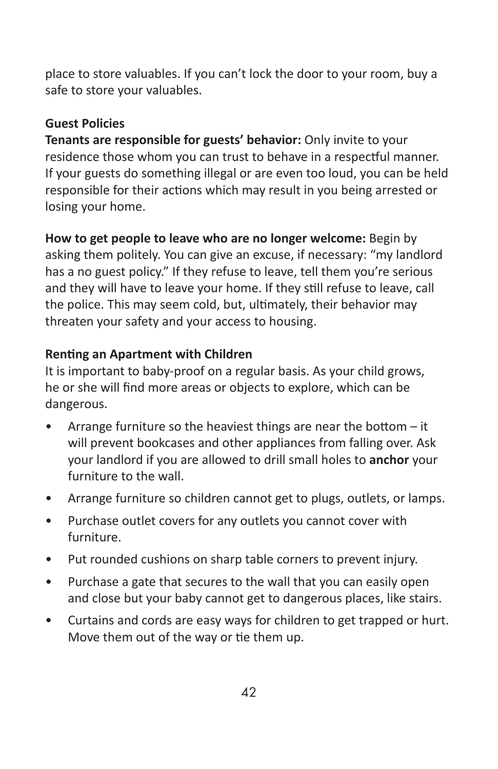place to store valuables. If you can't lock the door to your room, buy a safe to store your valuables.

### Guest Policies

**Tenants are responsible for guests' behavior:** Only invite to your residence those whom you can trust to behave in a respectful manner. If your guests do something illegal or are even too loud, you can be held responsible for their actions which may result in you being arrested or losing your home.

**How to get people to leave who are no longer welcome:** Begin by asking them politely. You can give an excuse, if necessary: "my landlord has a no guest policy." If they refuse to leave, tell them you're serious and they will have to leave your home. If they still refuse to leave, call the police. This may seem cold, but, ultimately, their behavior may threaten your safety and your access to housing.

### Renting an Apartment with Children

It is important to baby-proof on a regular basis. As your child grows, he or she will find more areas or objects to explore, which can be dangerous.

- Arrange furniture so the heaviest things are near the bottom – it will prevent bookcases and other appliances from falling over. Ask your landlord if you are allowed to drill small holes to **anchor** your furniture to the wall.
- Arrange furniture so children cannot get to plugs, outlets, or lamps.
- Purchase outlet covers for any outlets you cannot cover with furniture.
- Put rounded cushions on sharp table corners to prevent injury.
- Purchase a gate that secures to the wall that you can easily open and close but your baby cannot get to dangerous places, like stairs.
- Curtains and cords are easy ways for children to get trapped or hurt. Move them out of the way or tie them up.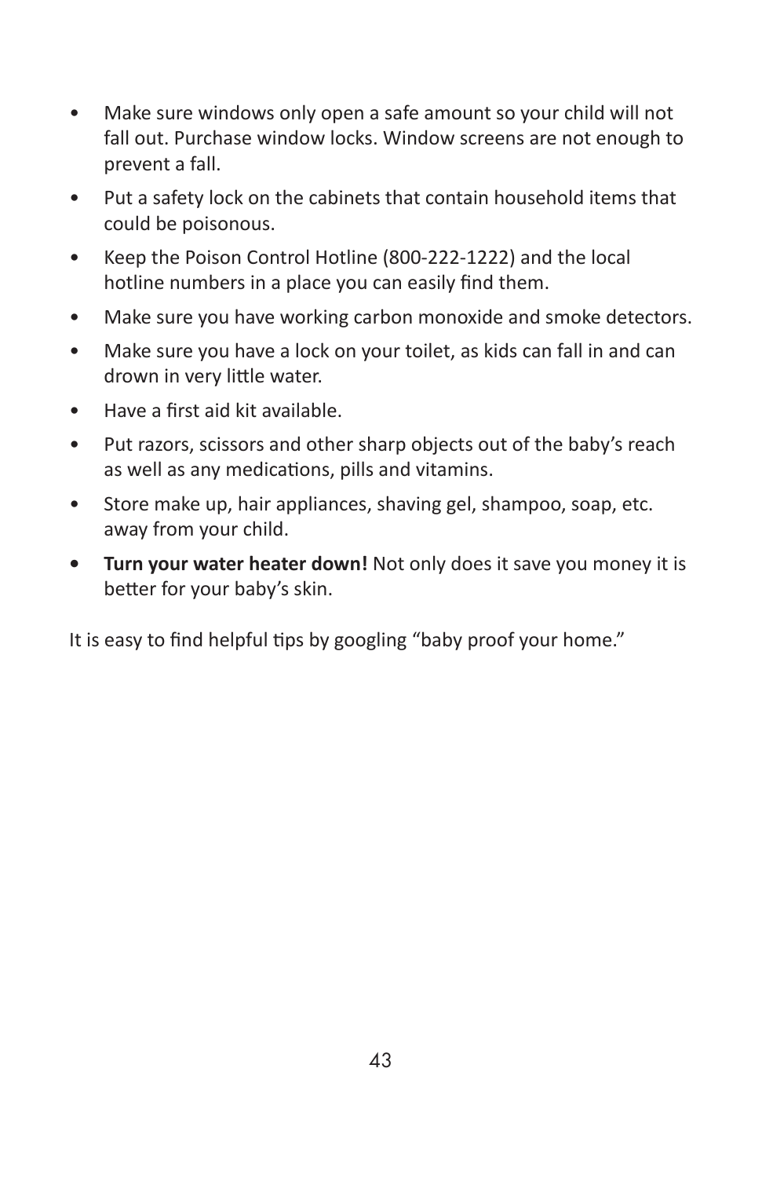- Make sure windows only open a safe amount so your child will not fall out. Purchase window locks. Window screens are not enough to prevent a fall.
- Put a safety lock on the cabinets that contain household items that could be poisonous.
- Keep the Poison Control Hotline (800-222-1222) and the local hotline numbers in a place you can easily find them.
- Make sure you have working carbon monoxide and smoke detectors.
- Make sure you have a lock on your toilet, as kids can fall in and can drown in very little water.
- Have a first aid kit available.
- Put razors, scissors and other sharp objects out of the baby's reach as well as any medications, pills and vitamins.
- Store make up, hair appliances, shaving gel, shampoo, soap, etc. away from your child.
- **Turn your water heater down!** Not only does it save you money it is better for your baby's skin.

It is easy to find helpful tips by googling "baby proof your home."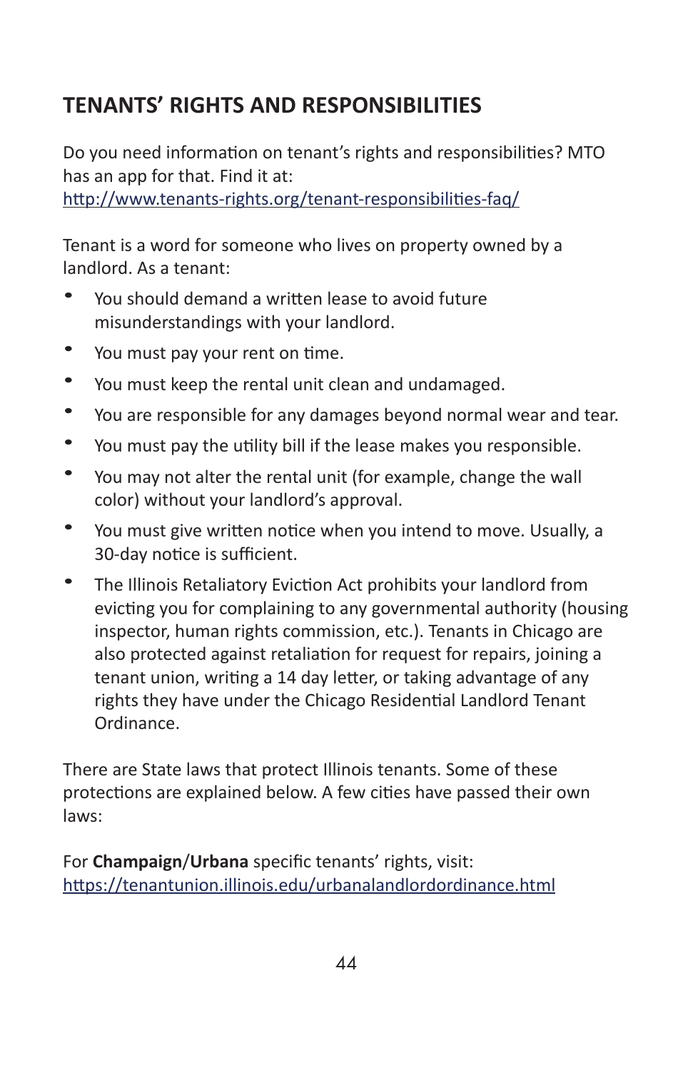## TENANTS' RIGHTS AND RESPONSIBILITIES

Do you need information on tenant's rights and responsibilities? MTO has an app for that. Find it at:
http://www.tenants-rights.org/tenant-responsibilities-faq/

Tenant is a word for someone who lives on property owned by a landlord. As a tenant:

- You should demand a written lease to avoid future misunderstandings with your landlord.
- You must pay your rent on time.
- You must keep the rental unit clean and undamaged.
- You are responsible for any damages beyond normal wear and tear.
- You must pay the utility bill if the lease makes you responsible.
- You may not alter the rental unit (for example, change the wall color) without your landlord's approval.
- You must give written notice when you intend to move. Usually, a 30-day notice is sufficient.
- The Illinois Retaliatory Eviction Act prohibits your landlord from evicting you for complaining to any governmental authority (housing inspector, human rights commission, etc.). Tenants in Chicago are also protected against retaliation for request for repairs, joining a tenant union, writing a 14 day letter, or taking advantage of any rights they have under the Chicago Residential Landlord Tenant Ordinance.

There are State laws that protect Illinois tenants. Some of these protections are explained below. A few cities have passed their own laws:

For **Champaign**/**Urbana** specific tenants' rights, visit:
https://tenantunion.illinois.edu/urbanalandlordordinance.html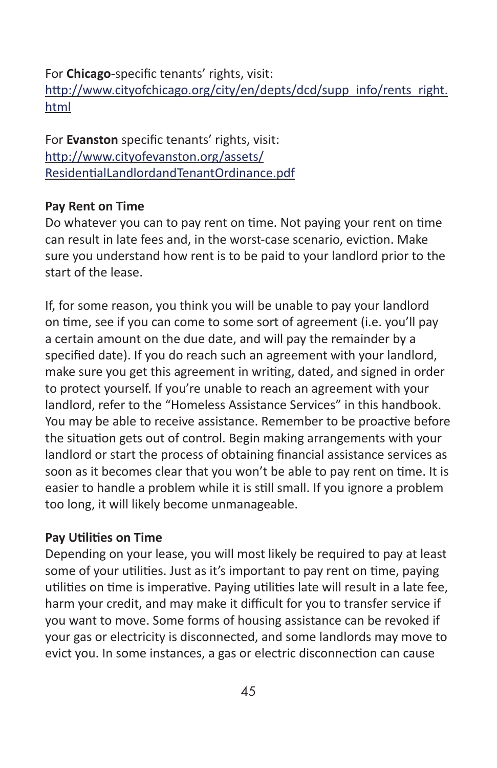For **Chicago**-specific tenants' rights, visit:
http://www.cityofchicago.org/city/en/depts/dcd/supp_info/rents_right.html

For **Evanston** specific tenants' rights, visit:
http://www.cityofevanston.org/assets/ResidentialLandlordandTenantOrdinance.pdf

**Pay Rent on Time**

Do whatever you can to pay rent on time. Not paying your rent on time can result in late fees and, in the worst-case scenario, eviction. Make sure you understand how rent is to be paid to your landlord prior to the start of the lease.

If, for some reason, you think you will be unable to pay your landlord on time, see if you can come to some sort of agreement (i.e. you'll pay a certain amount on the due date, and will pay the remainder by a specified date). If you do reach such an agreement with your landlord, make sure you get this agreement in writing, dated, and signed in order to protect yourself. If you're unable to reach an agreement with your landlord, refer to the "Homeless Assistance Services" in this handbook. You may be able to receive assistance. Remember to be proactive before the situation gets out of control. Begin making arrangements with your landlord or start the process of obtaining financial assistance services as soon as it becomes clear that you won't be able to pay rent on time. It is easier to handle a problem while it is still small. If you ignore a problem too long, it will likely become unmanageable.

**Pay Utilities on Time**

Depending on your lease, you will most likely be required to pay at least some of your utilities. Just as it's important to pay rent on time, paying utilities on time is imperative. Paying utilities late will result in a late fee, harm your credit, and may make it difficult for you to transfer service if you want to move. Some forms of housing assistance can be revoked if your gas or electricity is disconnected, and some landlords may move to evict you. In some instances, a gas or electric disconnection can cause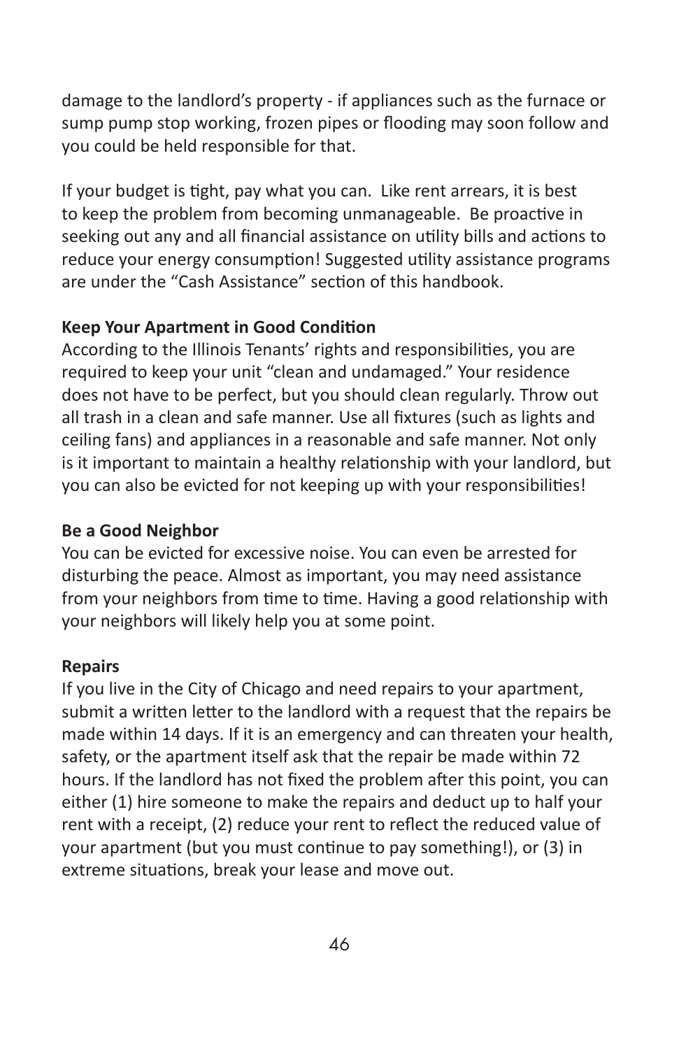damage to the landlord's property - if appliances such as the furnace or sump pump stop working, frozen pipes or flooding may soon follow and you could be held responsible for that.

If your budget is tight, pay what you can. Like rent arrears, it is best to keep the problem from becoming unmanageable. Be proactive in seeking out any and all financial assistance on utility bills and actions to reduce your energy consumption! Suggested utility assistance programs are under the "Cash Assistance" section of this handbook.

**Keep Your Apartment in Good Condition**

According to the Illinois Tenants' rights and responsibilities, you are required to keep your unit "clean and undamaged." Your residence does not have to be perfect, but you should clean regularly. Throw out all trash in a clean and safe manner. Use all fixtures (such as lights and ceiling fans) and appliances in a reasonable and safe manner. Not only is it important to maintain a healthy relationship with your landlord, but you can also be evicted for not keeping up with your responsibilities!

**Be a Good Neighbor**

You can be evicted for excessive noise. You can even be arrested for disturbing the peace. Almost as important, you may need assistance from your neighbors from time to time. Having a good relationship with your neighbors will likely help you at some point.

**Repairs**

If you live in the City of Chicago and need repairs to your apartment, submit a written letter to the landlord with a request that the repairs be made within 14 days. If it is an emergency and can threaten your health, safety, or the apartment itself ask that the repair be made within 72 hours. If the landlord has not fixed the problem after this point, you can either (1) hire someone to make the repairs and deduct up to half your rent with a receipt, (2) reduce your rent to reflect the reduced value of your apartment (but you must continue to pay something!), or (3) in extreme situations, break your lease and move out.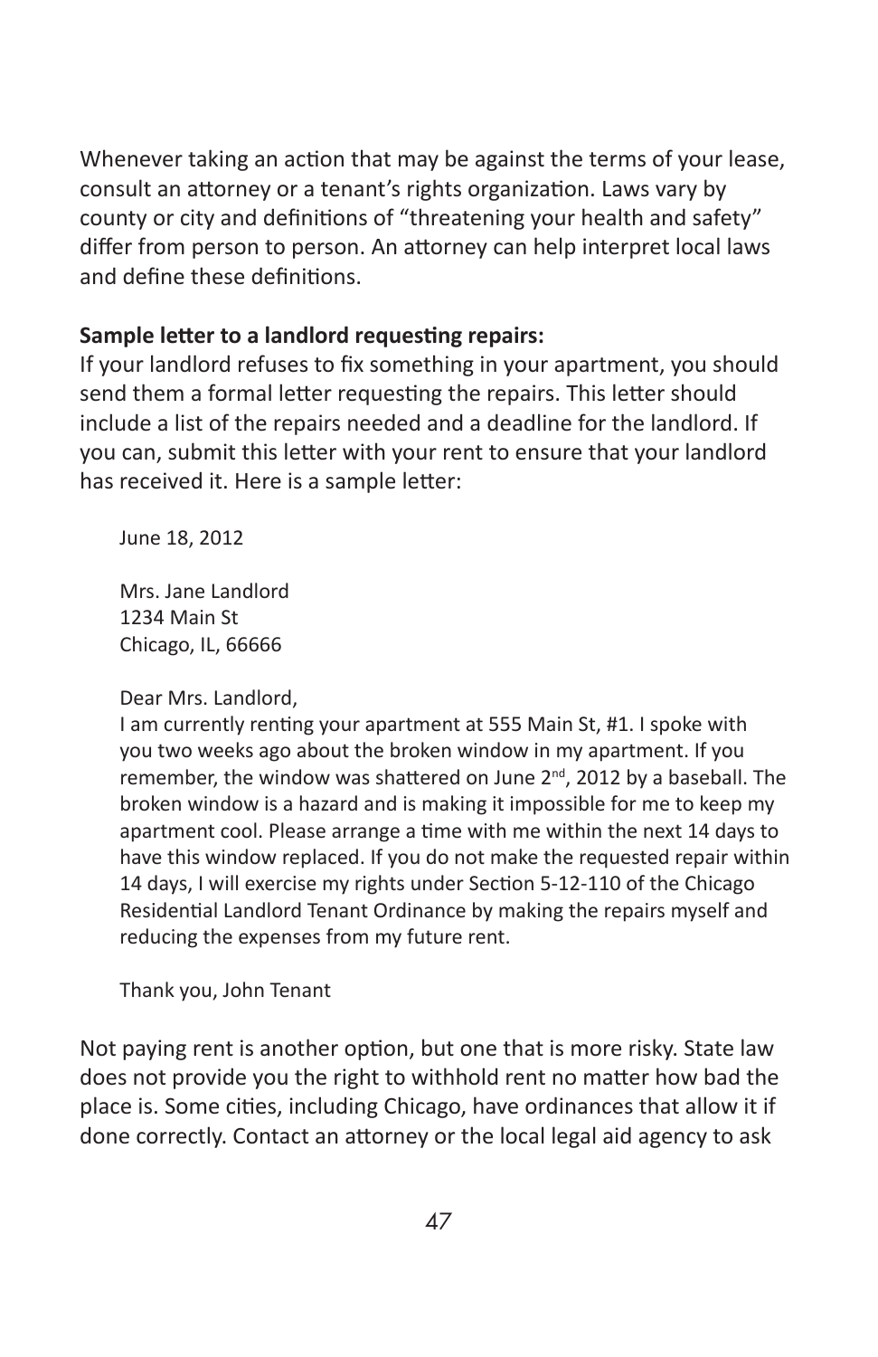Whenever taking an action that may be against the terms of your lease, consult an attorney or a tenant's rights organization. Laws vary by county or city and definitions of "threatening your health and safety" differ from person to person. An attorney can help interpret local laws and define these definitions.

**Sample letter to a landlord requesting repairs:**
If your landlord refuses to fix something in your apartment, you should send them a formal letter requesting the repairs. This letter should include a list of the repairs needed and a deadline for the landlord. If you can, submit this letter with your rent to ensure that your landlord has received it. Here is a sample letter:

> June 18, 2012
>
> Mrs. Jane Landlord
> 1234 Main St
> Chicago, IL, 66666
>
> Dear Mrs. Landlord,
> I am currently renting your apartment at 555 Main St, #1. I spoke with you two weeks ago about the broken window in my apartment. If you remember, the window was shattered on June 2nd, 2012 by a baseball. The broken window is a hazard and is making it impossible for me to keep my apartment cool. Please arrange a time with me within the next 14 days to have this window replaced. If you do not make the requested repair within 14 days, I will exercise my rights under Section 5-12-110 of the Chicago Residential Landlord Tenant Ordinance by making the repairs myself and reducing the expenses from my future rent.
>
> Thank you, John Tenant

Not paying rent is another option, but one that is more risky. State law does not provide you the right to withhold rent no matter how bad the place is. Some cities, including Chicago, have ordinances that allow it if done correctly. Contact an attorney or the local legal aid agency to ask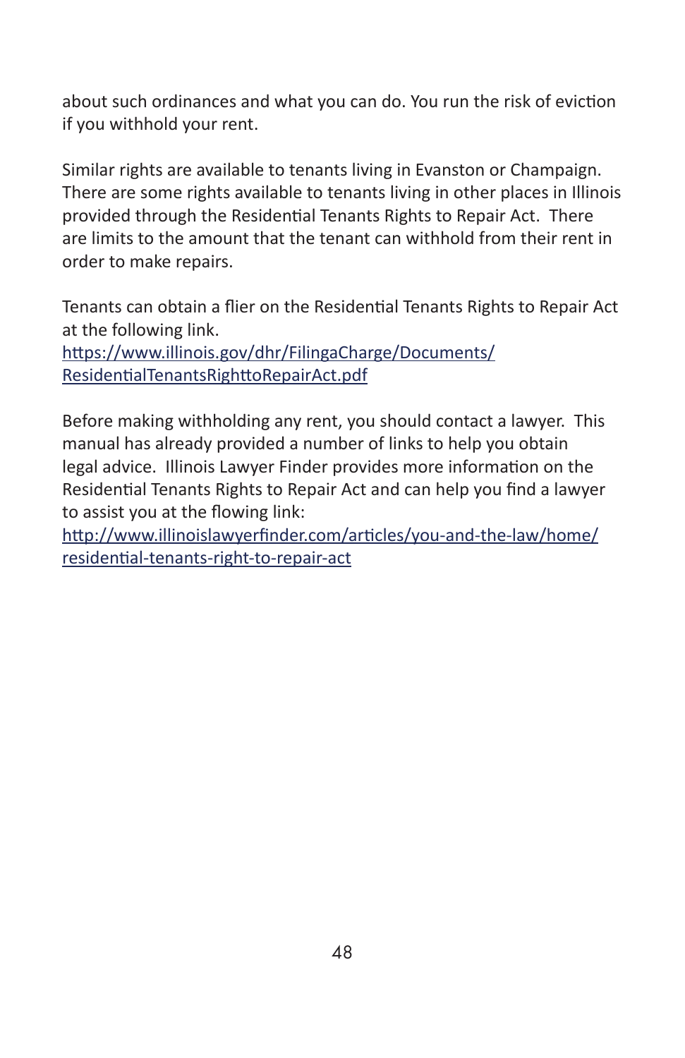about such ordinances and what you can do. You run the risk of eviction if you withhold your rent.

Similar rights are available to tenants living in Evanston or Champaign. There are some rights available to tenants living in other places in Illinois provided through the Residential Tenants Rights to Repair Act. There are limits to the amount that the tenant can withhold from their rent in order to make repairs.

Tenants can obtain a flier on the Residential Tenants Rights to Repair Act at the following link.
https://www.illinois.gov/dhr/FilingaCharge/Documents/ResidentialTenantsRighttoRepairAct.pdf

Before making withholding any rent, you should contact a lawyer. This manual has already provided a number of links to help you obtain legal advice. Illinois Lawyer Finder provides more information on the Residential Tenants Rights to Repair Act and can help you find a lawyer to assist you at the flowing link:
http://www.illinoislawyerfinder.com/articles/you-and-the-law/home/residential-tenants-right-to-repair-act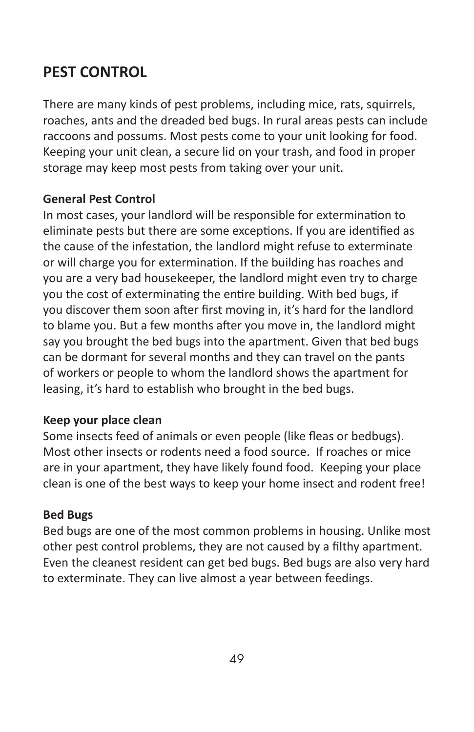## PEST CONTROL

There are many kinds of pest problems, including mice, rats, squirrels, roaches, ants and the dreaded bed bugs. In rural areas pests can include raccoons and possums. Most pests come to your unit looking for food. Keeping your unit clean, a secure lid on your trash, and food in proper storage may keep most pests from taking over your unit.

### General Pest Control

In most cases, your landlord will be responsible for extermination to eliminate pests but there are some exceptions. If you are identified as the cause of the infestation, the landlord might refuse to exterminate or will charge you for extermination. If the building has roaches and you are a very bad housekeeper, the landlord might even try to charge you the cost of exterminating the entire building. With bed bugs, if you discover them soon after first moving in, it's hard for the landlord to blame you. But a few months after you move in, the landlord might say you brought the bed bugs into the apartment. Given that bed bugs can be dormant for several months and they can travel on the pants of workers or people to whom the landlord shows the apartment for leasing, it's hard to establish who brought in the bed bugs.

### Keep your place clean

Some insects feed of animals or even people (like fleas or bedbugs). Most other insects or rodents need a food source. If roaches or mice are in your apartment, they have likely found food. Keeping your place clean is one of the best ways to keep your home insect and rodent free!

### Bed Bugs

Bed bugs are one of the most common problems in housing. Unlike most other pest control problems, they are not caused by a filthy apartment. Even the cleanest resident can get bed bugs. Bed bugs are also very hard to exterminate. They can live almost a year between feedings.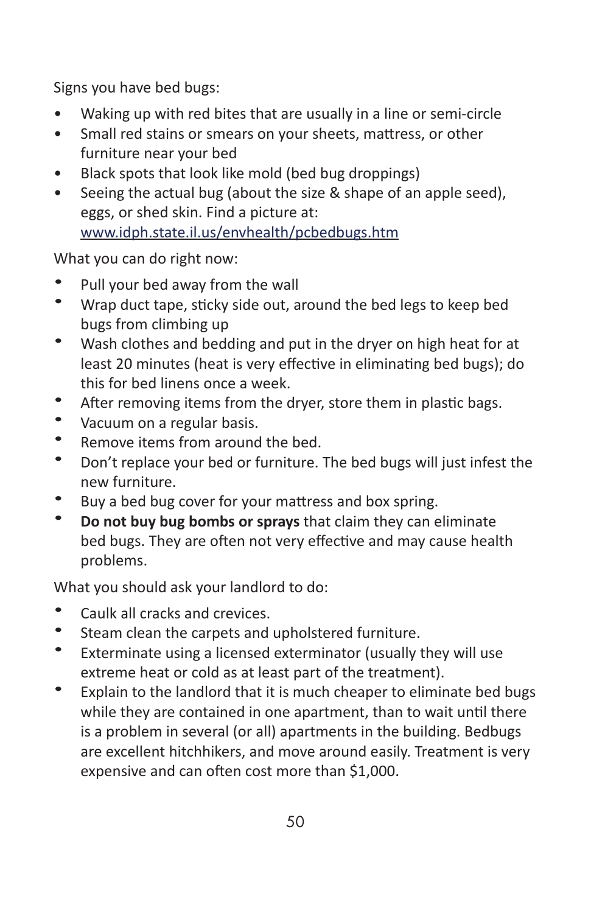Signs you have bed bugs:

- Waking up with red bites that are usually in a line or semi-circle
- Small red stains or smears on your sheets, mattress, or other furniture near your bed
- Black spots that look like mold (bed bug droppings)
- Seeing the actual bug (about the size & shape of an apple seed), eggs, or shed skin. Find a picture at: www.idph.state.il.us/envhealth/pcbedbugs.htm

What you can do right now:

- Pull your bed away from the wall
- Wrap duct tape, sticky side out, around the bed legs to keep bed bugs from climbing up
- Wash clothes and bedding and put in the dryer on high heat for at least 20 minutes (heat is very effective in eliminating bed bugs); do this for bed linens once a week.
- After removing items from the dryer, store them in plastic bags.
- Vacuum on a regular basis.
- Remove items from around the bed.
- Don't replace your bed or furniture. The bed bugs will just infest the new furniture.
- Buy a bed bug cover for your mattress and box spring.
- **Do not buy bug bombs or sprays** that claim they can eliminate bed bugs. They are often not very effective and may cause health problems.

What you should ask your landlord to do:

- Caulk all cracks and crevices.
- Steam clean the carpets and upholstered furniture.
- Exterminate using a licensed exterminator (usually they will use extreme heat or cold as at least part of the treatment).
- Explain to the landlord that it is much cheaper to eliminate bed bugs while they are contained in one apartment, than to wait until there is a problem in several (or all) apartments in the building. Bedbugs are excellent hitchhikers, and move around easily. Treatment is very expensive and can often cost more than $1,000.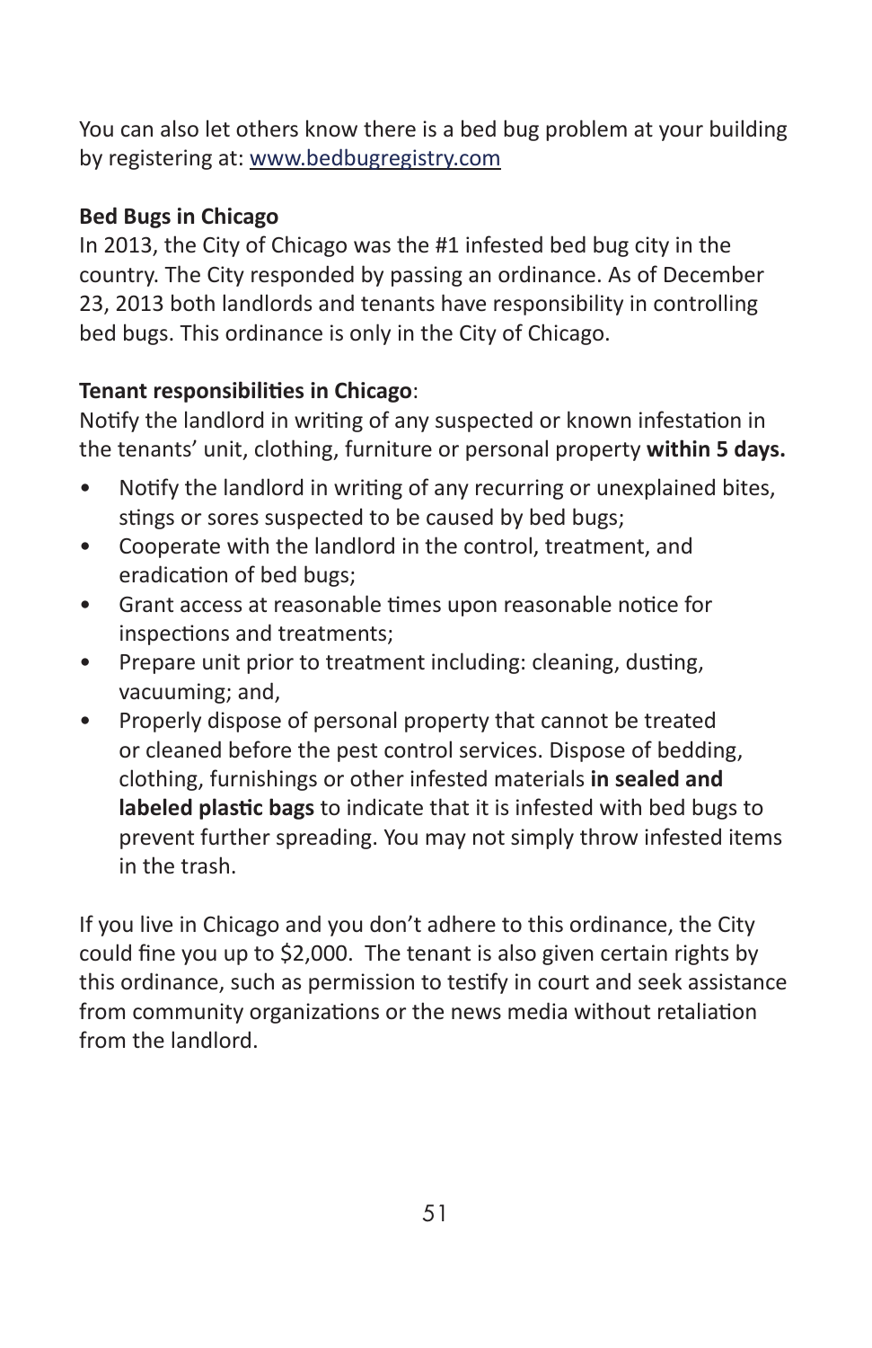You can also let others know there is a bed bug problem at your building by registering at: [www.bedbugregistry.com](http://www.bedbugregistry.com)

**Bed Bugs in Chicago**

In 2013, the City of Chicago was the #1 infested bed bug city in the country. The City responded by passing an ordinance. As of December 23, 2013 both landlords and tenants have responsibility in controlling bed bugs. This ordinance is only in the City of Chicago.

**Tenant responsibilities in Chicago**:

Notify the landlord in writing of any suspected or known infestation in the tenants' unit, clothing, furniture or personal property **within 5 days.**

- Notify the landlord in writing of any recurring or unexplained bites, stings or sores suspected to be caused by bed bugs;
- Cooperate with the landlord in the control, treatment, and eradication of bed bugs;
- Grant access at reasonable times upon reasonable notice for inspections and treatments;
- Prepare unit prior to treatment including: cleaning, dusting, vacuuming; and,
- Properly dispose of personal property that cannot be treated or cleaned before the pest control services. Dispose of bedding, clothing, furnishings or other infested materials **in sealed and labeled plastic bags** to indicate that it is infested with bed bugs to prevent further spreading. You may not simply throw infested items in the trash.

If you live in Chicago and you don't adhere to this ordinance, the City could fine you up to $2,000. The tenant is also given certain rights by this ordinance, such as permission to testify in court and seek assistance from community organizations or the news media without retaliation from the landlord.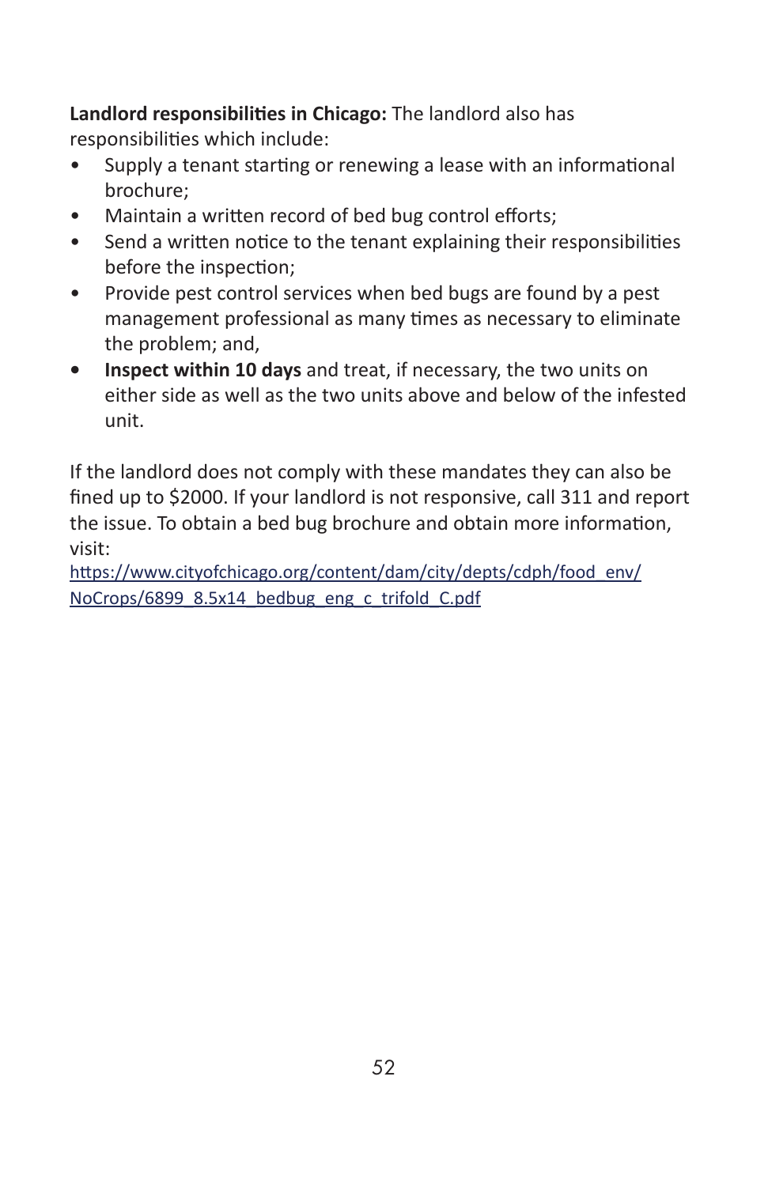**Landlord responsibilities in Chicago:** The landlord also has responsibilities which include:

- Supply a tenant starting or renewing a lease with an informational brochure;
- Maintain a written record of bed bug control efforts;
- Send a written notice to the tenant explaining their responsibilities before the inspection;
- Provide pest control services when bed bugs are found by a pest management professional as many times as necessary to eliminate the problem; and,
- **Inspect within 10 days** and treat, if necessary, the two units on either side as well as the two units above and below of the infested unit.

If the landlord does not comply with these mandates they can also be fined up to $2000. If your landlord is not responsive, call 311 and report the issue. To obtain a bed bug brochure and obtain more information, visit:
https://www.cityofchicago.org/content/dam/city/depts/cdph/food_env/NoCrops/6899_8.5x14_bedbug_eng_c_trifold_C.pdf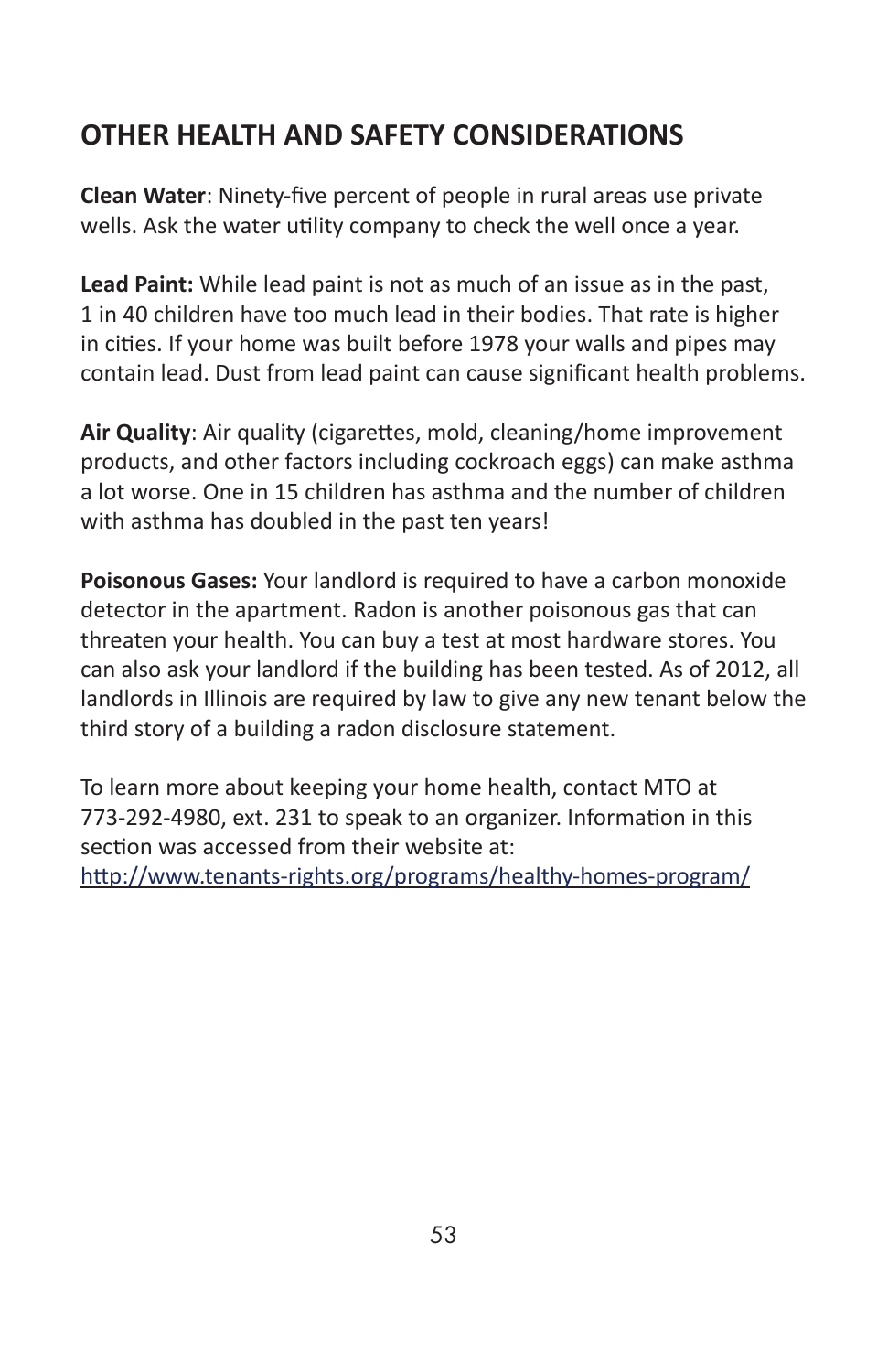## OTHER HEALTH AND SAFETY CONSIDERATIONS

**Clean Water**: Ninety-five percent of people in rural areas use private wells. Ask the water utility company to check the well once a year.

**Lead Paint:** While lead paint is not as much of an issue as in the past, 1 in 40 children have too much lead in their bodies. That rate is higher in cities. If your home was built before 1978 your walls and pipes may contain lead. Dust from lead paint can cause significant health problems.

**Air Quality**: Air quality (cigarettes, mold, cleaning/home improvement products, and other factors including cockroach eggs) can make asthma a lot worse. One in 15 children has asthma and the number of children with asthma has doubled in the past ten years!

**Poisonous Gases:** Your landlord is required to have a carbon monoxide detector in the apartment. Radon is another poisonous gas that can threaten your health. You can buy a test at most hardware stores. You can also ask your landlord if the building has been tested. As of 2012, all landlords in Illinois are required by law to give any new tenant below the third story of a building a radon disclosure statement.

To learn more about keeping your home health, contact MTO at 773-292-4980, ext. 231 to speak to an organizer. Information in this section was accessed from their website at: http://www.tenants-rights.org/programs/healthy-homes-program/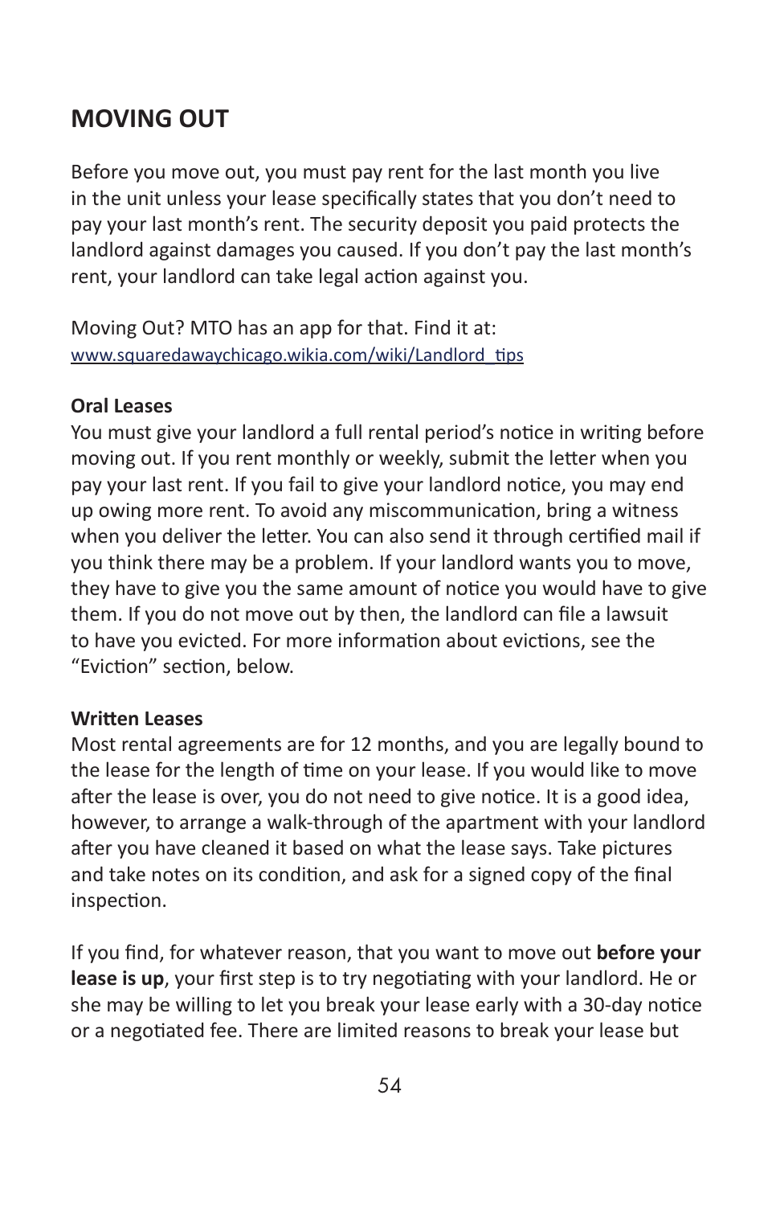## MOVING OUT

Before you move out, you must pay rent for the last month you live in the unit unless your lease specifically states that you don't need to pay your last month's rent. The security deposit you paid protects the landlord against damages you caused. If you don't pay the last month's rent, your landlord can take legal action against you.

Moving Out? MTO has an app for that. Find it at:
www.squaredawaychicago.wikia.com/wiki/Landlord_tips

### Oral Leases

You must give your landlord a full rental period's notice in writing before moving out. If you rent monthly or weekly, submit the letter when you pay your last rent. If you fail to give your landlord notice, you may end up owing more rent. To avoid any miscommunication, bring a witness when you deliver the letter. You can also send it through certified mail if you think there may be a problem. If your landlord wants you to move, they have to give you the same amount of notice you would have to give them. If you do not move out by then, the landlord can file a lawsuit to have you evicted. For more information about evictions, see the "Eviction" section, below.

### Written Leases

Most rental agreements are for 12 months, and you are legally bound to the lease for the length of time on your lease. If you would like to move after the lease is over, you do not need to give notice. It is a good idea, however, to arrange a walk-through of the apartment with your landlord after you have cleaned it based on what the lease says. Take pictures and take notes on its condition, and ask for a signed copy of the final inspection.

If you find, for whatever reason, that you want to move out **before your lease is up**, your first step is to try negotiating with your landlord. He or she may be willing to let you break your lease early with a 30-day notice or a negotiated fee. There are limited reasons to break your lease but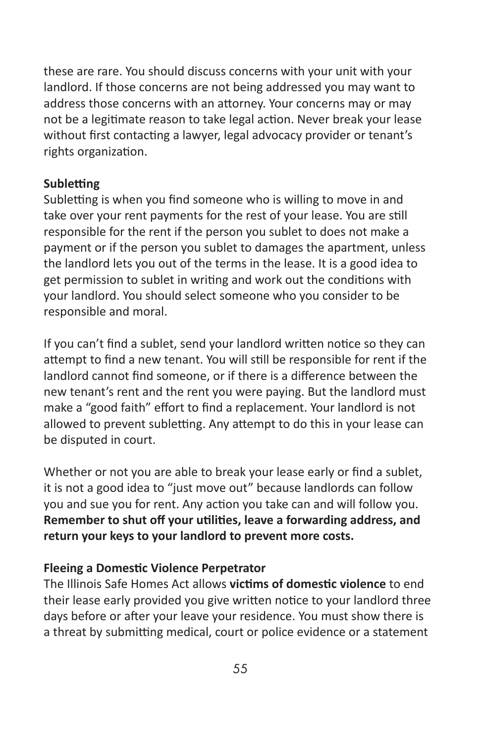these are rare. You should discuss concerns with your unit with your landlord. If those concerns are not being addressed you may want to address those concerns with an attorney. Your concerns may or may not be a legitimate reason to take legal action. Never break your lease without first contacting a lawyer, legal advocacy provider or tenant's rights organization.

**Subletting**

Subletting is when you find someone who is willing to move in and take over your rent payments for the rest of your lease. You are still responsible for the rent if the person you sublet to does not make a payment or if the person you sublet to damages the apartment, unless the landlord lets you out of the terms in the lease. It is a good idea to get permission to sublet in writing and work out the conditions with your landlord. You should select someone who you consider to be responsible and moral.

If you can't find a sublet, send your landlord written notice so they can attempt to find a new tenant. You will still be responsible for rent if the landlord cannot find someone, or if there is a difference between the new tenant's rent and the rent you were paying. But the landlord must make a "good faith" effort to find a replacement. Your landlord is not allowed to prevent subletting. Any attempt to do this in your lease can be disputed in court.

Whether or not you are able to break your lease early or find a sublet, it is not a good idea to "just move out" because landlords can follow you and sue you for rent. Any action you take can and will follow you. **Remember to shut off your utilities, leave a forwarding address, and return your keys to your landlord to prevent more costs.**

**Fleeing a Domestic Violence Perpetrator**

The Illinois Safe Homes Act allows **victims of domestic violence** to end their lease early provided you give written notice to your landlord three days before or after your leave your residence. You must show there is a threat by submitting medical, court or police evidence or a statement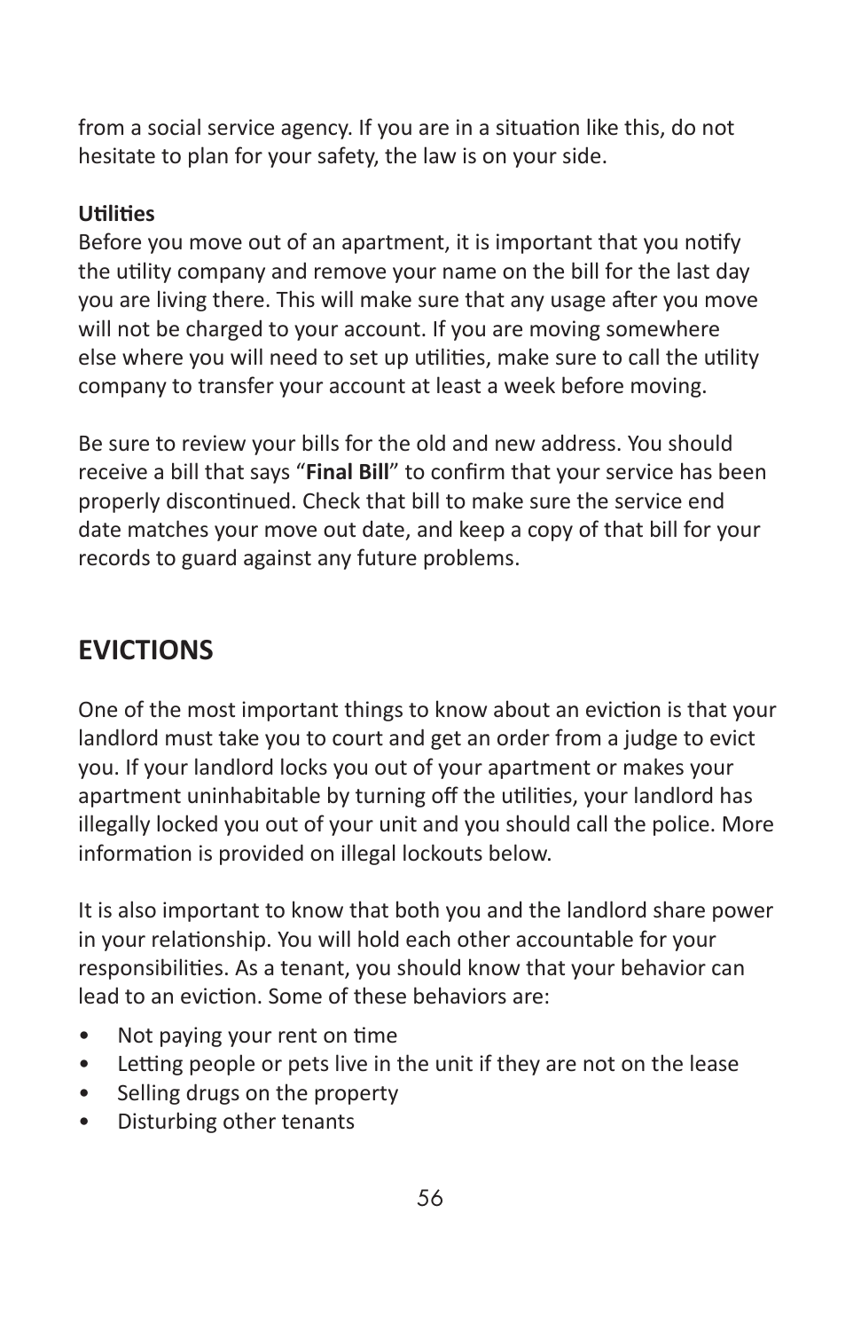from a social service agency. If you are in a situation like this, do not hesitate to plan for your safety, the law is on your side.

**Utilities**

Before you move out of an apartment, it is important that you notify the utility company and remove your name on the bill for the last day you are living there. This will make sure that any usage after you move will not be charged to your account. If you are moving somewhere else where you will need to set up utilities, make sure to call the utility company to transfer your account at least a week before moving.

Be sure to review your bills for the old and new address. You should receive a bill that says "**Final Bill**" to confirm that your service has been properly discontinued. Check that bill to make sure the service end date matches your move out date, and keep a copy of that bill for your records to guard against any future problems.

## EVICTIONS

One of the most important things to know about an eviction is that your landlord must take you to court and get an order from a judge to evict you. If your landlord locks you out of your apartment or makes your apartment uninhabitable by turning off the utilities, your landlord has illegally locked you out of your unit and you should call the police. More information is provided on illegal lockouts below.

It is also important to know that both you and the landlord share power in your relationship. You will hold each other accountable for your responsibilities. As a tenant, you should know that your behavior can lead to an eviction. Some of these behaviors are:

- Not paying your rent on time
- Letting people or pets live in the unit if they are not on the lease
- Selling drugs on the property
- Disturbing other tenants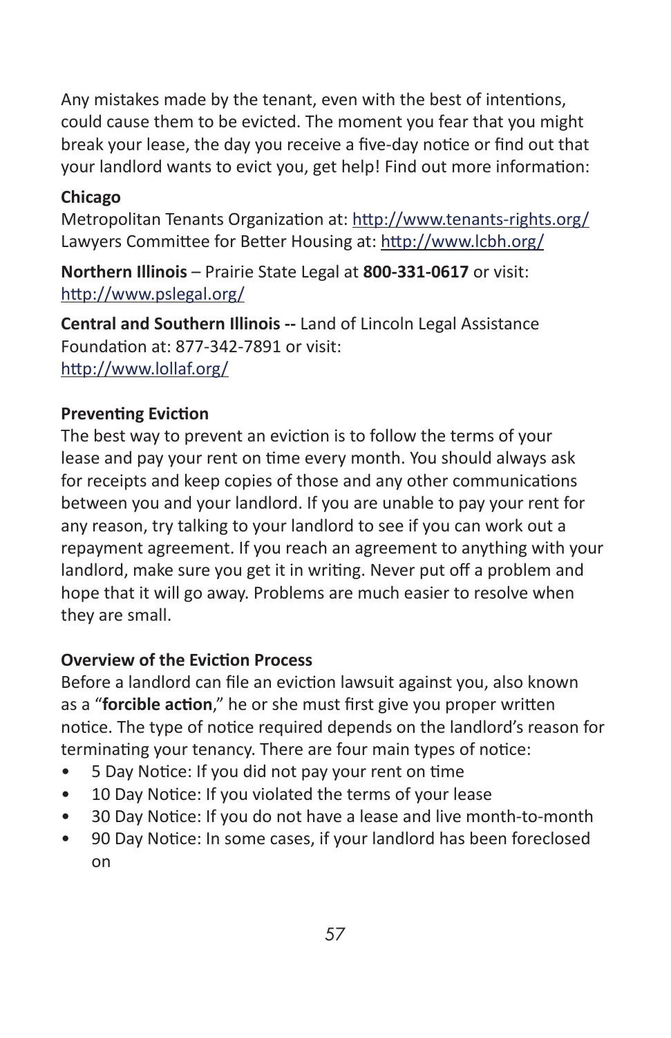Any mistakes made by the tenant, even with the best of intentions, could cause them to be evicted. The moment you fear that you might break your lease, the day you receive a five-day notice or find out that your landlord wants to evict you, get help! Find out more information:

**Chicago**
Metropolitan Tenants Organization at: http://www.tenants-rights.org/
Lawyers Committee for Better Housing at: http://www.lcbh.org/

**Northern Illinois** – Prairie State Legal at **800-331-0617** or visit: http://www.pslegal.org/

**Central and Southern Illinois --** Land of Lincoln Legal Assistance Foundation at: 877-342-7891 or visit:
http://www.lollaf.org/

**Preventing Eviction**

The best way to prevent an eviction is to follow the terms of your lease and pay your rent on time every month. You should always ask for receipts and keep copies of those and any other communications between you and your landlord. If you are unable to pay your rent for any reason, try talking to your landlord to see if you can work out a repayment agreement. If you reach an agreement to anything with your landlord, make sure you get it in writing. Never put off a problem and hope that it will go away. Problems are much easier to resolve when they are small.

**Overview of the Eviction Process**

Before a landlord can file an eviction lawsuit against you, also known as a "**forcible action**," he or she must first give you proper written notice. The type of notice required depends on the landlord's reason for terminating your tenancy. There are four main types of notice:

- 5 Day Notice: If you did not pay your rent on time
- 10 Day Notice: If you violated the terms of your lease
- 30 Day Notice: If you do not have a lease and live month-to-month
- 90 Day Notice: In some cases, if your landlord has been foreclosed on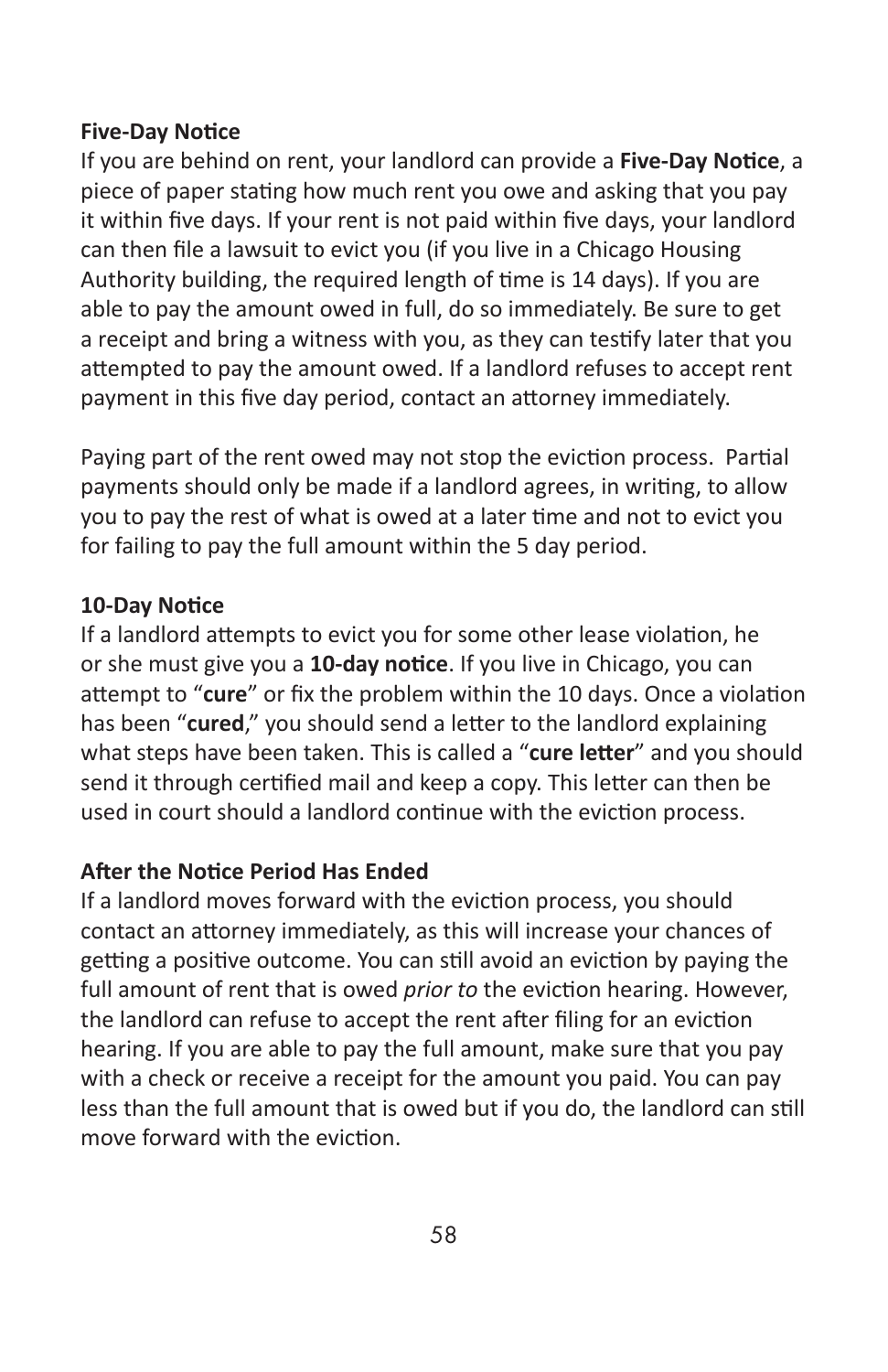**Five-Day Notice**

If you are behind on rent, your landlord can provide a **Five-Day Notice**, a piece of paper stating how much rent you owe and asking that you pay it within five days. If your rent is not paid within five days, your landlord can then file a lawsuit to evict you (if you live in a Chicago Housing Authority building, the required length of time is 14 days). If you are able to pay the amount owed in full, do so immediately. Be sure to get a receipt and bring a witness with you, as they can testify later that you attempted to pay the amount owed. If a landlord refuses to accept rent payment in this five day period, contact an attorney immediately.

Paying part of the rent owed may not stop the eviction process. Partial payments should only be made if a landlord agrees, in writing, to allow you to pay the rest of what is owed at a later time and not to evict you for failing to pay the full amount within the 5 day period.

**10-Day Notice**

If a landlord attempts to evict you for some other lease violation, he or she must give you a **10-day notice**. If you live in Chicago, you can attempt to "**cure**" or fix the problem within the 10 days. Once a violation has been "**cured**," you should send a letter to the landlord explaining what steps have been taken. This is called a "**cure letter**" and you should send it through certified mail and keep a copy. This letter can then be used in court should a landlord continue with the eviction process.

**After the Notice Period Has Ended**

If a landlord moves forward with the eviction process, you should contact an attorney immediately, as this will increase your chances of getting a positive outcome. You can still avoid an eviction by paying the full amount of rent that is owed *prior to* the eviction hearing. However, the landlord can refuse to accept the rent after filing for an eviction hearing. If you are able to pay the full amount, make sure that you pay with a check or receive a receipt for the amount you paid. You can pay less than the full amount that is owed but if you do, the landlord can still move forward with the eviction.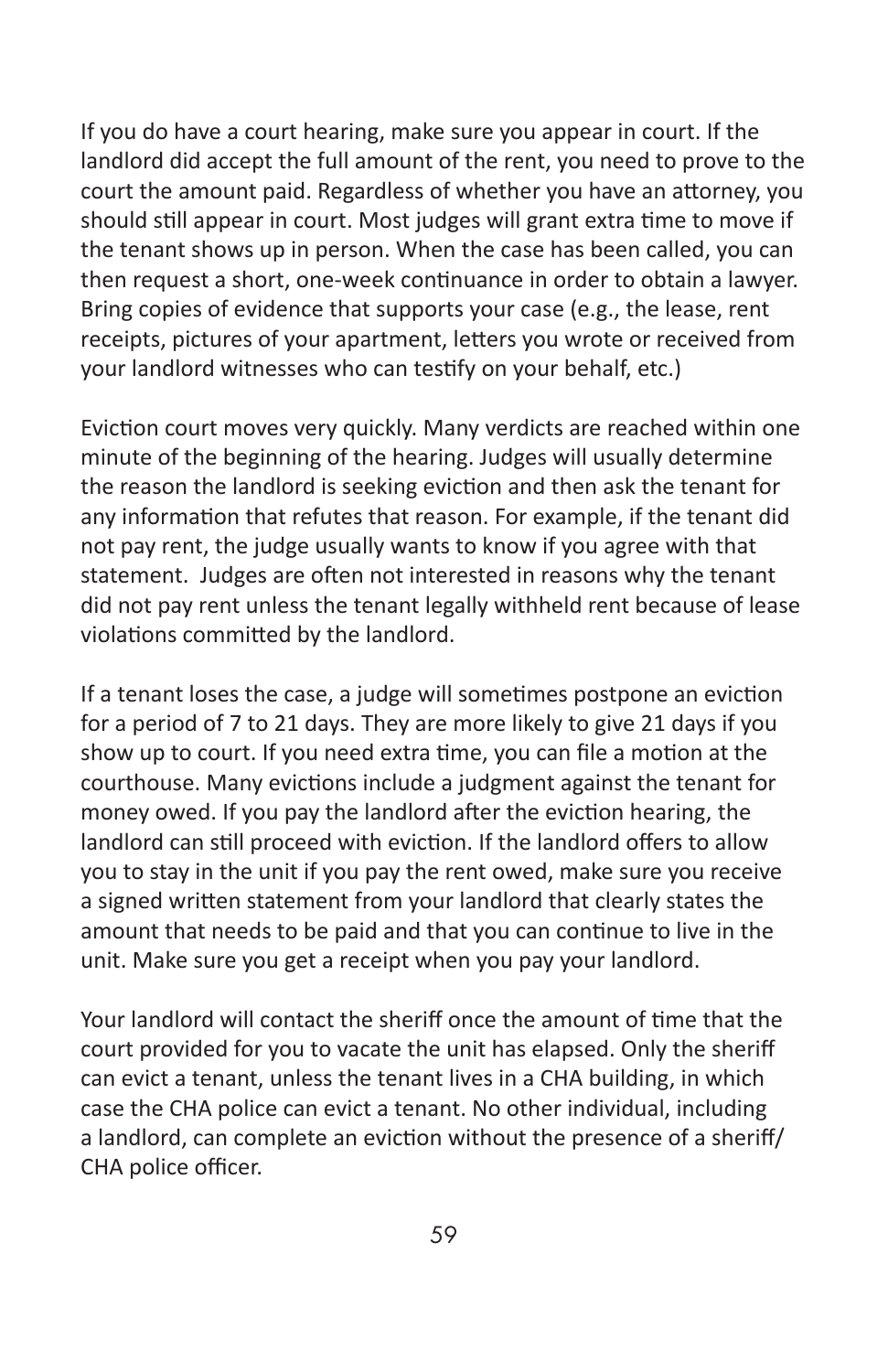If you do have a court hearing, make sure you appear in court. If the landlord did accept the full amount of the rent, you need to prove to the court the amount paid. Regardless of whether you have an attorney, you should still appear in court. Most judges will grant extra time to move if the tenant shows up in person. When the case has been called, you can then request a short, one-week continuance in order to obtain a lawyer. Bring copies of evidence that supports your case (e.g., the lease, rent receipts, pictures of your apartment, letters you wrote or received from your landlord witnesses who can testify on your behalf, etc.)

Eviction court moves very quickly. Many verdicts are reached within one minute of the beginning of the hearing. Judges will usually determine the reason the landlord is seeking eviction and then ask the tenant for any information that refutes that reason. For example, if the tenant did not pay rent, the judge usually wants to know if you agree with that statement. Judges are often not interested in reasons why the tenant did not pay rent unless the tenant legally withheld rent because of lease violations committed by the landlord.

If a tenant loses the case, a judge will sometimes postpone an eviction for a period of 7 to 21 days. They are more likely to give 21 days if you show up to court. If you need extra time, you can file a motion at the courthouse. Many evictions include a judgment against the tenant for money owed. If you pay the landlord after the eviction hearing, the landlord can still proceed with eviction. If the landlord offers to allow you to stay in the unit if you pay the rent owed, make sure you receive a signed written statement from your landlord that clearly states the amount that needs to be paid and that you can continue to live in the unit. Make sure you get a receipt when you pay your landlord.

Your landlord will contact the sheriff once the amount of time that the court provided for you to vacate the unit has elapsed. Only the sheriff can evict a tenant, unless the tenant lives in a CHA building, in which case the CHA police can evict a tenant. No other individual, including a landlord, can complete an eviction without the presence of a sheriff/ CHA police officer.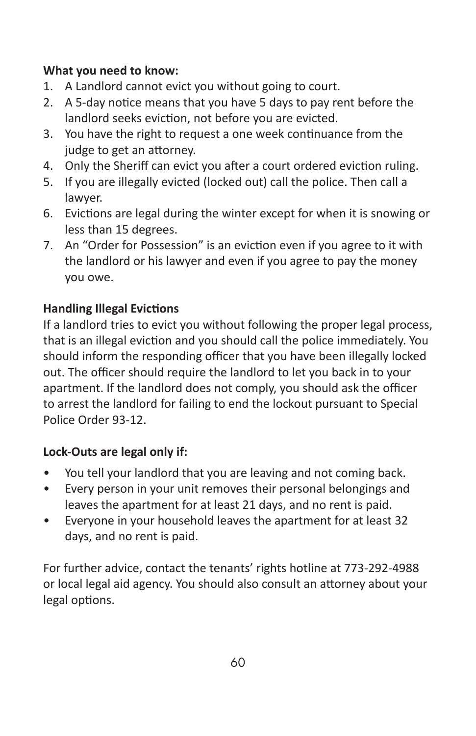**What you need to know:**

1. A Landlord cannot evict you without going to court.
2. A 5-day notice means that you have 5 days to pay rent before the landlord seeks eviction, not before you are evicted.
3. You have the right to request a one week continuance from the judge to get an attorney.
4. Only the Sheriff can evict you after a court ordered eviction ruling.
5. If you are illegally evicted (locked out) call the police. Then call a lawyer.
6. Evictions are legal during the winter except for when it is snowing or less than 15 degrees.
7. An "Order for Possession" is an eviction even if you agree to it with the landlord or his lawyer and even if you agree to pay the money you owe.

**Handling Illegal Evictions**

If a landlord tries to evict you without following the proper legal process, that is an illegal eviction and you should call the police immediately. You should inform the responding officer that you have been illegally locked out. The officer should require the landlord to let you back in to your apartment. If the landlord does not comply, you should ask the officer to arrest the landlord for failing to end the lockout pursuant to Special Police Order 93-12.

**Lock-Outs are legal only if:**

- You tell your landlord that you are leaving and not coming back.
- Every person in your unit removes their personal belongings and leaves the apartment for at least 21 days, and no rent is paid.
- Everyone in your household leaves the apartment for at least 32 days, and no rent is paid.

For further advice, contact the tenants' rights hotline at 773-292-4988 or local legal aid agency. You should also consult an attorney about your legal options.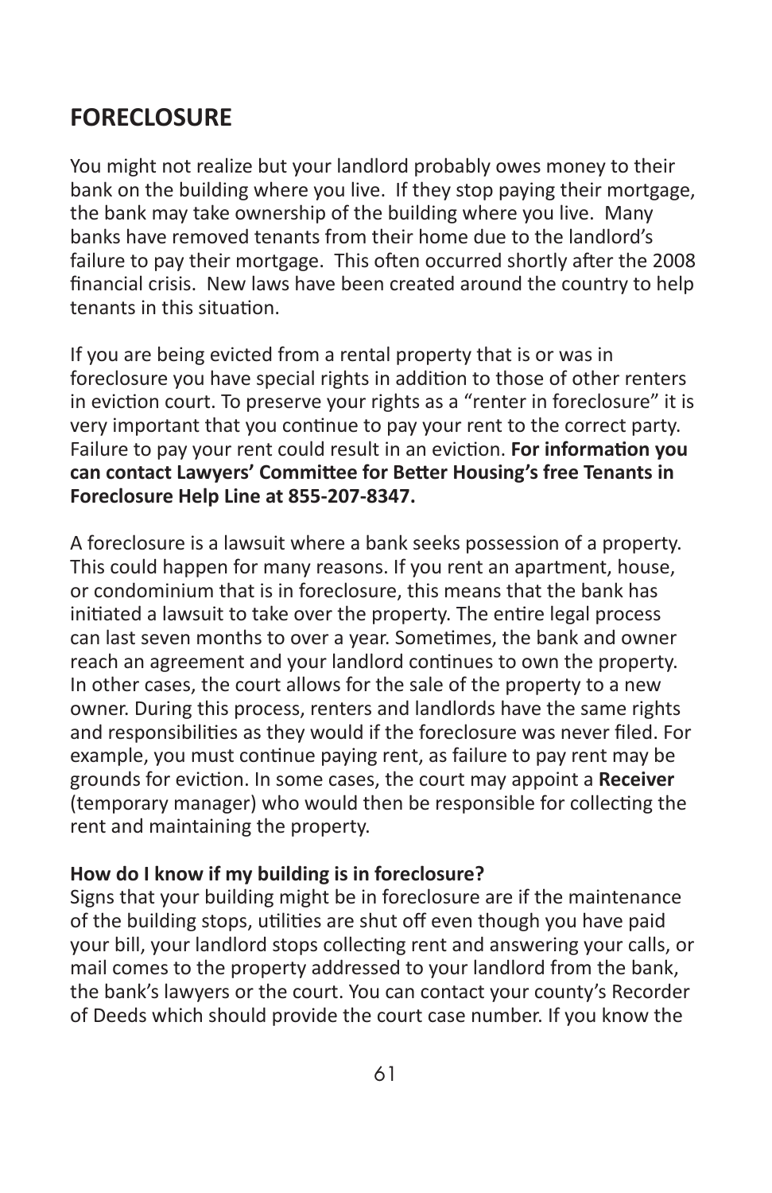## FORECLOSURE

You might not realize but your landlord probably owes money to their bank on the building where you live. If they stop paying their mortgage, the bank may take ownership of the building where you live. Many banks have removed tenants from their home due to the landlord's failure to pay their mortgage. This often occurred shortly after the 2008 financial crisis. New laws have been created around the country to help tenants in this situation.

If you are being evicted from a rental property that is or was in foreclosure you have special rights in addition to those of other renters in eviction court. To preserve your rights as a "renter in foreclosure" it is very important that you continue to pay your rent to the correct party. Failure to pay your rent could result in an eviction. **For information you can contact Lawyers' Committee for Better Housing's free Tenants in Foreclosure Help Line at 855-207-8347.**

A foreclosure is a lawsuit where a bank seeks possession of a property. This could happen for many reasons. If you rent an apartment, house, or condominium that is in foreclosure, this means that the bank has initiated a lawsuit to take over the property. The entire legal process can last seven months to over a year. Sometimes, the bank and owner reach an agreement and your landlord continues to own the property. In other cases, the court allows for the sale of the property to a new owner. During this process, renters and landlords have the same rights and responsibilities as they would if the foreclosure was never filed. For example, you must continue paying rent, as failure to pay rent may be grounds for eviction. In some cases, the court may appoint a **Receiver** (temporary manager) who would then be responsible for collecting the rent and maintaining the property.

**How do I know if my building is in foreclosure?**
Signs that your building might be in foreclosure are if the maintenance of the building stops, utilities are shut off even though you have paid your bill, your landlord stops collecting rent and answering your calls, or mail comes to the property addressed to your landlord from the bank, the bank's lawyers or the court. You can contact your county's Recorder of Deeds which should provide the court case number. If you know the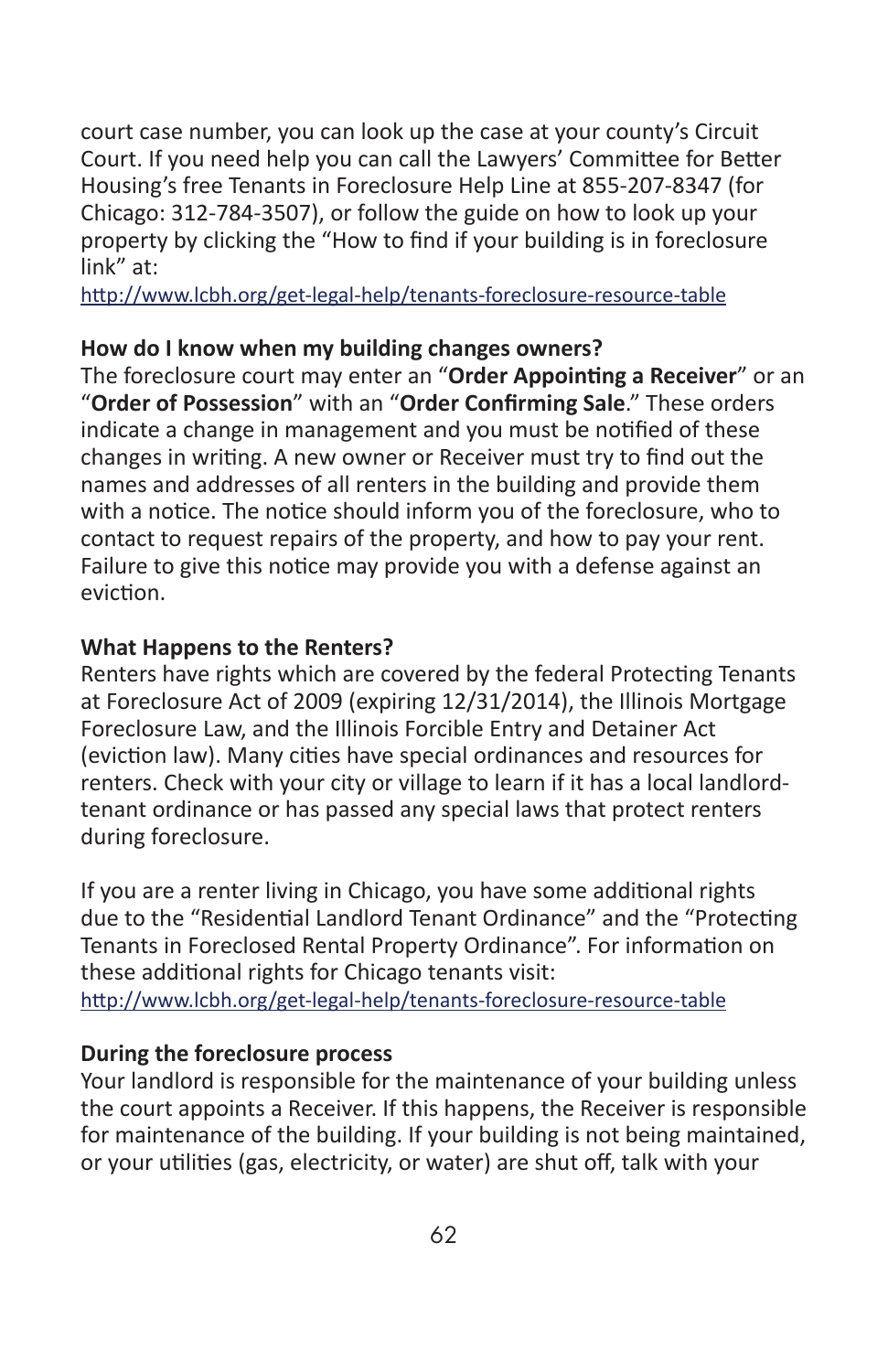court case number, you can look up the case at your county's Circuit Court. If you need help you can call the Lawyers' Committee for Better Housing's free Tenants in Foreclosure Help Line at 855-207-8347 (for Chicago: 312-784-3507), or follow the guide on how to look up your property by clicking the "How to find if your building is in foreclosure link" at:

http://www.lcbh.org/get-legal-help/tenants-foreclosure-resource-table

**How do I know when my building changes owners?**

The foreclosure court may enter an "**Order Appointing a Receiver**" or an "**Order of Possession**" with an "**Order Confirming Sale**." These orders indicate a change in management and you must be notified of these changes in writing. A new owner or Receiver must try to find out the names and addresses of all renters in the building and provide them with a notice. The notice should inform you of the foreclosure, who to contact to request repairs of the property, and how to pay your rent. Failure to give this notice may provide you with a defense against an eviction.

**What Happens to the Renters?**

Renters have rights which are covered by the federal Protecting Tenants at Foreclosure Act of 2009 (expiring 12/31/2014), the Illinois Mortgage Foreclosure Law, and the Illinois Forcible Entry and Detainer Act (eviction law). Many cities have special ordinances and resources for renters. Check with your city or village to learn if it has a local landlord-tenant ordinance or has passed any special laws that protect renters during foreclosure.

If you are a renter living in Chicago, you have some additional rights due to the "Residential Landlord Tenant Ordinance" and the "Protecting Tenants in Foreclosed Rental Property Ordinance". For information on these additional rights for Chicago tenants visit:

http://www.lcbh.org/get-legal-help/tenants-foreclosure-resource-table

**During the foreclosure process**

Your landlord is responsible for the maintenance of your building unless the court appoints a Receiver. If this happens, the Receiver is responsible for maintenance of the building. If your building is not being maintained, or your utilities (gas, electricity, or water) are shut off, talk with your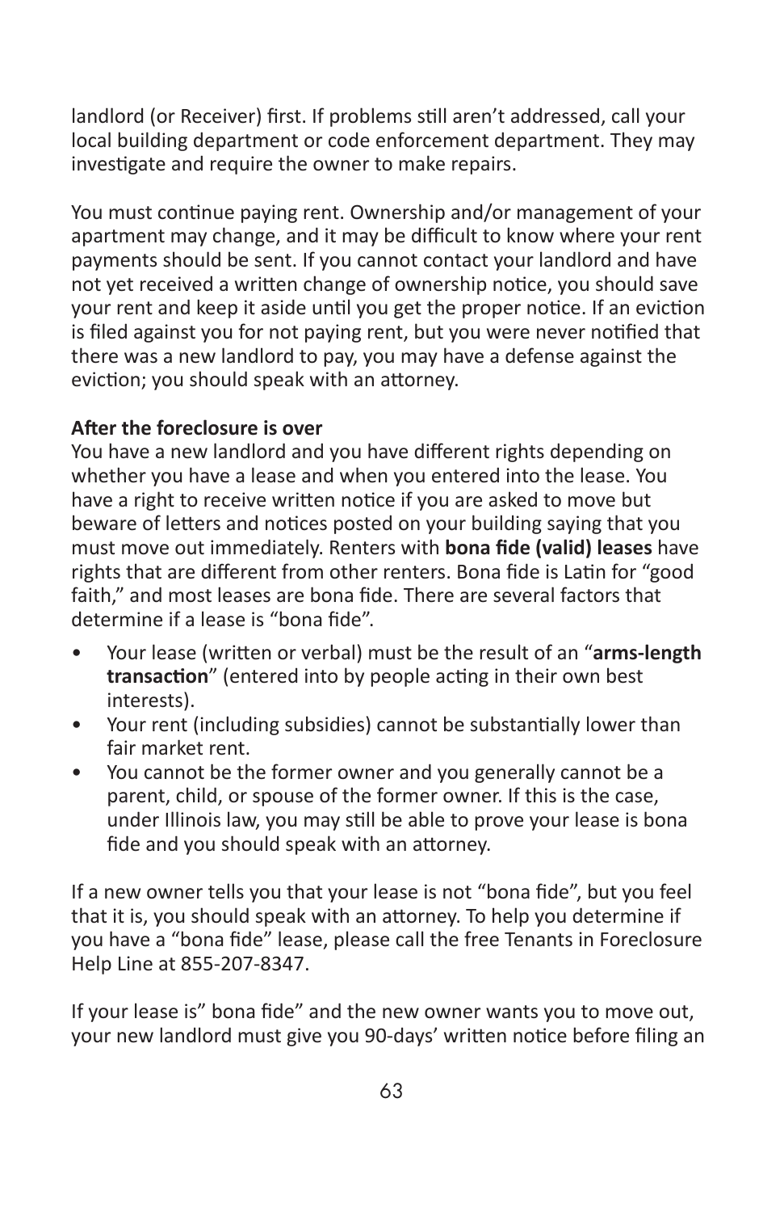landlord (or Receiver) first. If problems still aren't addressed, call your local building department or code enforcement department. They may investigate and require the owner to make repairs.

You must continue paying rent. Ownership and/or management of your apartment may change, and it may be difficult to know where your rent payments should be sent. If you cannot contact your landlord and have not yet received a written change of ownership notice, you should save your rent and keep it aside until you get the proper notice. If an eviction is filed against you for not paying rent, but you were never notified that there was a new landlord to pay, you may have a defense against the eviction; you should speak with an attorney.

**After the foreclosure is over**
You have a new landlord and you have different rights depending on whether you have a lease and when you entered into the lease. You have a right to receive written notice if you are asked to move but beware of letters and notices posted on your building saying that you must move out immediately. Renters with **bona fide (valid) leases** have rights that are different from other renters. Bona fide is Latin for "good faith," and most leases are bona fide. There are several factors that determine if a lease is "bona fide".

- Your lease (written or verbal) must be the result of an "**arms-length transaction**" (entered into by people acting in their own best interests).
- Your rent (including subsidies) cannot be substantially lower than fair market rent.
- You cannot be the former owner and you generally cannot be a parent, child, or spouse of the former owner. If this is the case, under Illinois law, you may still be able to prove your lease is bona fide and you should speak with an attorney.

If a new owner tells you that your lease is not "bona fide", but you feel that it is, you should speak with an attorney. To help you determine if you have a "bona fide" lease, please call the free Tenants in Foreclosure Help Line at 855-207-8347.

If your lease is" bona fide" and the new owner wants you to move out, your new landlord must give you 90-days' written notice before filing an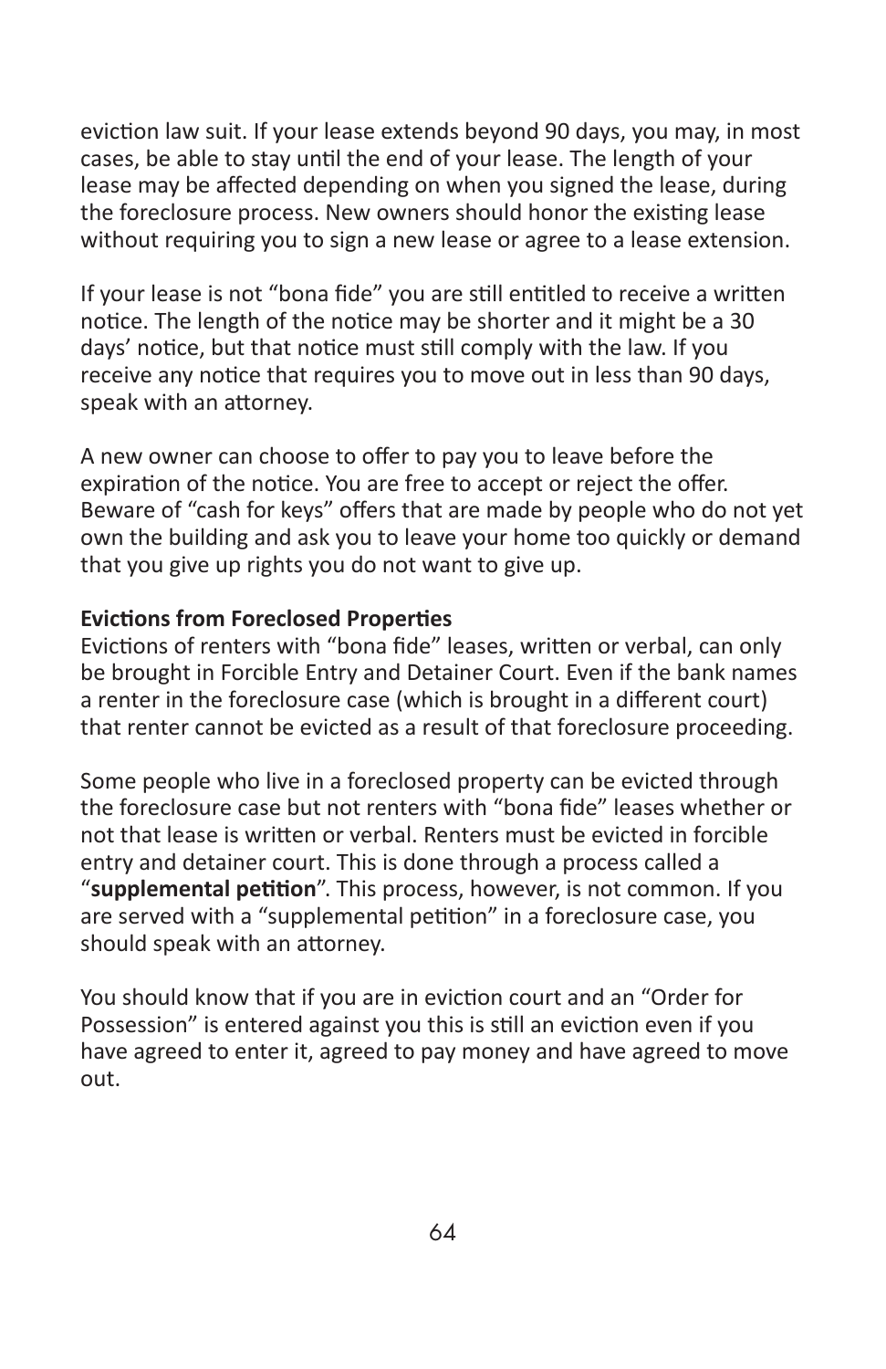eviction law suit. If your lease extends beyond 90 days, you may, in most cases, be able to stay until the end of your lease. The length of your lease may be affected depending on when you signed the lease, during the foreclosure process. New owners should honor the existing lease without requiring you to sign a new lease or agree to a lease extension.

If your lease is not "bona fide" you are still entitled to receive a written notice. The length of the notice may be shorter and it might be a 30 days' notice, but that notice must still comply with the law. If you receive any notice that requires you to move out in less than 90 days, speak with an attorney.

A new owner can choose to offer to pay you to leave before the expiration of the notice. You are free to accept or reject the offer. Beware of "cash for keys" offers that are made by people who do not yet own the building and ask you to leave your home too quickly or demand that you give up rights you do not want to give up.

**Evictions from Foreclosed Properties**

Evictions of renters with "bona fide" leases, written or verbal, can only be brought in Forcible Entry and Detainer Court. Even if the bank names a renter in the foreclosure case (which is brought in a different court) that renter cannot be evicted as a result of that foreclosure proceeding.

Some people who live in a foreclosed property can be evicted through the foreclosure case but not renters with "bona fide" leases whether or not that lease is written or verbal. Renters must be evicted in forcible entry and detainer court. This is done through a process called a "**supplemental petition**". This process, however, is not common. If you are served with a "supplemental petition" in a foreclosure case, you should speak with an attorney.

You should know that if you are in eviction court and an "Order for Possession" is entered against you this is still an eviction even if you have agreed to enter it, agreed to pay money and have agreed to move out.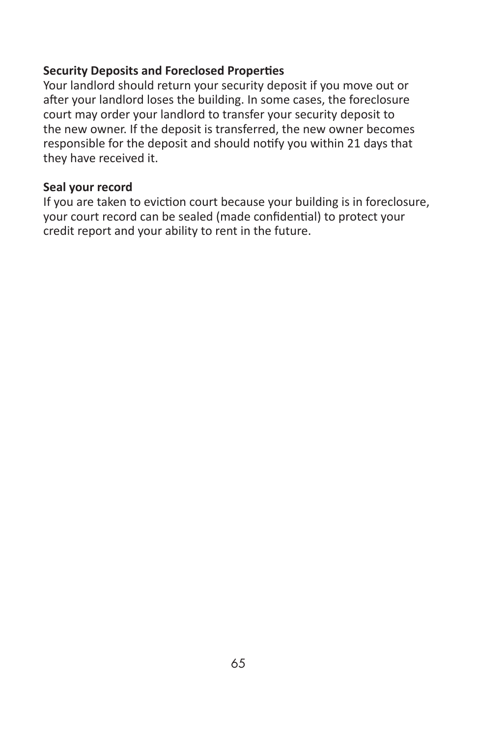**Security Deposits and Foreclosed Properties**

Your landlord should return your security deposit if you move out or after your landlord loses the building. In some cases, the foreclosure court may order your landlord to transfer your security deposit to the new owner. If the deposit is transferred, the new owner becomes responsible for the deposit and should notify you within 21 days that they have received it.

**Seal your record**

If you are taken to eviction court because your building is in foreclosure, your court record can be sealed (made confidential) to protect your credit report and your ability to rent in the future.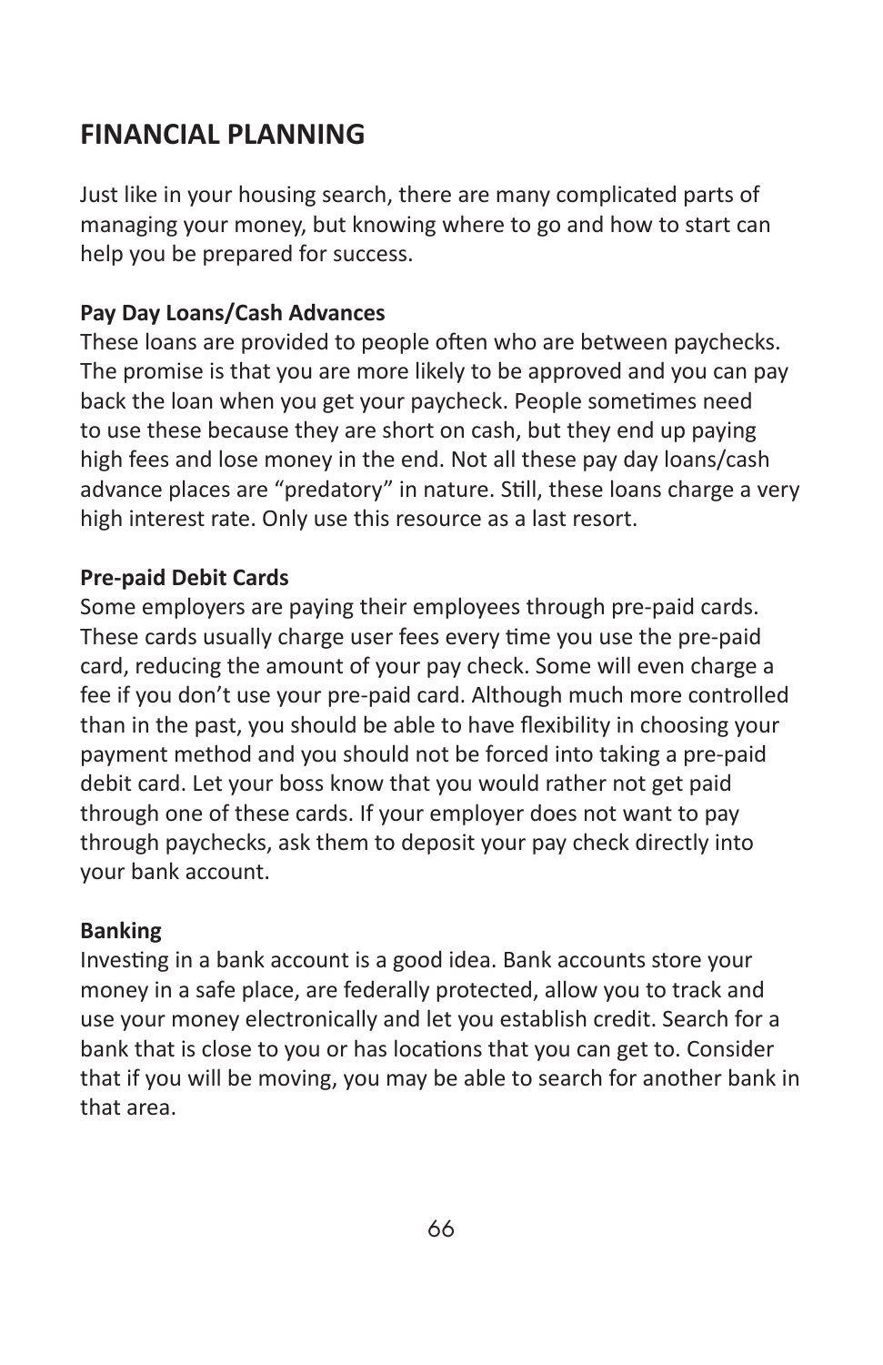## FINANCIAL PLANNING

Just like in your housing search, there are many complicated parts of managing your money, but knowing where to go and how to start can help you be prepared for success.

**Pay Day Loans/Cash Advances**

These loans are provided to people often who are between paychecks. The promise is that you are more likely to be approved and you can pay back the loan when you get your paycheck. People sometimes need to use these because they are short on cash, but they end up paying high fees and lose money in the end. Not all these pay day loans/cash advance places are "predatory" in nature. Still, these loans charge a very high interest rate. Only use this resource as a last resort.

**Pre-paid Debit Cards**

Some employers are paying their employees through pre-paid cards. These cards usually charge user fees every time you use the pre-paid card, reducing the amount of your pay check. Some will even charge a fee if you don't use your pre-paid card. Although much more controlled than in the past, you should be able to have flexibility in choosing your payment method and you should not be forced into taking a pre-paid debit card. Let your boss know that you would rather not get paid through one of these cards. If your employer does not want to pay through paychecks, ask them to deposit your pay check directly into your bank account.

**Banking**

Investing in a bank account is a good idea. Bank accounts store your money in a safe place, are federally protected, allow you to track and use your money electronically and let you establish credit. Search for a bank that is close to you or has locations that you can get to. Consider that if you will be moving, you may be able to search for another bank in that area.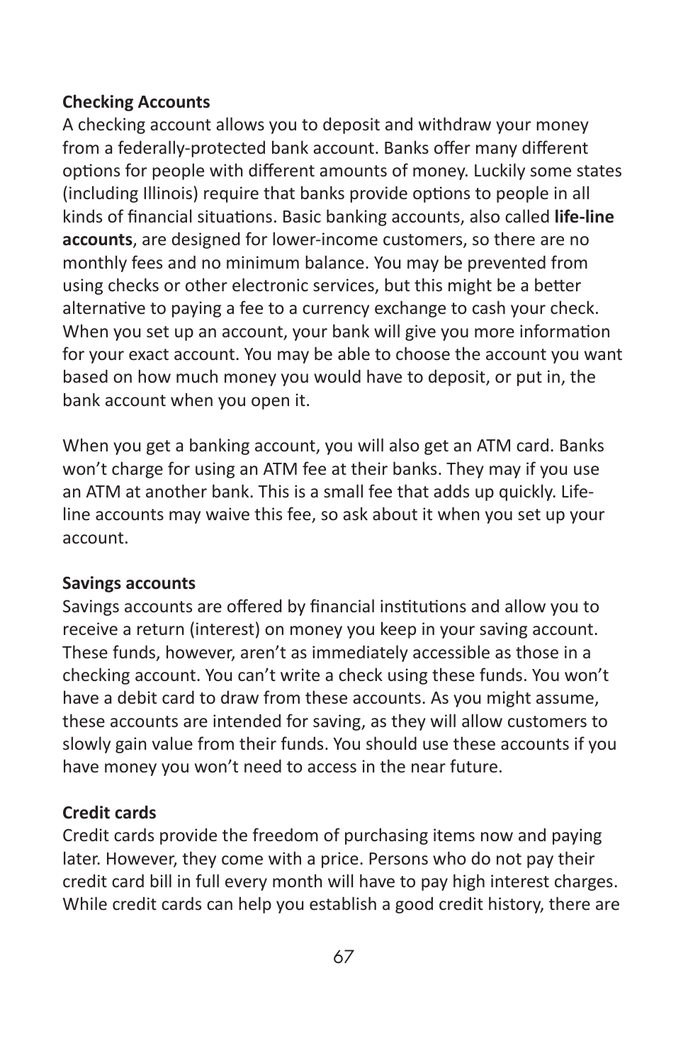**Checking Accounts**

A checking account allows you to deposit and withdraw your money from a federally-protected bank account. Banks offer many different options for people with different amounts of money. Luckily some states (including Illinois) require that banks provide options to people in all kinds of financial situations. Basic banking accounts, also called **life-line accounts**, are designed for lower-income customers, so there are no monthly fees and no minimum balance. You may be prevented from using checks or other electronic services, but this might be a better alternative to paying a fee to a currency exchange to cash your check. When you set up an account, your bank will give you more information for your exact account. You may be able to choose the account you want based on how much money you would have to deposit, or put in, the bank account when you open it.

When you get a banking account, you will also get an ATM card. Banks won't charge for using an ATM fee at their banks. They may if you use an ATM at another bank. This is a small fee that adds up quickly. Life-line accounts may waive this fee, so ask about it when you set up your account.

**Savings accounts**

Savings accounts are offered by financial institutions and allow you to receive a return (interest) on money you keep in your saving account. These funds, however, aren't as immediately accessible as those in a checking account. You can't write a check using these funds. You won't have a debit card to draw from these accounts. As you might assume, these accounts are intended for saving, as they will allow customers to slowly gain value from their funds. You should use these accounts if you have money you won't need to access in the near future.

**Credit cards**

Credit cards provide the freedom of purchasing items now and paying later. However, they come with a price. Persons who do not pay their credit card bill in full every month will have to pay high interest charges. While credit cards can help you establish a good credit history, there are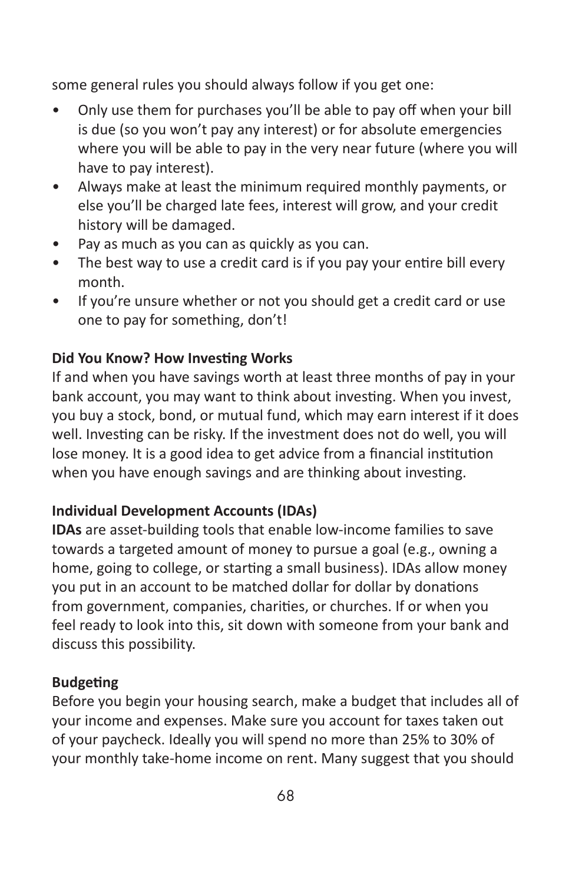some general rules you should always follow if you get one:

- Only use them for purchases you'll be able to pay off when your bill is due (so you won't pay any interest) or for absolute emergencies where you will be able to pay in the very near future (where you will have to pay interest).
- Always make at least the minimum required monthly payments, or else you'll be charged late fees, interest will grow, and your credit history will be damaged.
- Pay as much as you can as quickly as you can.
- The best way to use a credit card is if you pay your entire bill every month.
- If you're unsure whether or not you should get a credit card or use one to pay for something, don't!

**Did You Know? How Investing Works**

If and when you have savings worth at least three months of pay in your bank account, you may want to think about investing. When you invest, you buy a stock, bond, or mutual fund, which may earn interest if it does well. Investing can be risky. If the investment does not do well, you will lose money. It is a good idea to get advice from a financial institution when you have enough savings and are thinking about investing.

**Individual Development Accounts (IDAs)**

**IDAs** are asset-building tools that enable low-income families to save towards a targeted amount of money to pursue a goal (e.g., owning a home, going to college, or starting a small business). IDAs allow money you put in an account to be matched dollar for dollar by donations from government, companies, charities, or churches. If or when you feel ready to look into this, sit down with someone from your bank and discuss this possibility.

**Budgeting**

Before you begin your housing search, make a budget that includes all of your income and expenses. Make sure you account for taxes taken out of your paycheck. Ideally you will spend no more than 25% to 30% of your monthly take-home income on rent. Many suggest that you should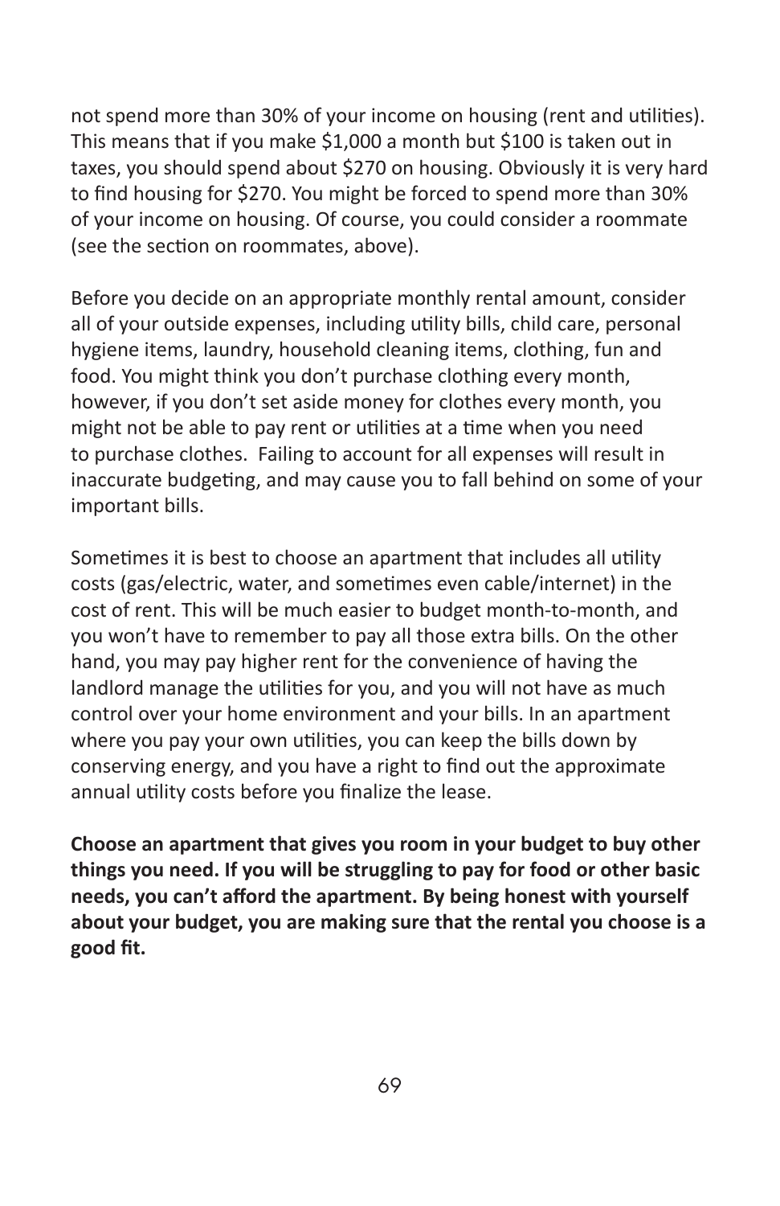not spend more than 30% of your income on housing (rent and utilities). This means that if you make $1,000 a month but $100 is taken out in taxes, you should spend about $270 on housing. Obviously it is very hard to find housing for $270. You might be forced to spend more than 30% of your income on housing. Of course, you could consider a roommate (see the section on roommates, above).

Before you decide on an appropriate monthly rental amount, consider all of your outside expenses, including utility bills, child care, personal hygiene items, laundry, household cleaning items, clothing, fun and food. You might think you don't purchase clothing every month, however, if you don't set aside money for clothes every month, you might not be able to pay rent or utilities at a time when you need to purchase clothes. Failing to account for all expenses will result in inaccurate budgeting, and may cause you to fall behind on some of your important bills.

Sometimes it is best to choose an apartment that includes all utility costs (gas/electric, water, and sometimes even cable/internet) in the cost of rent. This will be much easier to budget month-to-month, and you won't have to remember to pay all those extra bills. On the other hand, you may pay higher rent for the convenience of having the landlord manage the utilities for you, and you will not have as much control over your home environment and your bills. In an apartment where you pay your own utilities, you can keep the bills down by conserving energy, and you have a right to find out the approximate annual utility costs before you finalize the lease.

**Choose an apartment that gives you room in your budget to buy other things you need. If you will be struggling to pay for food or other basic needs, you can't afford the apartment. By being honest with yourself about your budget, you are making sure that the rental you choose is a good fit.**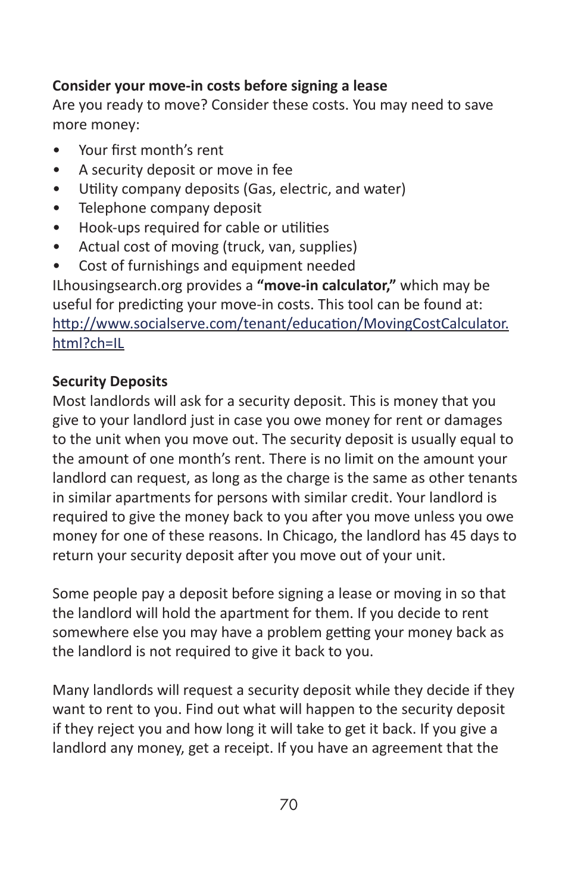**Consider your move-in costs before signing a lease**

Are you ready to move? Consider these costs. You may need to save more money:

- Your first month's rent
- A security deposit or move in fee
- Utility company deposits (Gas, electric, and water)
- Telephone company deposit
- Hook-ups required for cable or utilities
- Actual cost of moving (truck, van, supplies)
- Cost of furnishings and equipment needed

ILhousingsearch.org provides a **"move-in calculator,"** which may be useful for predicting your move-in costs. This tool can be found at: [http://www.socialserve.com/tenant/education/MovingCostCalculator.html?ch=IL](http://www.socialserve.com/tenant/education/MovingCostCalculator.html?ch=IL)

**Security Deposits**

Most landlords will ask for a security deposit. This is money that you give to your landlord just in case you owe money for rent or damages to the unit when you move out. The security deposit is usually equal to the amount of one month's rent. There is no limit on the amount your landlord can request, as long as the charge is the same as other tenants in similar apartments for persons with similar credit. Your landlord is required to give the money back to you after you move unless you owe money for one of these reasons. In Chicago, the landlord has 45 days to return your security deposit after you move out of your unit.

Some people pay a deposit before signing a lease or moving in so that the landlord will hold the apartment for them. If you decide to rent somewhere else you may have a problem getting your money back as the landlord is not required to give it back to you.

Many landlords will request a security deposit while they decide if they want to rent to you. Find out what will happen to the security deposit if they reject you and how long it will take to get it back. If you give a landlord any money, get a receipt. If you have an agreement that the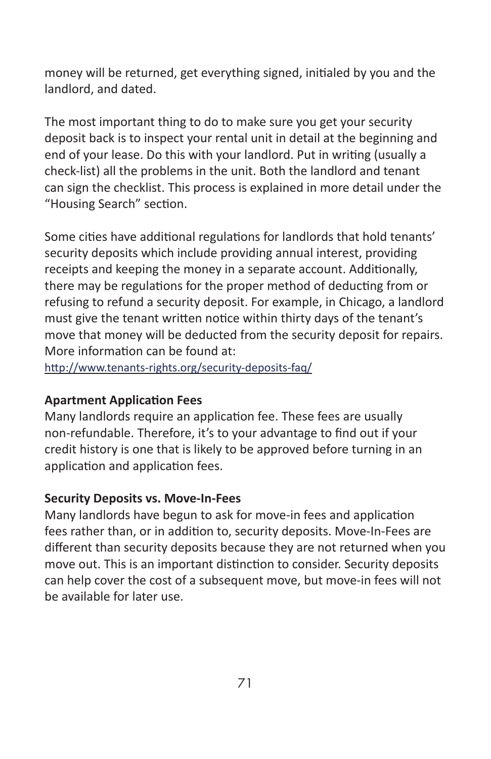money will be returned, get everything signed, initialed by you and the landlord, and dated.

The most important thing to do to make sure you get your security deposit back is to inspect your rental unit in detail at the beginning and end of your lease. Do this with your landlord. Put in writing (usually a check-list) all the problems in the unit. Both the landlord and tenant can sign the checklist. This process is explained in more detail under the "Housing Search" section.

Some cities have additional regulations for landlords that hold tenants' security deposits which include providing annual interest, providing receipts and keeping the money in a separate account. Additionally, there may be regulations for the proper method of deducting from or refusing to refund a security deposit. For example, in Chicago, a landlord must give the tenant written notice within thirty days of the tenant's move that money will be deducted from the security deposit for repairs. More information can be found at:
http://www.tenants-rights.org/security-deposits-faq/

**Apartment Application Fees**
Many landlords require an application fee. These fees are usually non-refundable. Therefore, it's to your advantage to find out if your credit history is one that is likely to be approved before turning in an application and application fees.

**Security Deposits vs. Move-In-Fees**
Many landlords have begun to ask for move-in fees and application fees rather than, or in addition to, security deposits. Move-In-Fees are different than security deposits because they are not returned when you move out. This is an important distinction to consider. Security deposits can help cover the cost of a subsequent move, but move-in fees will not be available for later use.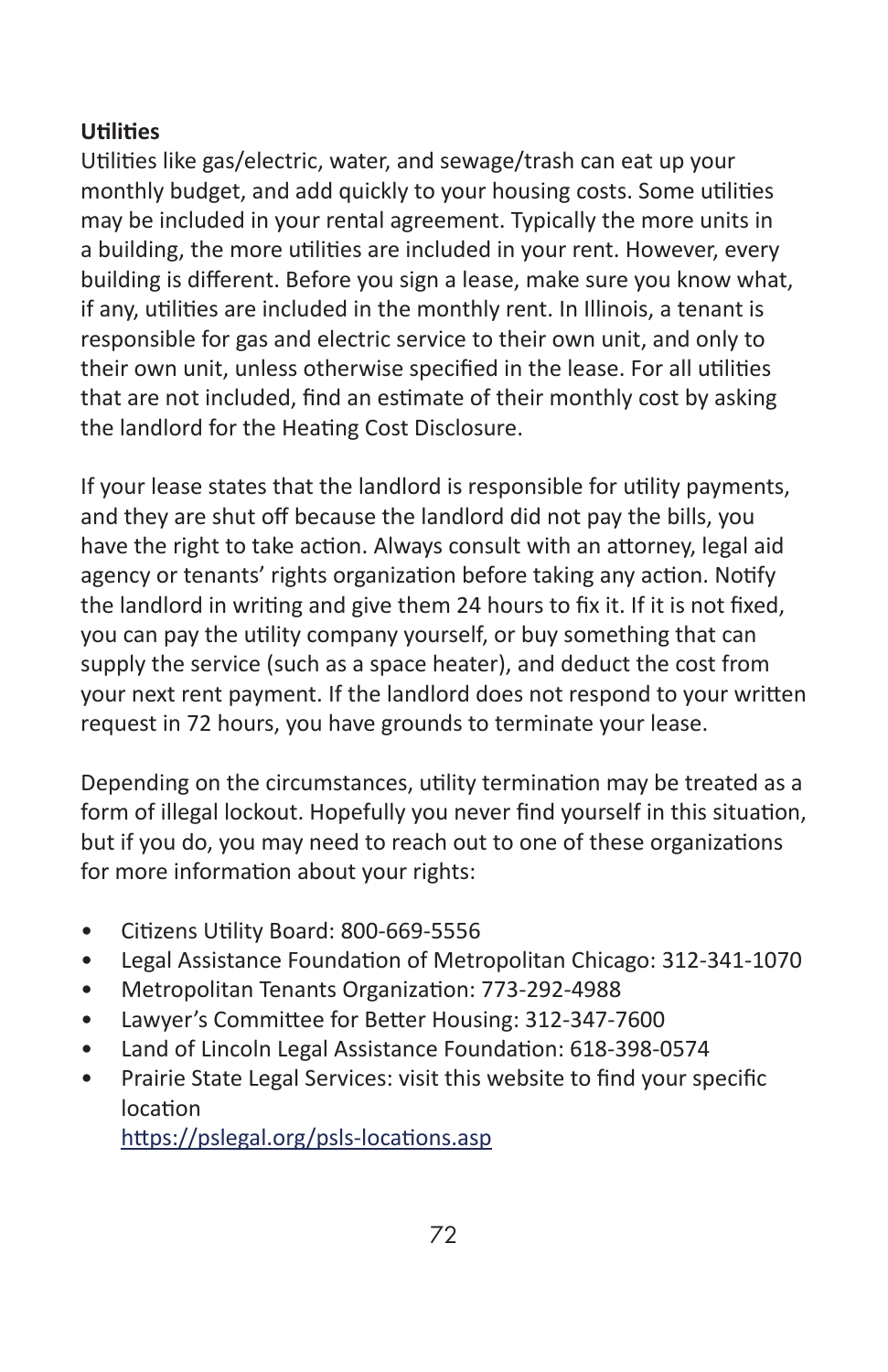## Utilities

Utilities like gas/electric, water, and sewage/trash can eat up your monthly budget, and add quickly to your housing costs. Some utilities may be included in your rental agreement. Typically the more units in a building, the more utilities are included in your rent. However, every building is different. Before you sign a lease, make sure you know what, if any, utilities are included in the monthly rent. In Illinois, a tenant is responsible for gas and electric service to their own unit, and only to their own unit, unless otherwise specified in the lease. For all utilities that are not included, find an estimate of their monthly cost by asking the landlord for the Heating Cost Disclosure.

If your lease states that the landlord is responsible for utility payments, and they are shut off because the landlord did not pay the bills, you have the right to take action. Always consult with an attorney, legal aid agency or tenants' rights organization before taking any action. Notify the landlord in writing and give them 24 hours to fix it. If it is not fixed, you can pay the utility company yourself, or buy something that can supply the service (such as a space heater), and deduct the cost from your next rent payment. If the landlord does not respond to your written request in 72 hours, you have grounds to terminate your lease.

Depending on the circumstances, utility termination may be treated as a form of illegal lockout. Hopefully you never find yourself in this situation, but if you do, you may need to reach out to one of these organizations for more information about your rights:

- Citizens Utility Board: 800-669-5556
- Legal Assistance Foundation of Metropolitan Chicago: 312-341-1070
- Metropolitan Tenants Organization: 773-292-4988
- Lawyer's Committee for Better Housing: 312-347-7600
- Land of Lincoln Legal Assistance Foundation: 618-398-0574
- Prairie State Legal Services: visit this website to find your specific location
  https://pslegal.org/psls-locations.asp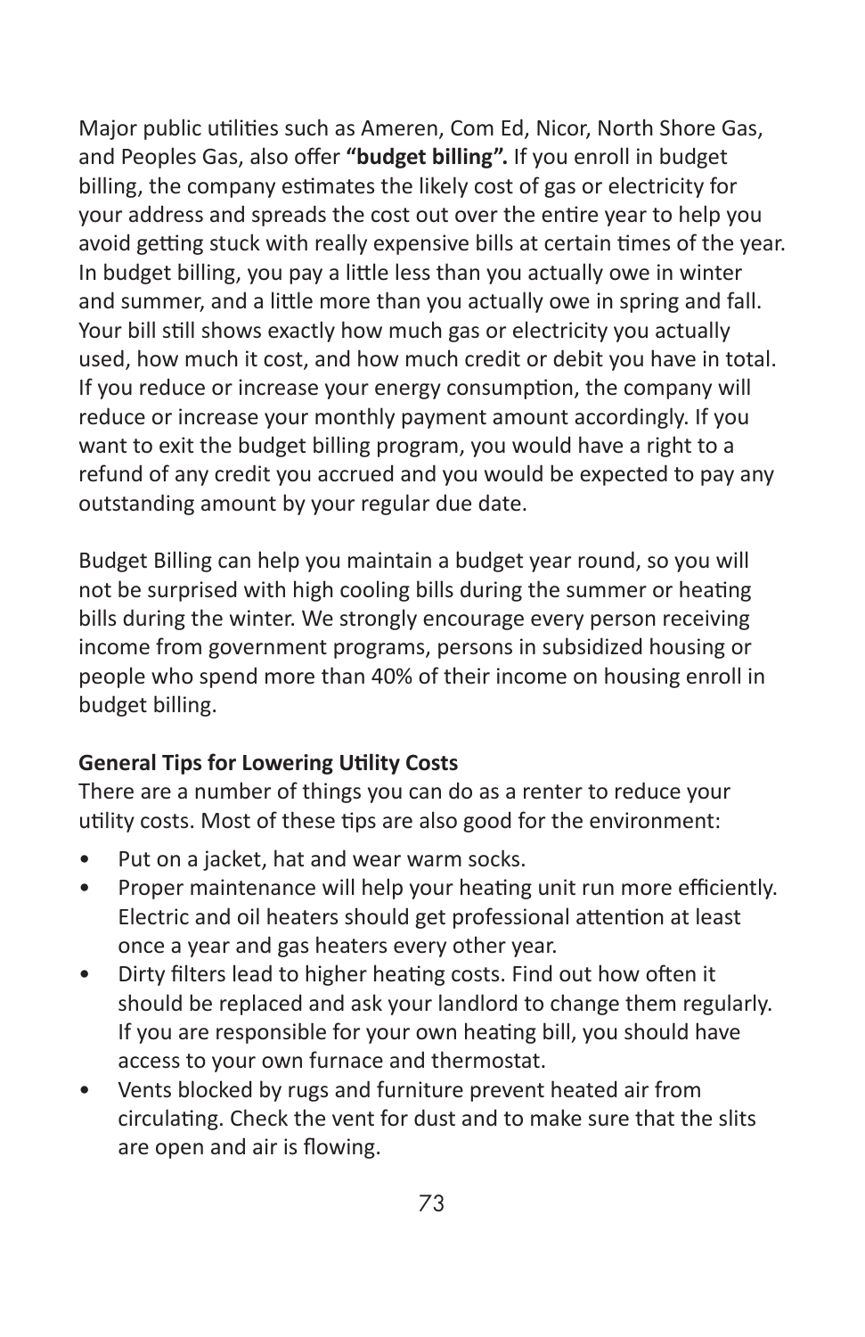Major public utilities such as Ameren, Com Ed, Nicor, North Shore Gas, and Peoples Gas, also offer **"budget billing".** If you enroll in budget billing, the company estimates the likely cost of gas or electricity for your address and spreads the cost out over the entire year to help you avoid getting stuck with really expensive bills at certain times of the year. In budget billing, you pay a little less than you actually owe in winter and summer, and a little more than you actually owe in spring and fall. Your bill still shows exactly how much gas or electricity you actually used, how much it cost, and how much credit or debit you have in total. If you reduce or increase your energy consumption, the company will reduce or increase your monthly payment amount accordingly. If you want to exit the budget billing program, you would have a right to a refund of any credit you accrued and you would be expected to pay any outstanding amount by your regular due date.

Budget Billing can help you maintain a budget year round, so you will not be surprised with high cooling bills during the summer or heating bills during the winter. We strongly encourage every person receiving income from government programs, persons in subsidized housing or people who spend more than 40% of their income on housing enroll in budget billing.

**General Tips for Lowering Utility Costs**

There are a number of things you can do as a renter to reduce your utility costs. Most of these tips are also good for the environment:

- Put on a jacket, hat and wear warm socks.
- Proper maintenance will help your heating unit run more efficiently. Electric and oil heaters should get professional attention at least once a year and gas heaters every other year.
- Dirty filters lead to higher heating costs. Find out how often it should be replaced and ask your landlord to change them regularly. If you are responsible for your own heating bill, you should have access to your own furnace and thermostat.
- Vents blocked by rugs and furniture prevent heated air from circulating. Check the vent for dust and to make sure that the slits are open and air is flowing.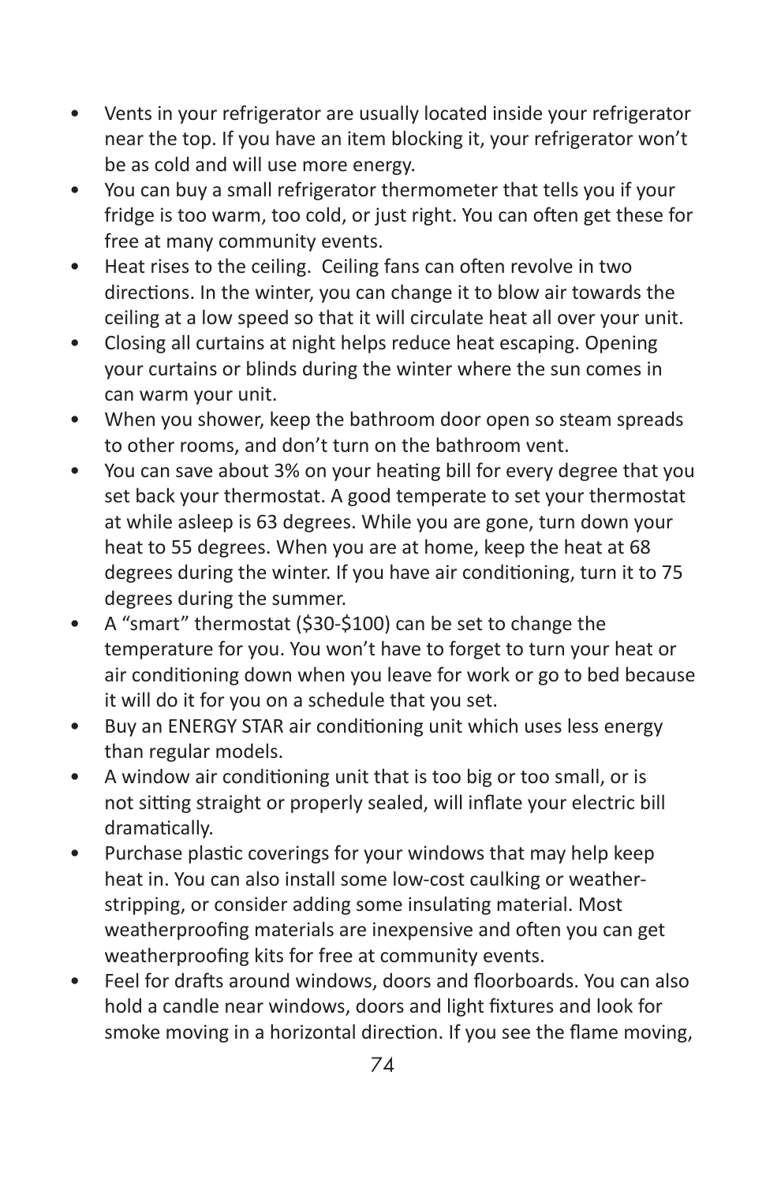- Vents in your refrigerator are usually located inside your refrigerator near the top. If you have an item blocking it, your refrigerator won't be as cold and will use more energy.
- You can buy a small refrigerator thermometer that tells you if your fridge is too warm, too cold, or just right. You can often get these for free at many community events.
- Heat rises to the ceiling. Ceiling fans can often revolve in two directions. In the winter, you can change it to blow air towards the ceiling at a low speed so that it will circulate heat all over your unit.
- Closing all curtains at night helps reduce heat escaping. Opening your curtains or blinds during the winter where the sun comes in can warm your unit.
- When you shower, keep the bathroom door open so steam spreads to other rooms, and don't turn on the bathroom vent.
- You can save about 3% on your heating bill for every degree that you set back your thermostat. A good temperate to set your thermostat at while asleep is 63 degrees. While you are gone, turn down your heat to 55 degrees. When you are at home, keep the heat at 68 degrees during the winter. If you have air conditioning, turn it to 75 degrees during the summer.
- A "smart" thermostat ($30-$100) can be set to change the temperature for you. You won't have to forget to turn your heat or air conditioning down when you leave for work or go to bed because it will do it for you on a schedule that you set.
- Buy an ENERGY STAR air conditioning unit which uses less energy than regular models.
- A window air conditioning unit that is too big or too small, or is not sitting straight or properly sealed, will inflate your electric bill dramatically.
- Purchase plastic coverings for your windows that may help keep heat in. You can also install some low-cost caulking or weather-stripping, or consider adding some insulating material. Most weatherproofing materials are inexpensive and often you can get weatherproofing kits for free at community events.
- Feel for drafts around windows, doors and floorboards. You can also hold a candle near windows, doors and light fixtures and look for smoke moving in a horizontal direction. If you see the flame moving,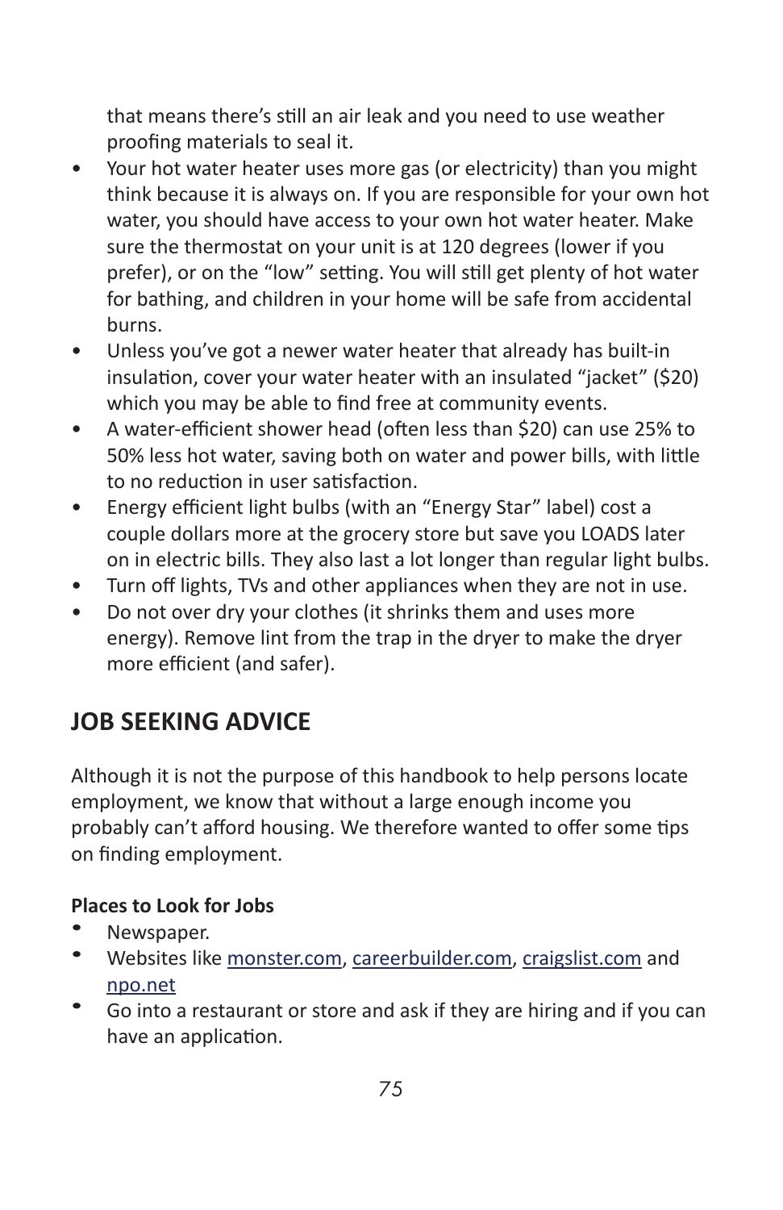that means there's still an air leak and you need to use weather proofing materials to seal it.

- Your hot water heater uses more gas (or electricity) than you might think because it is always on. If you are responsible for your own hot water, you should have access to your own hot water heater. Make sure the thermostat on your unit is at 120 degrees (lower if you prefer), or on the "low" setting. You will still get plenty of hot water for bathing, and children in your home will be safe from accidental burns.
- Unless you've got a newer water heater that already has built-in insulation, cover your water heater with an insulated "jacket" ($20) which you may be able to find free at community events.
- A water-efficient shower head (often less than $20) can use 25% to 50% less hot water, saving both on water and power bills, with little to no reduction in user satisfaction.
- Energy efficient light bulbs (with an "Energy Star" label) cost a couple dollars more at the grocery store but save you LOADS later on in electric bills. They also last a lot longer than regular light bulbs.
- Turn off lights, TVs and other appliances when they are not in use.
- Do not over dry your clothes (it shrinks them and uses more energy). Remove lint from the trap in the dryer to make the dryer more efficient (and safer).

## JOB SEEKING ADVICE

Although it is not the purpose of this handbook to help persons locate employment, we know that without a large enough income you probably can't afford housing. We therefore wanted to offer some tips on finding employment.

**Places to Look for Jobs**

- Newspaper.
- Websites like [monster.com](monster.com), [careerbuilder.com](careerbuilder.com), [craigslist.com](craigslist.com) and [npo.net](npo.net)
- Go into a restaurant or store and ask if they are hiring and if you can have an application.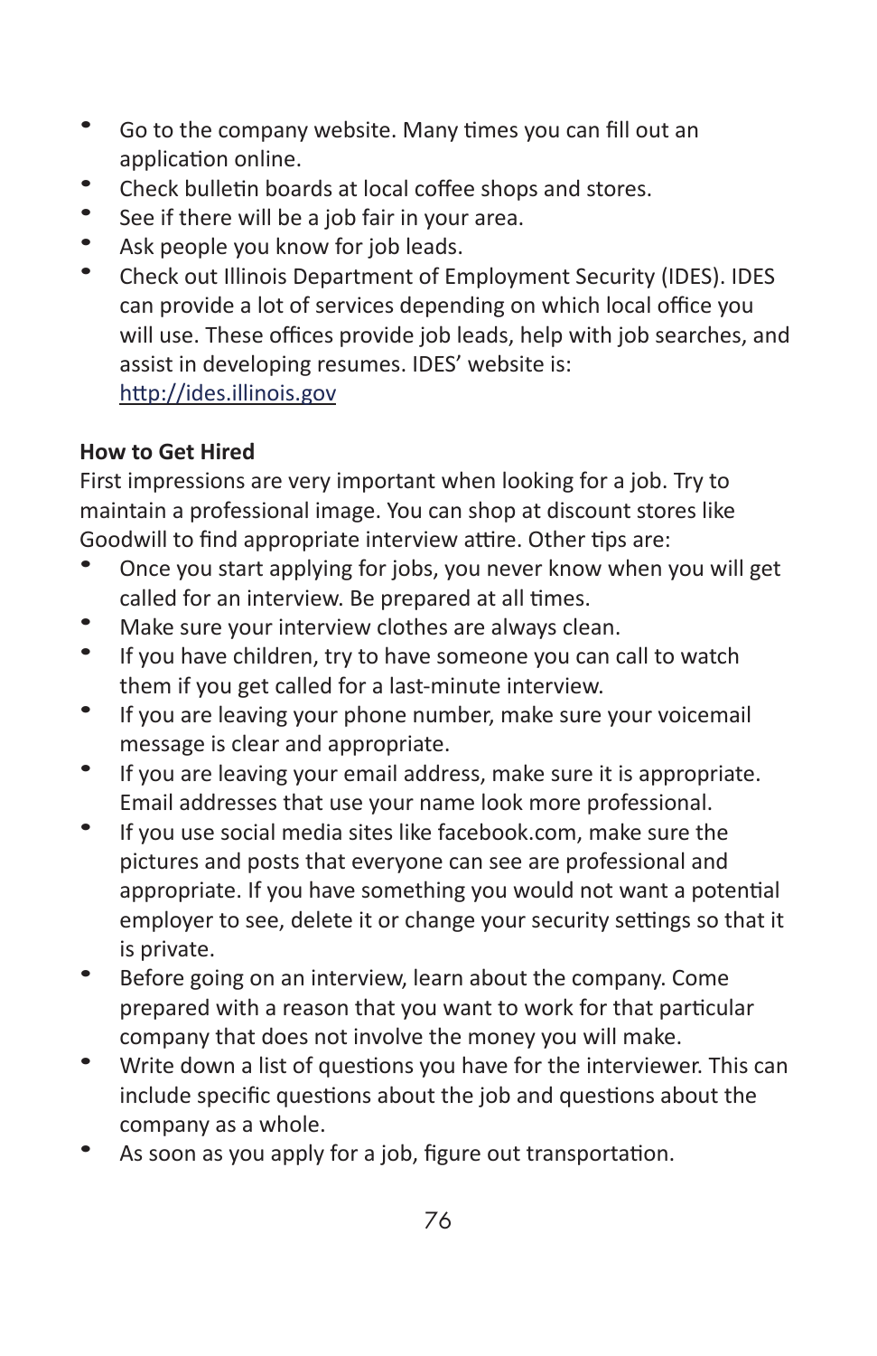- Go to the company website. Many times you can fill out an application online.
- Check bulletin boards at local coffee shops and stores.
- See if there will be a job fair in your area.
- Ask people you know for job leads.
- Check out Illinois Department of Employment Security (IDES). IDES can provide a lot of services depending on which local office you will use. These offices provide job leads, help with job searches, and assist in developing resumes. IDES' website is: [http://ides.illinois.gov](http://ides.illinois.gov)

**How to Get Hired**

First impressions are very important when looking for a job. Try to maintain a professional image. You can shop at discount stores like Goodwill to find appropriate interview attire. Other tips are:

- Once you start applying for jobs, you never know when you will get called for an interview. Be prepared at all times.
- Make sure your interview clothes are always clean.
- If you have children, try to have someone you can call to watch them if you get called for a last-minute interview.
- If you are leaving your phone number, make sure your voicemail message is clear and appropriate.
- If you are leaving your email address, make sure it is appropriate. Email addresses that use your name look more professional.
- If you use social media sites like facebook.com, make sure the pictures and posts that everyone can see are professional and appropriate. If you have something you would not want a potential employer to see, delete it or change your security settings so that it is private.
- Before going on an interview, learn about the company. Come prepared with a reason that you want to work for that particular company that does not involve the money you will make.
- Write down a list of questions you have for the interviewer. This can include specific questions about the job and questions about the company as a whole.
- As soon as you apply for a job, figure out transportation.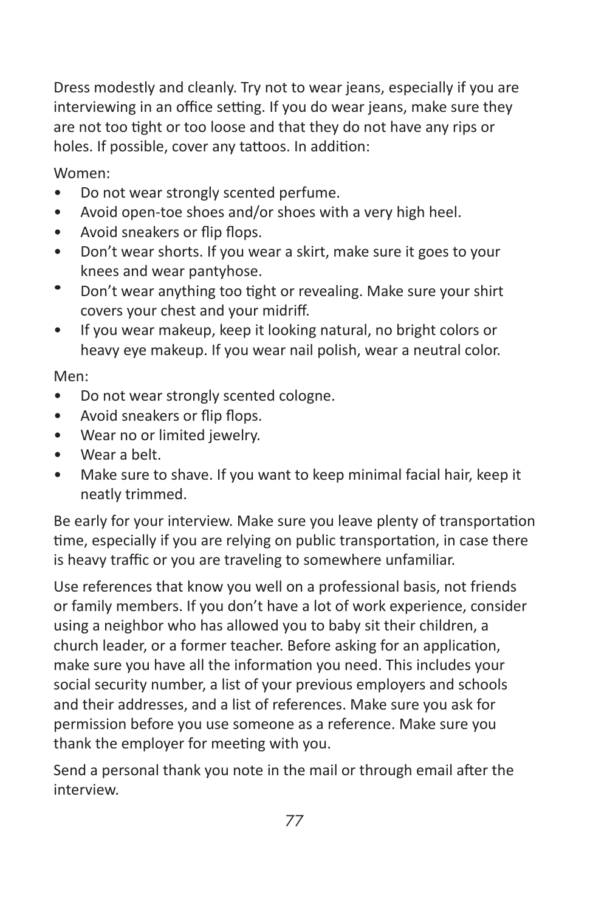Dress modestly and cleanly. Try not to wear jeans, especially if you are interviewing in an office setting. If you do wear jeans, make sure they are not too tight or too loose and that they do not have any rips or holes. If possible, cover any tattoos. In addition:

Women:

- Do not wear strongly scented perfume.
- Avoid open-toe shoes and/or shoes with a very high heel.
- Avoid sneakers or flip flops.
- Don't wear shorts. If you wear a skirt, make sure it goes to your knees and wear pantyhose.
- Don't wear anything too tight or revealing. Make sure your shirt covers your chest and your midriff.
- If you wear makeup, keep it looking natural, no bright colors or heavy eye makeup. If you wear nail polish, wear a neutral color.

Men:

- Do not wear strongly scented cologne.
- Avoid sneakers or flip flops.
- Wear no or limited jewelry.
- Wear a belt.
- Make sure to shave. If you want to keep minimal facial hair, keep it neatly trimmed.

Be early for your interview. Make sure you leave plenty of transportation time, especially if you are relying on public transportation, in case there is heavy traffic or you are traveling to somewhere unfamiliar.

Use references that know you well on a professional basis, not friends or family members. If you don't have a lot of work experience, consider using a neighbor who has allowed you to baby sit their children, a church leader, or a former teacher. Before asking for an application, make sure you have all the information you need. This includes your social security number, a list of your previous employers and schools and their addresses, and a list of references. Make sure you ask for permission before you use someone as a reference. Make sure you thank the employer for meeting with you.

Send a personal thank you note in the mail or through email after the interview.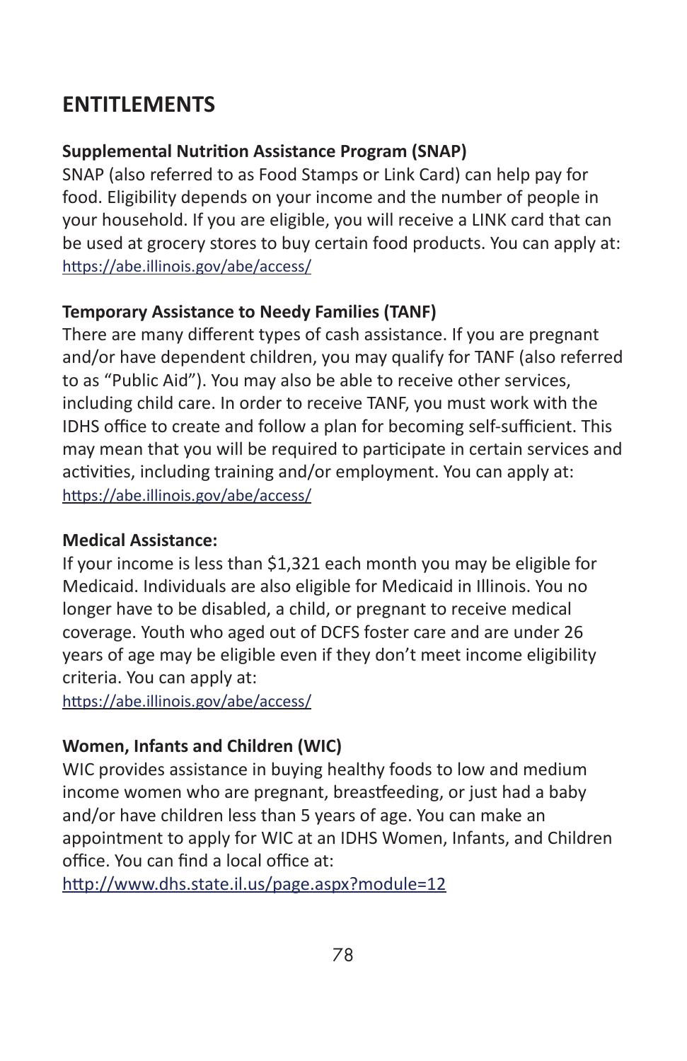## ENTITLEMENTS

### Supplemental Nutrition Assistance Program (SNAP)

SNAP (also referred to as Food Stamps or Link Card) can help pay for food. Eligibility depends on your income and the number of people in your household. If you are eligible, you will receive a LINK card that can be used at grocery stores to buy certain food products. You can apply at: https://abe.illinois.gov/abe/access/

### Temporary Assistance to Needy Families (TANF)

There are many different types of cash assistance. If you are pregnant and/or have dependent children, you may qualify for TANF (also referred to as "Public Aid"). You may also be able to receive other services, including child care. In order to receive TANF, you must work with the IDHS office to create and follow a plan for becoming self-sufficient. This may mean that you will be required to participate in certain services and activities, including training and/or employment. You can apply at: https://abe.illinois.gov/abe/access/

### Medical Assistance:

If your income is less than $1,321 each month you may be eligible for Medicaid. Individuals are also eligible for Medicaid in Illinois. You no longer have to be disabled, a child, or pregnant to receive medical coverage. Youth who aged out of DCFS foster care and are under 26 years of age may be eligible even if they don't meet income eligibility criteria. You can apply at:
https://abe.illinois.gov/abe/access/

### Women, Infants and Children (WIC)

WIC provides assistance in buying healthy foods to low and medium income women who are pregnant, breastfeeding, or just had a baby and/or have children less than 5 years of age. You can make an appointment to apply for WIC at an IDHS Women, Infants, and Children office. You can find a local office at:
http://www.dhs.state.il.us/page.aspx?module=12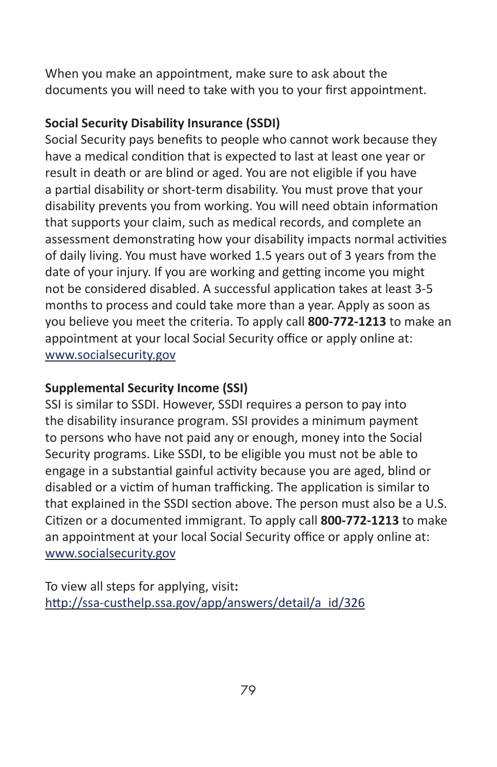When you make an appointment, make sure to ask about the documents you will need to take with you to your first appointment.

**Social Security Disability Insurance (SSDI)**

Social Security pays benefits to people who cannot work because they have a medical condition that is expected to last at least one year or result in death or are blind or aged. You are not eligible if you have a partial disability or short-term disability. You must prove that your disability prevents you from working. You will need obtain information that supports your claim, such as medical records, and complete an assessment demonstrating how your disability impacts normal activities of daily living. You must have worked 1.5 years out of 3 years from the date of your injury. If you are working and getting income you might not be considered disabled. A successful application takes at least 3-5 months to process and could take more than a year. Apply as soon as you believe you meet the criteria. To apply call **800-772-1213** to make an appointment at your local Social Security office or apply online at: [www.socialsecurity.gov](www.socialsecurity.gov)

**Supplemental Security Income (SSI)**

SSI is similar to SSDI. However, SSDI requires a person to pay into the disability insurance program. SSI provides a minimum payment to persons who have not paid any or enough, money into the Social Security programs. Like SSDI, to be eligible you must not be able to engage in a substantial gainful activity because you are aged, blind or disabled or a victim of human trafficking. The application is similar to that explained in the SSDI section above. The person must also be a U.S. Citizen or a documented immigrant. To apply call **800-772-1213** to make an appointment at your local Social Security office or apply online at: [www.socialsecurity.gov](www.socialsecurity.gov)

To view all steps for applying, visit**:**
[http://ssa-custhelp.ssa.gov/app/answers/detail/a_id/326](http://ssa-custhelp.ssa.gov/app/answers/detail/a_id/326)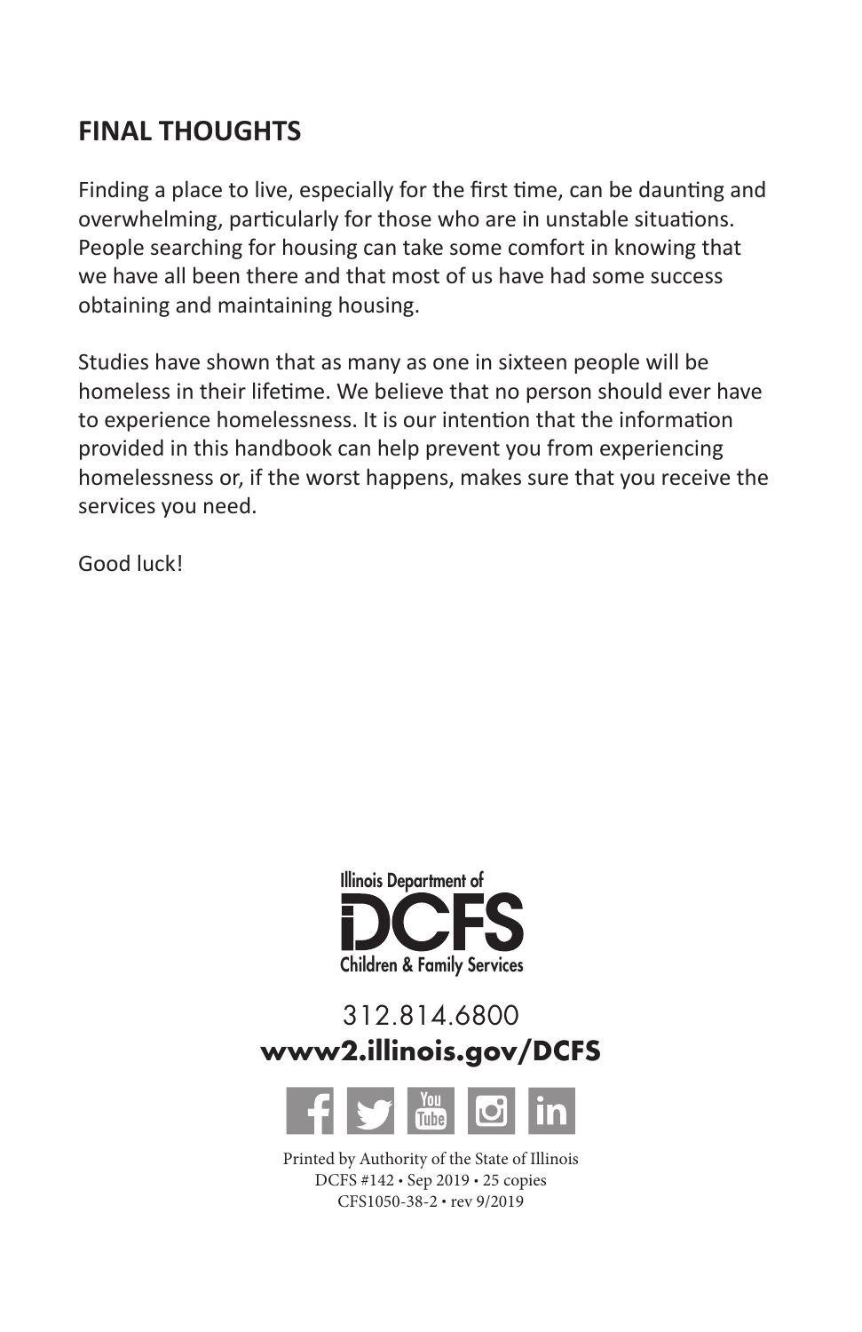## FINAL THOUGHTS

Finding a place to live, especially for the first time, can be daunting and overwhelming, particularly for those who are in unstable situations. People searching for housing can take some comfort in knowing that we have all been there and that most of us have had some success obtaining and maintaining housing.

Studies have shown that as many as one in sixteen people will be homeless in their lifetime. We believe that no person should ever have to experience homelessness. It is our intention that the information provided in this handbook can help prevent you from experiencing homelessness or, if the worst happens, makes sure that you receive the services you need.

Good luck!

Illinois Department of DCFS Children & Family Services

312.814.6800

**www2.illinois.gov/DCFS**

Printed by Authority of the State of Illinois
DCFS #142 • Sep 2019 • 25 copies
CFS1050-38-2 • rev 9/2019